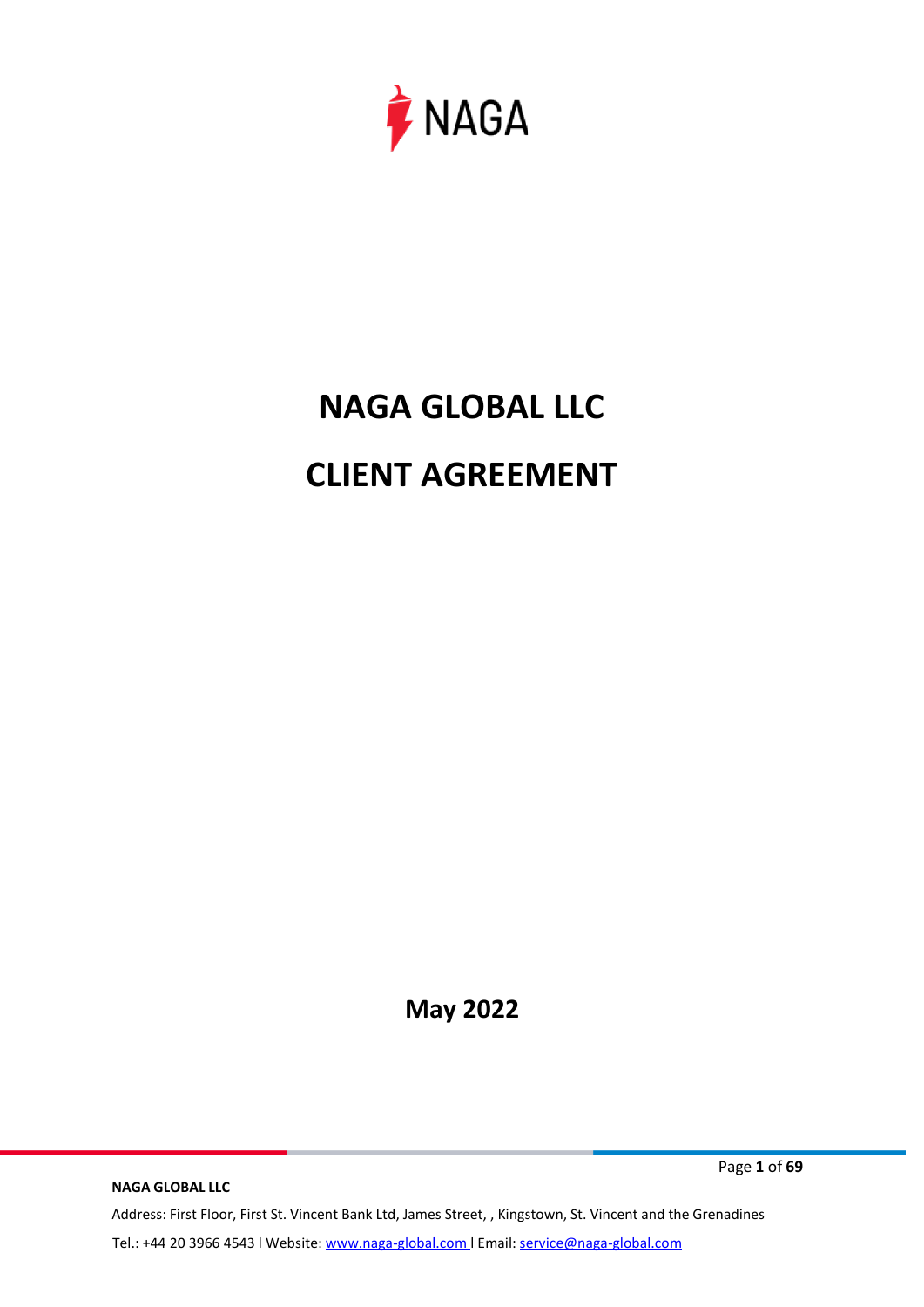NAGA

# NAGA GLOBAL LLC

# CLIENT AGREEMENT

**May 2022**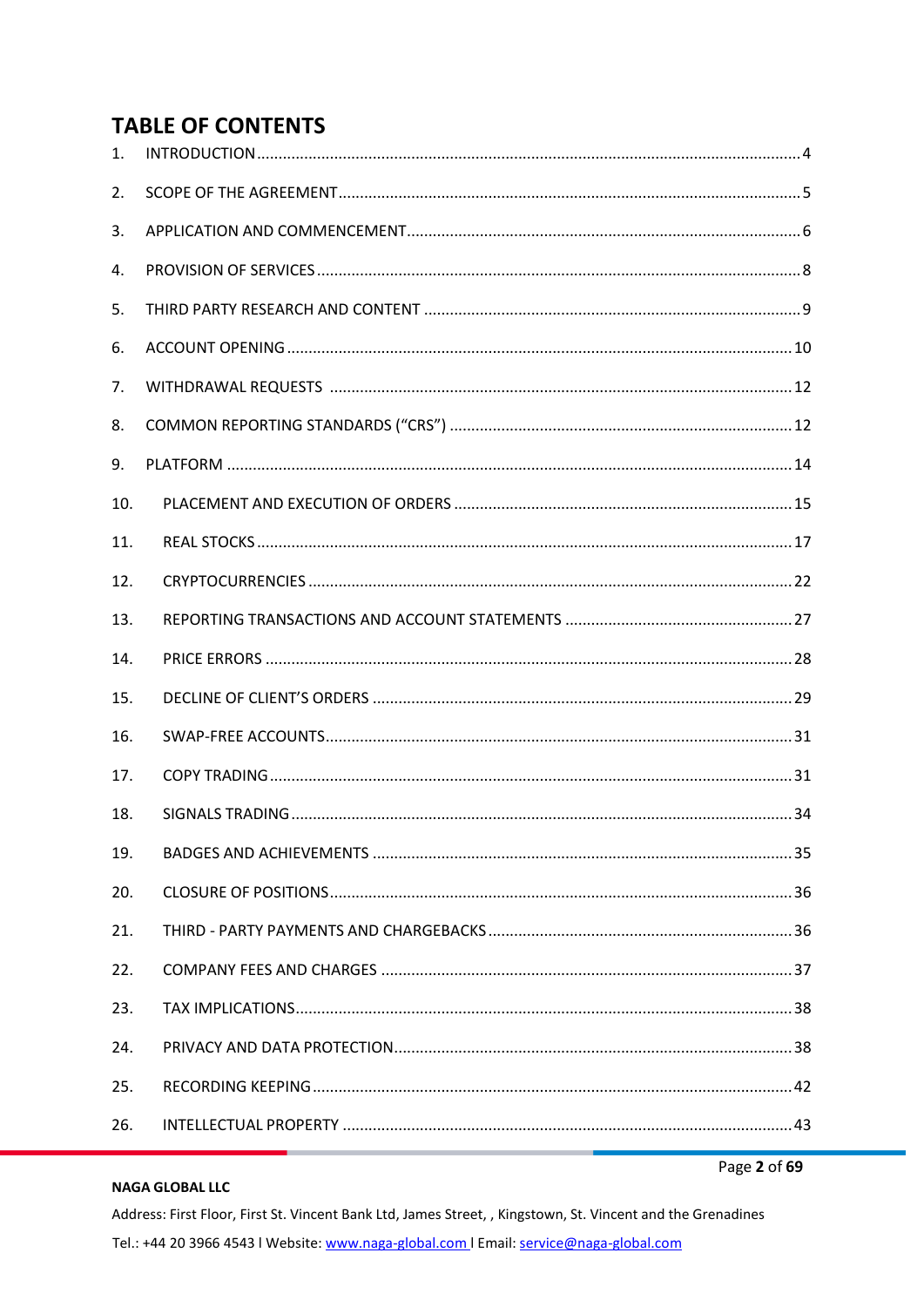# TABLE OF CONTENTS

1. INTRODUCTION .......... 4
2. SCOPE OF THE AGREEMENT .......... 5
3. APPLICATION AND COMMENCEMENT .......... 6
4. PROVISION OF SERVICES .......... 8
5. THIRD PARTY RESEARCH AND CONTENT .......... 9
6. ACCOUNT OPENING .......... 10
7. WITHDRAWAL REQUESTS .......... 12
8. COMMON REPORTING STANDARDS (“CRS”) .......... 12
9. PLATFORM .......... 14
10. PLACEMENT AND EXECUTION OF ORDERS .......... 15
11. REAL STOCKS .......... 17
12. CRYPTOCURRENCIES .......... 22
13. REPORTING TRANSACTIONS AND ACCOUNT STATEMENTS .......... 27
14. PRICE ERRORS .......... 28
15. DECLINE OF CLIENT’S ORDERS .......... 29
16. SWAP-FREE ACCOUNTS .......... 31
17. COPY TRADING .......... 31
18. SIGNALS TRADING .......... 34
19. BADGES AND ACHIEVEMENTS .......... 35
20. CLOSURE OF POSITIONS .......... 36
21. THIRD - PARTY PAYMENTS AND CHARGEBACKS .......... 36
22. COMPANY FEES AND CHARGES .......... 37
23. TAX IMPLICATIONS .......... 38
24. PRIVACY AND DATA PROTECTION .......... 38
25. RECORDING KEEPING .......... 42
26. INTELLECTUAL PROPERTY .......... 43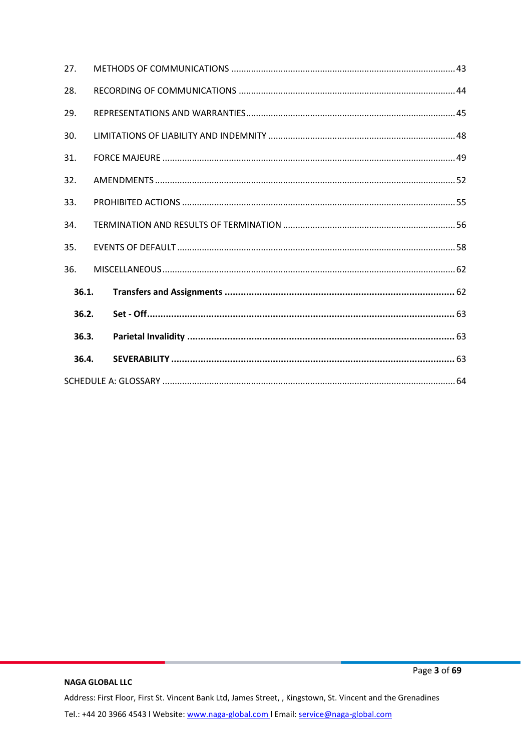27. METHODS OF COMMUNICATIONS ..... 43

28. RECORDING OF COMMUNICATIONS ..... 44

29. REPRESENTATIONS AND WARRANTIES ..... 45

30. LIMITATIONS OF LIABILITY AND INDEMNITY ..... 48

31. FORCE MAJEURE ..... 49

32. AMENDMENTS ..... 52

33. PROHIBITED ACTIONS ..... 55

34. TERMINATION AND RESULTS OF TERMINATION ..... 56

35. EVENTS OF DEFAULT ..... 58

36. MISCELLANEOUS ..... 62

**36.1. Transfers and Assignments** ..... 62

**36.2. Set - Off** ..... 63

**36.3. Parietal Invalidity** ..... 63

**36.4. SEVERABILITY** ..... 63

SCHEDULE A: GLOSSARY ..... 64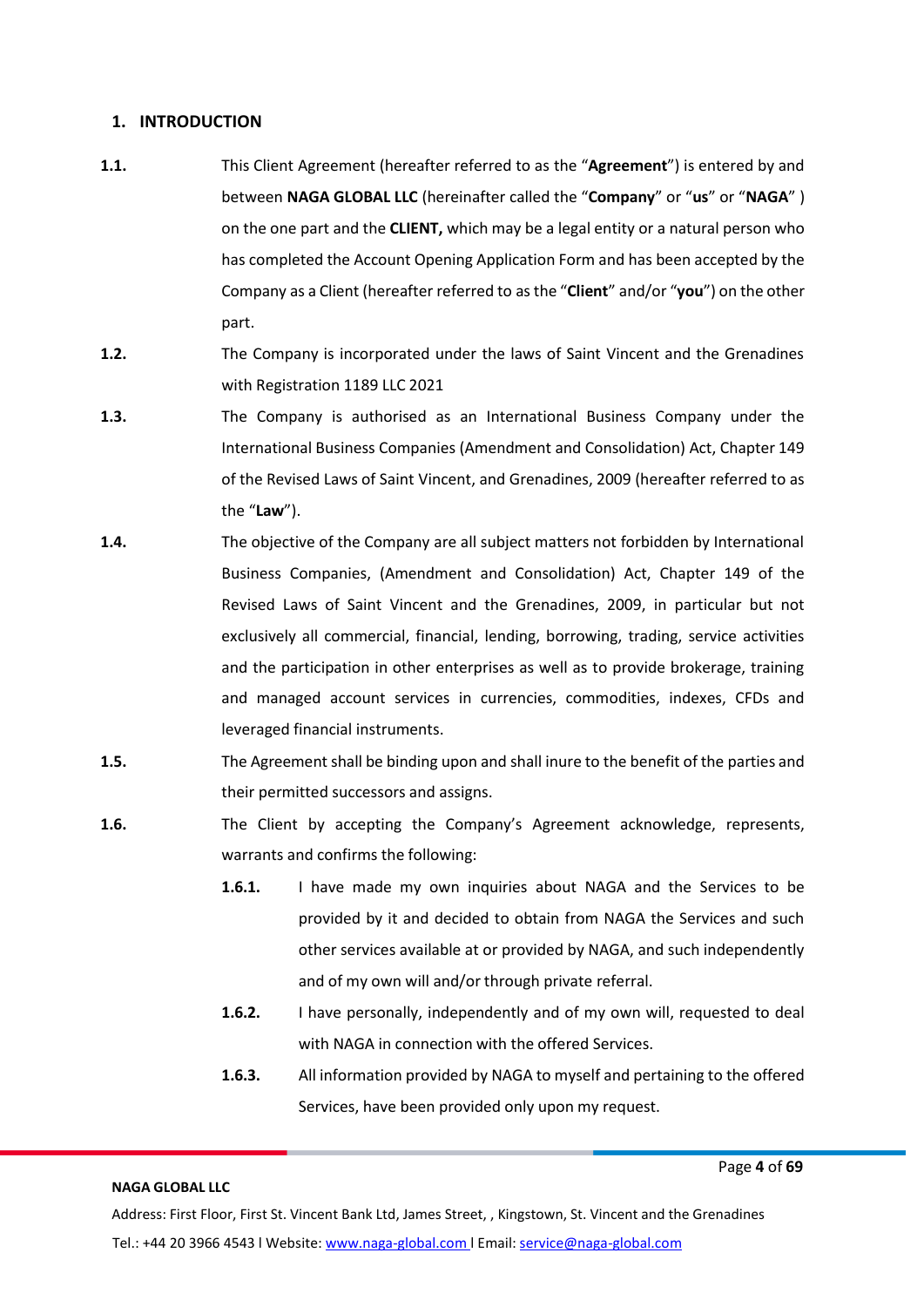## 1. INTRODUCTION

**1.1.** This Client Agreement (hereafter referred to as the "**Agreement**") is entered by and between **NAGA GLOBAL LLC** (hereinafter called the "**Company**" or "**us**" or "**NAGA**" ) on the one part and the **CLIENT,** which may be a legal entity or a natural person who has completed the Account Opening Application Form and has been accepted by the Company as a Client (hereafter referred to as the "**Client**" and/or "**you**") on the other part.

**1.2.** The Company is incorporated under the laws of Saint Vincent and the Grenadines with Registration 1189 LLC 2021

**1.3.** The Company is authorised as an International Business Company under the International Business Companies (Amendment and Consolidation) Act, Chapter 149 of the Revised Laws of Saint Vincent, and Grenadines, 2009 (hereafter referred to as the "**Law**").

**1.4.** The objective of the Company are all subject matters not forbidden by International Business Companies, (Amendment and Consolidation) Act, Chapter 149 of the Revised Laws of Saint Vincent and the Grenadines, 2009, in particular but not exclusively all commercial, financial, lending, borrowing, trading, service activities and the participation in other enterprises as well as to provide brokerage, training and managed account services in currencies, commodities, indexes, CFDs and leveraged financial instruments.

**1.5.** The Agreement shall be binding upon and shall inure to the benefit of the parties and their permitted successors and assigns.

**1.6.** The Client by accepting the Company's Agreement acknowledge, represents, warrants and confirms the following:

- **1.6.1.** I have made my own inquiries about NAGA and the Services to be provided by it and decided to obtain from NAGA the Services and such other services available at or provided by NAGA, and such independently and of my own will and/or through private referral.
- **1.6.2.** I have personally, independently and of my own will, requested to deal with NAGA in connection with the offered Services.
- **1.6.3.** All information provided by NAGA to myself and pertaining to the offered Services, have been provided only upon my request.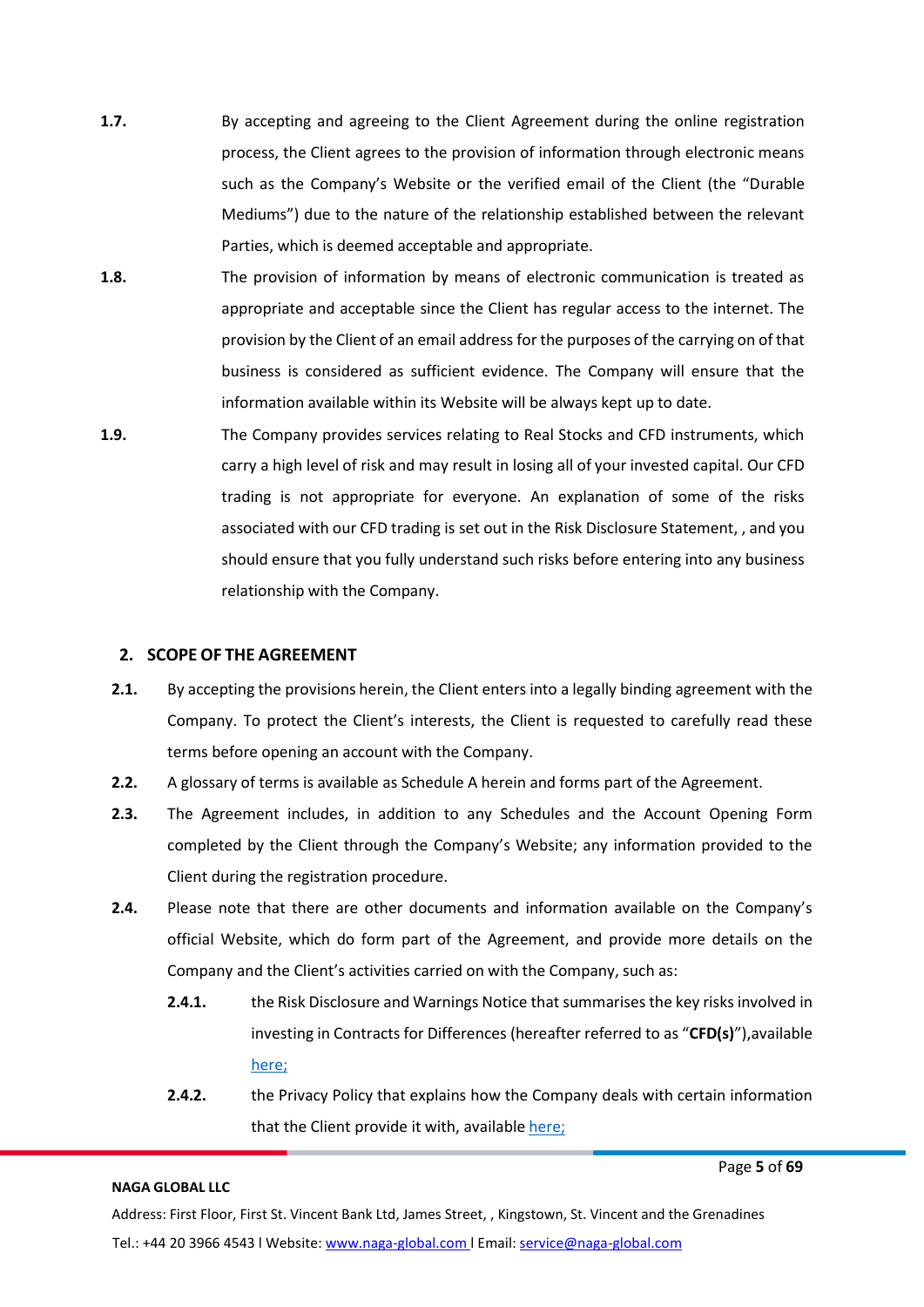**1.7.** By accepting and agreeing to the Client Agreement during the online registration process, the Client agrees to the provision of information through electronic means such as the Company's Website or the verified email of the Client (the "Durable Mediums") due to the nature of the relationship established between the relevant Parties, which is deemed acceptable and appropriate.

**1.8.** The provision of information by means of electronic communication is treated as appropriate and acceptable since the Client has regular access to the internet. The provision by the Client of an email address for the purposes of the carrying on of that business is considered as sufficient evidence. The Company will ensure that the information available within its Website will be always kept up to date.

**1.9.** The Company provides services relating to Real Stocks and CFD instruments, which carry a high level of risk and may result in losing all of your invested capital. Our CFD trading is not appropriate for everyone. An explanation of some of the risks associated with our CFD trading is set out in the Risk Disclosure Statement, , and you should ensure that you fully understand such risks before entering into any business relationship with the Company.

## 2. SCOPE OF THE AGREEMENT

**2.1.** By accepting the provisions herein, the Client enters into a legally binding agreement with the Company. To protect the Client's interests, the Client is requested to carefully read these terms before opening an account with the Company.

**2.2.** A glossary of terms is available as Schedule A herein and forms part of the Agreement.

**2.3.** The Agreement includes, in addition to any Schedules and the Account Opening Form completed by the Client through the Company's Website; any information provided to the Client during the registration procedure.

**2.4.** Please note that there are other documents and information available on the Company's official Website, which do form part of the Agreement, and provide more details on the Company and the Client's activities carried on with the Company, such as:

- **2.4.1.** the Risk Disclosure and Warnings Notice that summarises the key risks involved in investing in Contracts for Differences (hereafter referred to as "**CFD(s)**"),available here;
- **2.4.2.** the Privacy Policy that explains how the Company deals with certain information that the Client provide it with, available here;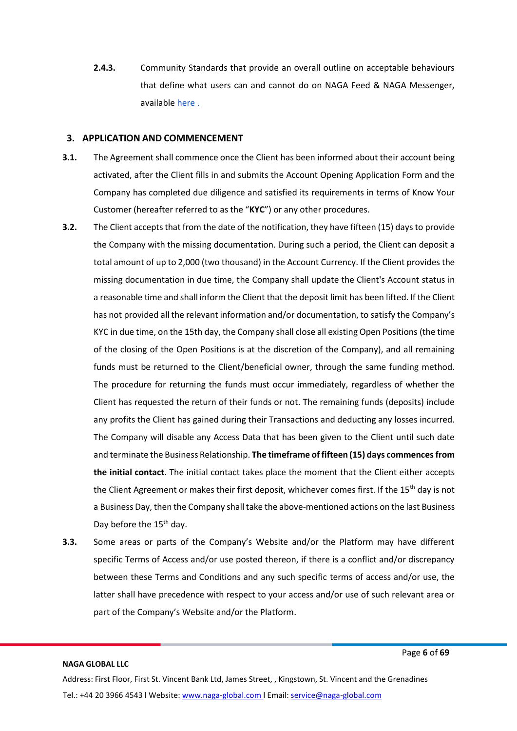**2.4.3.** Community Standards that provide an overall outline on acceptable behaviours that define what users can and cannot do on NAGA Feed & NAGA Messenger, available [here .](here)

## 3. APPLICATION AND COMMENCEMENT

**3.1.** The Agreement shall commence once the Client has been informed about their account being activated, after the Client fills in and submits the Account Opening Application Form and the Company has completed due diligence and satisfied its requirements in terms of Know Your Customer (hereafter referred to as the "**KYC**") or any other procedures.

**3.2.** The Client accepts that from the date of the notification, they have fifteen (15) days to provide the Company with the missing documentation. During such a period, the Client can deposit a total amount of up to 2,000 (two thousand) in the Account Currency. If the Client provides the missing documentation in due time, the Company shall update the Client's Account status in a reasonable time and shall inform the Client that the deposit limit has been lifted. If the Client has not provided all the relevant information and/or documentation, to satisfy the Company's KYC in due time, on the 15th day, the Company shall close all existing Open Positions (the time of the closing of the Open Positions is at the discretion of the Company), and all remaining funds must be returned to the Client/beneficial owner, through the same funding method. The procedure for returning the funds must occur immediately, regardless of whether the Client has requested the return of their funds or not. The remaining funds (deposits) include any profits the Client has gained during their Transactions and deducting any losses incurred. The Company will disable any Access Data that has been given to the Client until such date and terminate the Business Relationship. **The timeframe of fifteen (15) days commences from the initial contact**. The initial contact takes place the moment that the Client either accepts the Client Agreement or makes their first deposit, whichever comes first. If the 15th day is not a Business Day, then the Company shall take the above-mentioned actions on the last Business Day before the 15th day.

**3.3.** Some areas or parts of the Company's Website and/or the Platform may have different specific Terms of Access and/or use posted thereon, if there is a conflict and/or discrepancy between these Terms and Conditions and any such specific terms of access and/or use, the latter shall have precedence with respect to your access and/or use of such relevant area or part of the Company's Website and/or the Platform.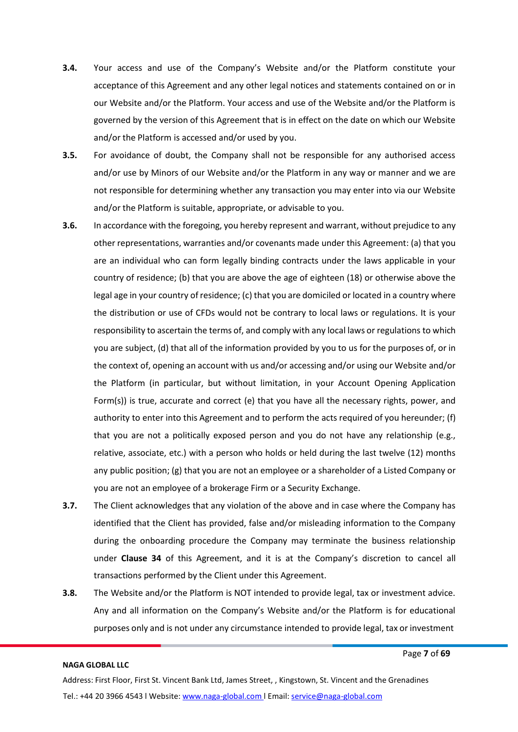**3.4.** Your access and use of the Company's Website and/or the Platform constitute your acceptance of this Agreement and any other legal notices and statements contained on or in our Website and/or the Platform. Your access and use of the Website and/or the Platform is governed by the version of this Agreement that is in effect on the date on which our Website and/or the Platform is accessed and/or used by you.

**3.5.** For avoidance of doubt, the Company shall not be responsible for any authorised access and/or use by Minors of our Website and/or the Platform in any way or manner and we are not responsible for determining whether any transaction you may enter into via our Website and/or the Platform is suitable, appropriate, or advisable to you.

**3.6.** In accordance with the foregoing, you hereby represent and warrant, without prejudice to any other representations, warranties and/or covenants made under this Agreement: (a) that you are an individual who can form legally binding contracts under the laws applicable in your country of residence; (b) that you are above the age of eighteen (18) or otherwise above the legal age in your country of residence; (c) that you are domiciled or located in a country where the distribution or use of CFDs would not be contrary to local laws or regulations. It is your responsibility to ascertain the terms of, and comply with any local laws or regulations to which you are subject, (d) that all of the information provided by you to us for the purposes of, or in the context of, opening an account with us and/or accessing and/or using our Website and/or the Platform (in particular, but without limitation, in your Account Opening Application Form(s)) is true, accurate and correct (e) that you have all the necessary rights, power, and authority to enter into this Agreement and to perform the acts required of you hereunder; (f) that you are not a politically exposed person and you do not have any relationship (e.g., relative, associate, etc.) with a person who holds or held during the last twelve (12) months any public position; (g) that you are not an employee or a shareholder of a Listed Company or you are not an employee of a brokerage Firm or a Security Exchange.

**3.7.** The Client acknowledges that any violation of the above and in case where the Company has identified that the Client has provided, false and/or misleading information to the Company during the onboarding procedure the Company may terminate the business relationship under **Clause 34** of this Agreement, and it is at the Company's discretion to cancel all transactions performed by the Client under this Agreement.

**3.8.** The Website and/or the Platform is NOT intended to provide legal, tax or investment advice. Any and all information on the Company's Website and/or the Platform is for educational purposes only and is not under any circumstance intended to provide legal, tax or investment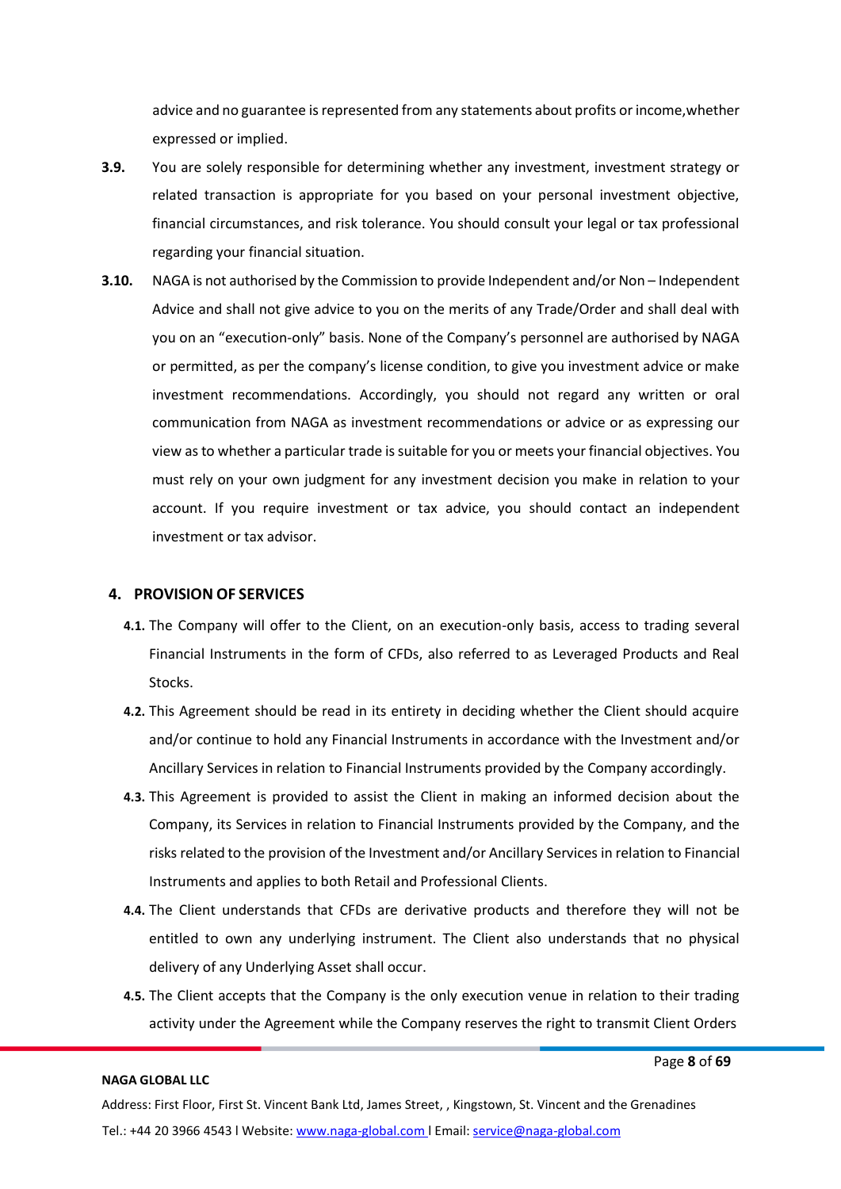advice and no guarantee is represented from any statements about profits or income,whether expressed or implied.

**3.9.** You are solely responsible for determining whether any investment, investment strategy or related transaction is appropriate for you based on your personal investment objective, financial circumstances, and risk tolerance. You should consult your legal or tax professional regarding your financial situation.

**3.10.** NAGA is not authorised by the Commission to provide Independent and/or Non – Independent Advice and shall not give advice to you on the merits of any Trade/Order and shall deal with you on an "execution-only" basis. None of the Company's personnel are authorised by NAGA or permitted, as per the company's license condition, to give you investment advice or make investment recommendations. Accordingly, you should not regard any written or oral communication from NAGA as investment recommendations or advice or as expressing our view as to whether a particular trade is suitable for you or meets your financial objectives. You must rely on your own judgment for any investment decision you make in relation to your account. If you require investment or tax advice, you should contact an independent investment or tax advisor.

## 4. PROVISION OF SERVICES

**4.1.** The Company will offer to the Client, on an execution-only basis, access to trading several Financial Instruments in the form of CFDs, also referred to as Leveraged Products and Real Stocks.

**4.2.** This Agreement should be read in its entirety in deciding whether the Client should acquire and/or continue to hold any Financial Instruments in accordance with the Investment and/or Ancillary Services in relation to Financial Instruments provided by the Company accordingly.

**4.3.** This Agreement is provided to assist the Client in making an informed decision about the Company, its Services in relation to Financial Instruments provided by the Company, and the risks related to the provision of the Investment and/or Ancillary Services in relation to Financial Instruments and applies to both Retail and Professional Clients.

**4.4.** The Client understands that CFDs are derivative products and therefore they will not be entitled to own any underlying instrument. The Client also understands that no physical delivery of any Underlying Asset shall occur.

**4.5.** The Client accepts that the Company is the only execution venue in relation to their trading activity under the Agreement while the Company reserves the right to transmit Client Orders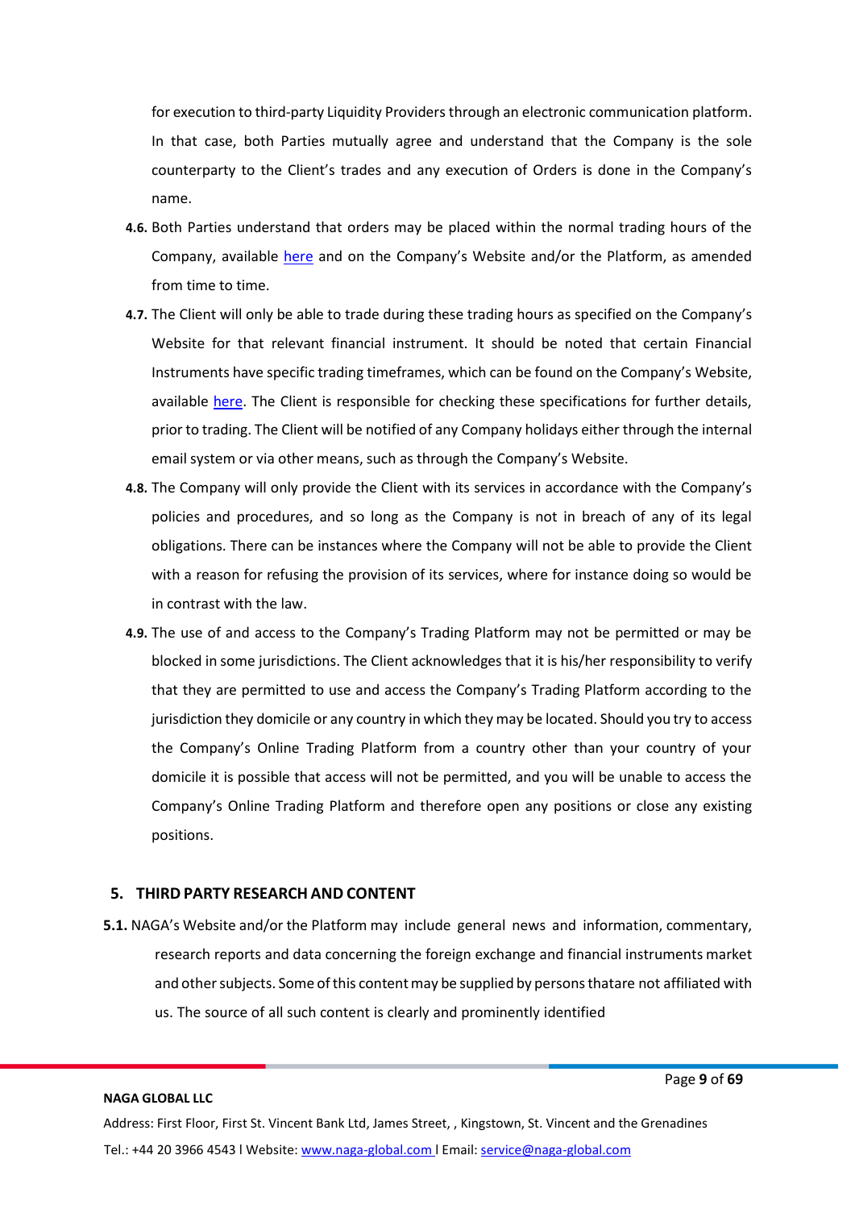for execution to third-party Liquidity Providers through an electronic communication platform. In that case, both Parties mutually agree and understand that the Company is the sole counterparty to the Client's trades and any execution of Orders is done in the Company's name.

**4.6.** Both Parties understand that orders may be placed within the normal trading hours of the Company, available here and on the Company's Website and/or the Platform, as amended from time to time.

**4.7.** The Client will only be able to trade during these trading hours as specified on the Company's Website for that relevant financial instrument. It should be noted that certain Financial Instruments have specific trading timeframes, which can be found on the Company's Website, available here. The Client is responsible for checking these specifications for further details, prior to trading. The Client will be notified of any Company holidays either through the internal email system or via other means, such as through the Company's Website.

**4.8.** The Company will only provide the Client with its services in accordance with the Company's policies and procedures, and so long as the Company is not in breach of any of its legal obligations. There can be instances where the Company will not be able to provide the Client with a reason for refusing the provision of its services, where for instance doing so would be in contrast with the law.

**4.9.** The use of and access to the Company's Trading Platform may not be permitted or may be blocked in some jurisdictions. The Client acknowledges that it is his/her responsibility to verify that they are permitted to use and access the Company's Trading Platform according to the jurisdiction they domicile or any country in which they may be located. Should you try to access the Company's Online Trading Platform from a country other than your country of your domicile it is possible that access will not be permitted, and you will be unable to access the Company's Online Trading Platform and therefore open any positions or close any existing positions.

## 5. THIRD PARTY RESEARCH AND CONTENT

**5.1.** NAGA's Website and/or the Platform may include general news and information, commentary, research reports and data concerning the foreign exchange and financial instruments market and other subjects. Some of this content may be supplied by persons thatare not affiliated with us. The source of all such content is clearly and prominently identified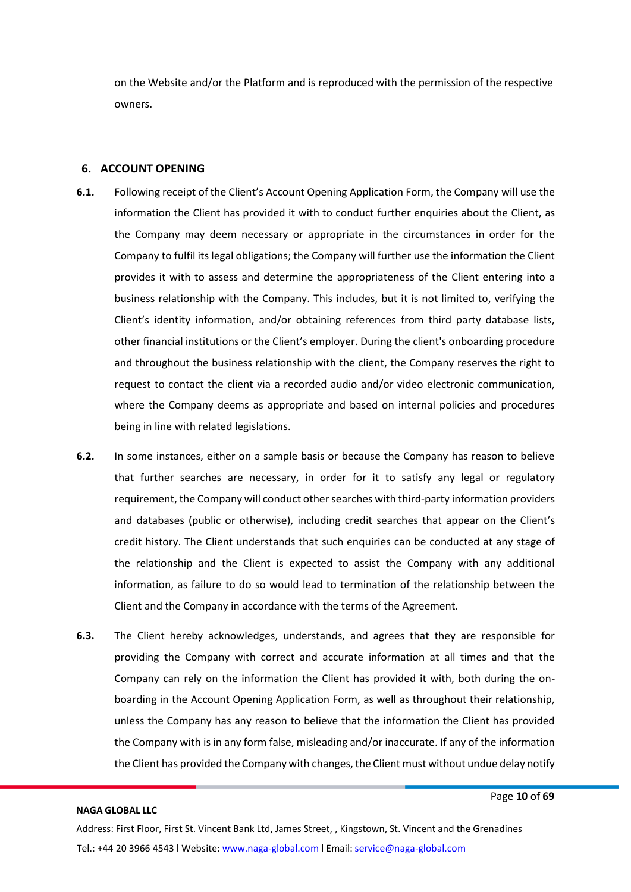on the Website and/or the Platform and is reproduced with the permission of the respective owners.

## 6. ACCOUNT OPENING

**6.1.** Following receipt of the Client's Account Opening Application Form, the Company will use the information the Client has provided it with to conduct further enquiries about the Client, as the Company may deem necessary or appropriate in the circumstances in order for the Company to fulfil its legal obligations; the Company will further use the information the Client provides it with to assess and determine the appropriateness of the Client entering into a business relationship with the Company. This includes, but it is not limited to, verifying the Client's identity information, and/or obtaining references from third party database lists, other financial institutions or the Client's employer. During the client's onboarding procedure and throughout the business relationship with the client, the Company reserves the right to request to contact the client via a recorded audio and/or video electronic communication, where the Company deems as appropriate and based on internal policies and procedures being in line with related legislations.

**6.2.** In some instances, either on a sample basis or because the Company has reason to believe that further searches are necessary, in order for it to satisfy any legal or regulatory requirement, the Company will conduct other searches with third-party information providers and databases (public or otherwise), including credit searches that appear on the Client's credit history. The Client understands that such enquiries can be conducted at any stage of the relationship and the Client is expected to assist the Company with any additional information, as failure to do so would lead to termination of the relationship between the Client and the Company in accordance with the terms of the Agreement.

**6.3.** The Client hereby acknowledges, understands, and agrees that they are responsible for providing the Company with correct and accurate information at all times and that the Company can rely on the information the Client has provided it with, both during the on-boarding in the Account Opening Application Form, as well as throughout their relationship, unless the Company has any reason to believe that the information the Client has provided the Company with is in any form false, misleading and/or inaccurate. If any of the information the Client has provided the Company with changes, the Client must without undue delay notify

**NAGA GLOBAL LLC**

Address: First Floor, First St. Vincent Bank Ltd, James Street, , Kingstown, St. Vincent and the Grenadines

Tel.: +44 20 3966 4543 l Website: www.naga-global.com l Email: service@naga-global.com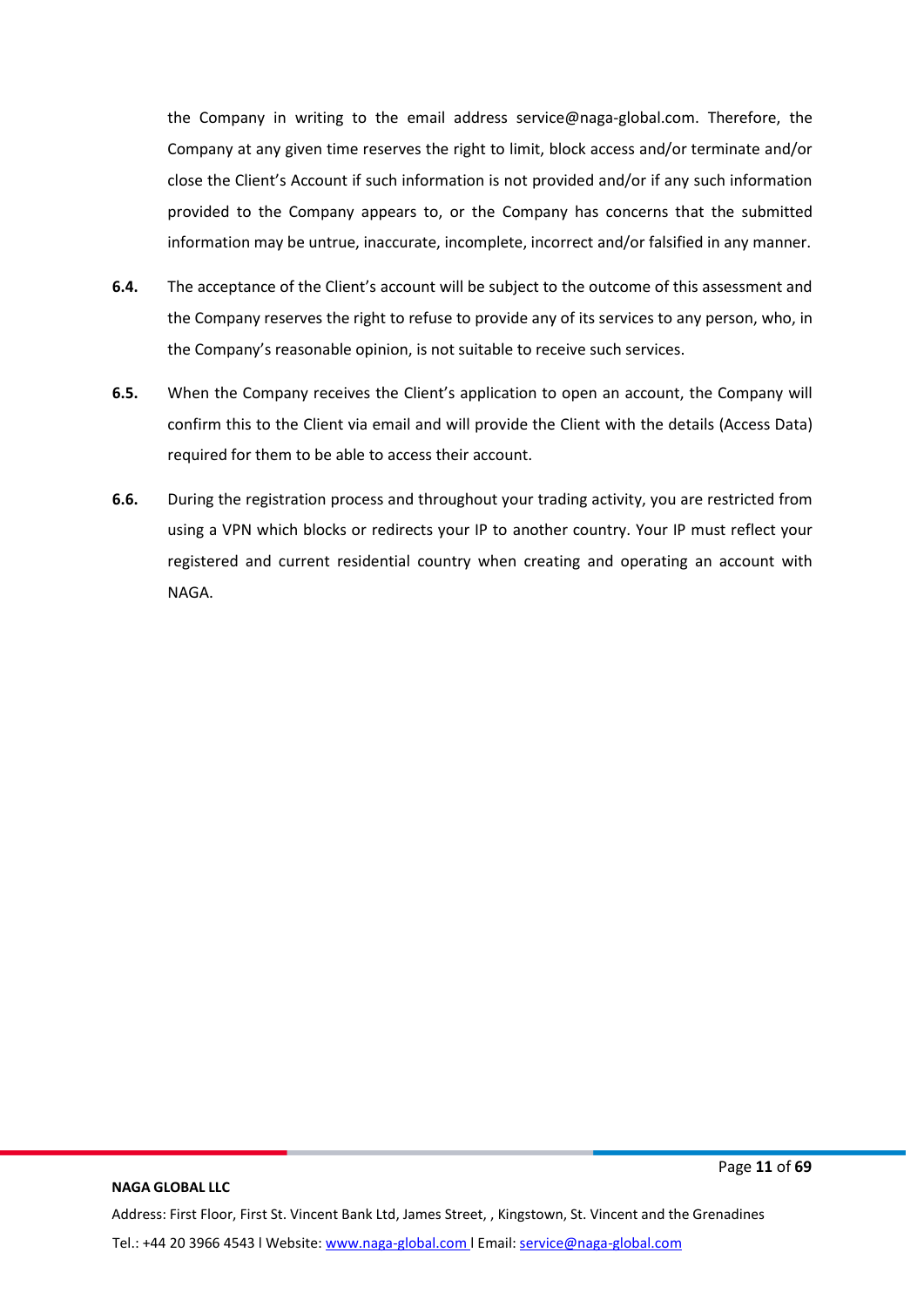the Company in writing to the email address service@naga-global.com. Therefore, the Company at any given time reserves the right to limit, block access and/or terminate and/or close the Client's Account if such information is not provided and/or if any such information provided to the Company appears to, or the Company has concerns that the submitted information may be untrue, inaccurate, incomplete, incorrect and/or falsified in any manner.

**6.4.** The acceptance of the Client's account will be subject to the outcome of this assessment and the Company reserves the right to refuse to provide any of its services to any person, who, in the Company's reasonable opinion, is not suitable to receive such services.

**6.5.** When the Company receives the Client's application to open an account, the Company will confirm this to the Client via email and will provide the Client with the details (Access Data) required for them to be able to access their account.

**6.6.** During the registration process and throughout your trading activity, you are restricted from using a VPN which blocks or redirects your IP to another country. Your IP must reflect your registered and current residential country when creating and operating an account with NAGA.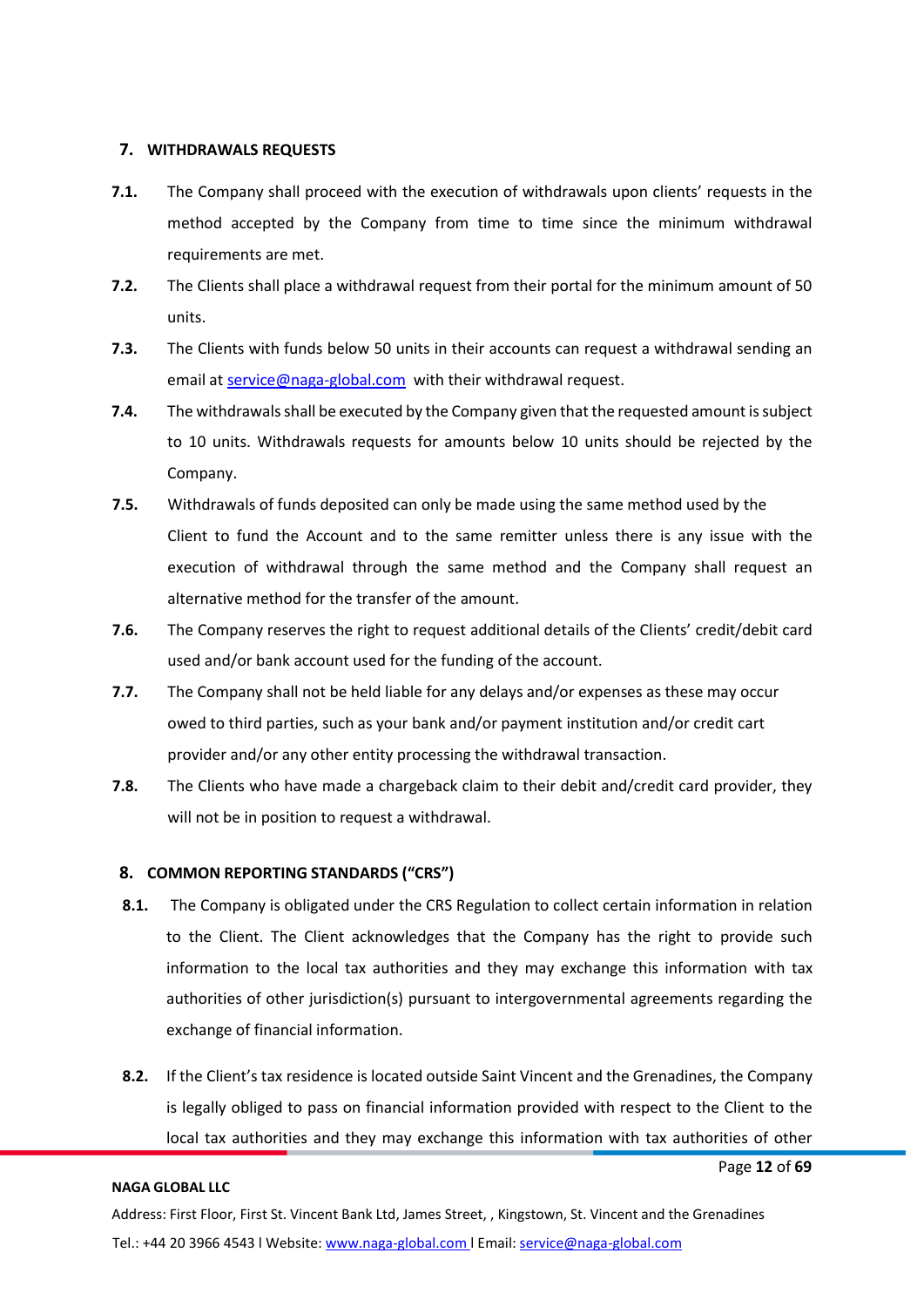## 7. WITHDRAWALS REQUESTS

**7.1.** The Company shall proceed with the execution of withdrawals upon clients' requests in the method accepted by the Company from time to time since the minimum withdrawal requirements are met.

**7.2.** The Clients shall place a withdrawal request from their portal for the minimum amount of 50 units.

**7.3.** The Clients with funds below 50 units in their accounts can request a withdrawal sending an email at service@naga-global.com with their withdrawal request.

**7.4.** The withdrawals shall be executed by the Company given that the requested amount is subject to 10 units. Withdrawals requests for amounts below 10 units should be rejected by the Company.

**7.5.** Withdrawals of funds deposited can only be made using the same method used by the Client to fund the Account and to the same remitter unless there is any issue with the execution of withdrawal through the same method and the Company shall request an alternative method for the transfer of the amount.

**7.6.** The Company reserves the right to request additional details of the Clients' credit/debit card used and/or bank account used for the funding of the account.

**7.7.** The Company shall not be held liable for any delays and/or expenses as these may occur owed to third parties, such as your bank and/or payment institution and/or credit cart provider and/or any other entity processing the withdrawal transaction.

**7.8.** The Clients who have made a chargeback claim to their debit and/credit card provider, they will not be in position to request a withdrawal.

## 8. COMMON REPORTING STANDARDS ("CRS")

**8.1.** The Company is obligated under the CRS Regulation to collect certain information in relation to the Client. The Client acknowledges that the Company has the right to provide such information to the local tax authorities and they may exchange this information with tax authorities of other jurisdiction(s) pursuant to intergovernmental agreements regarding the exchange of financial information.

**8.2.** If the Client's tax residence is located outside Saint Vincent and the Grenadines, the Company is legally obliged to pass on financial information provided with respect to the Client to the local tax authorities and they may exchange this information with tax authorities of other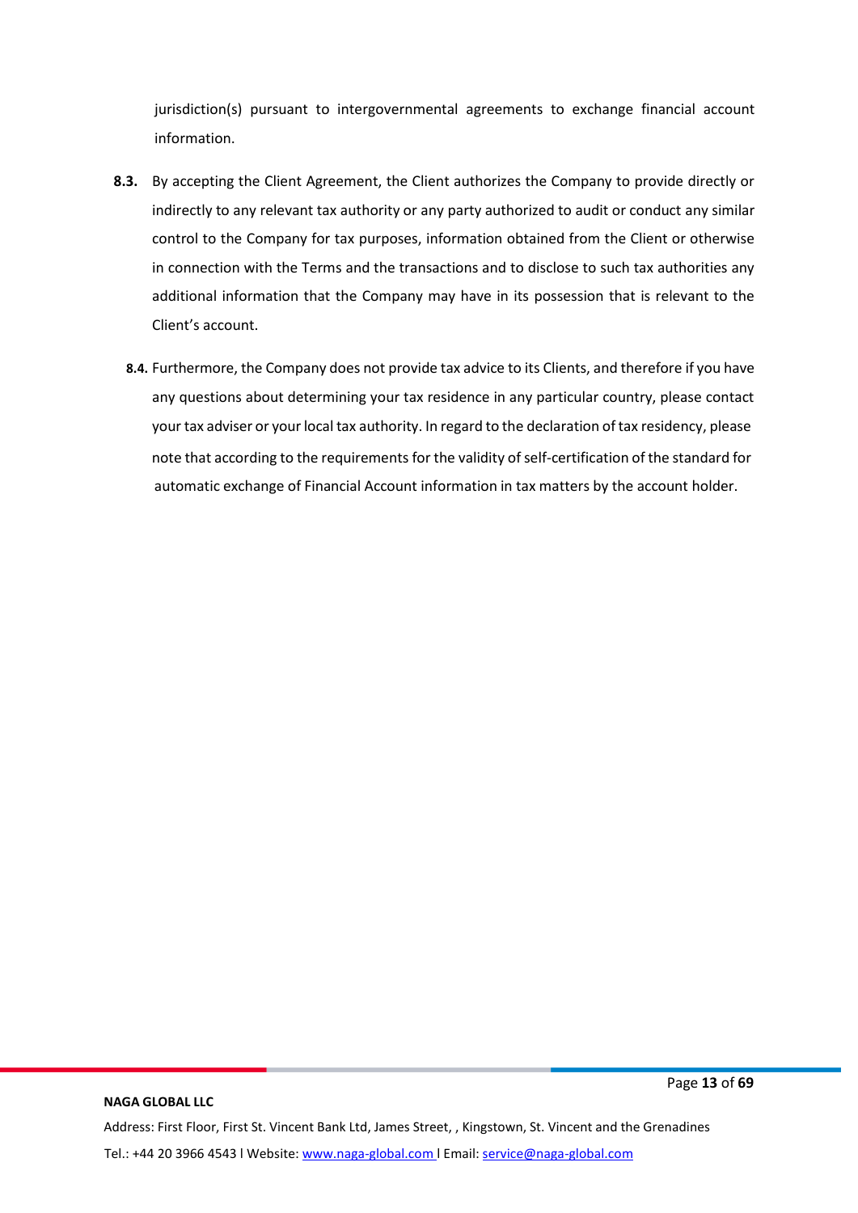jurisdiction(s) pursuant to intergovernmental agreements to exchange financial account information.

**8.3.** By accepting the Client Agreement, the Client authorizes the Company to provide directly or indirectly to any relevant tax authority or any party authorized to audit or conduct any similar control to the Company for tax purposes, information obtained from the Client or otherwise in connection with the Terms and the transactions and to disclose to such tax authorities any additional information that the Company may have in its possession that is relevant to the Client's account.

**8.4.** Furthermore, the Company does not provide tax advice to its Clients, and therefore if you have any questions about determining your tax residence in any particular country, please contact your tax adviser or your local tax authority. In regard to the declaration of tax residency, please note that according to the requirements for the validity of self-certification of the standard for automatic exchange of Financial Account information in tax matters by the account holder.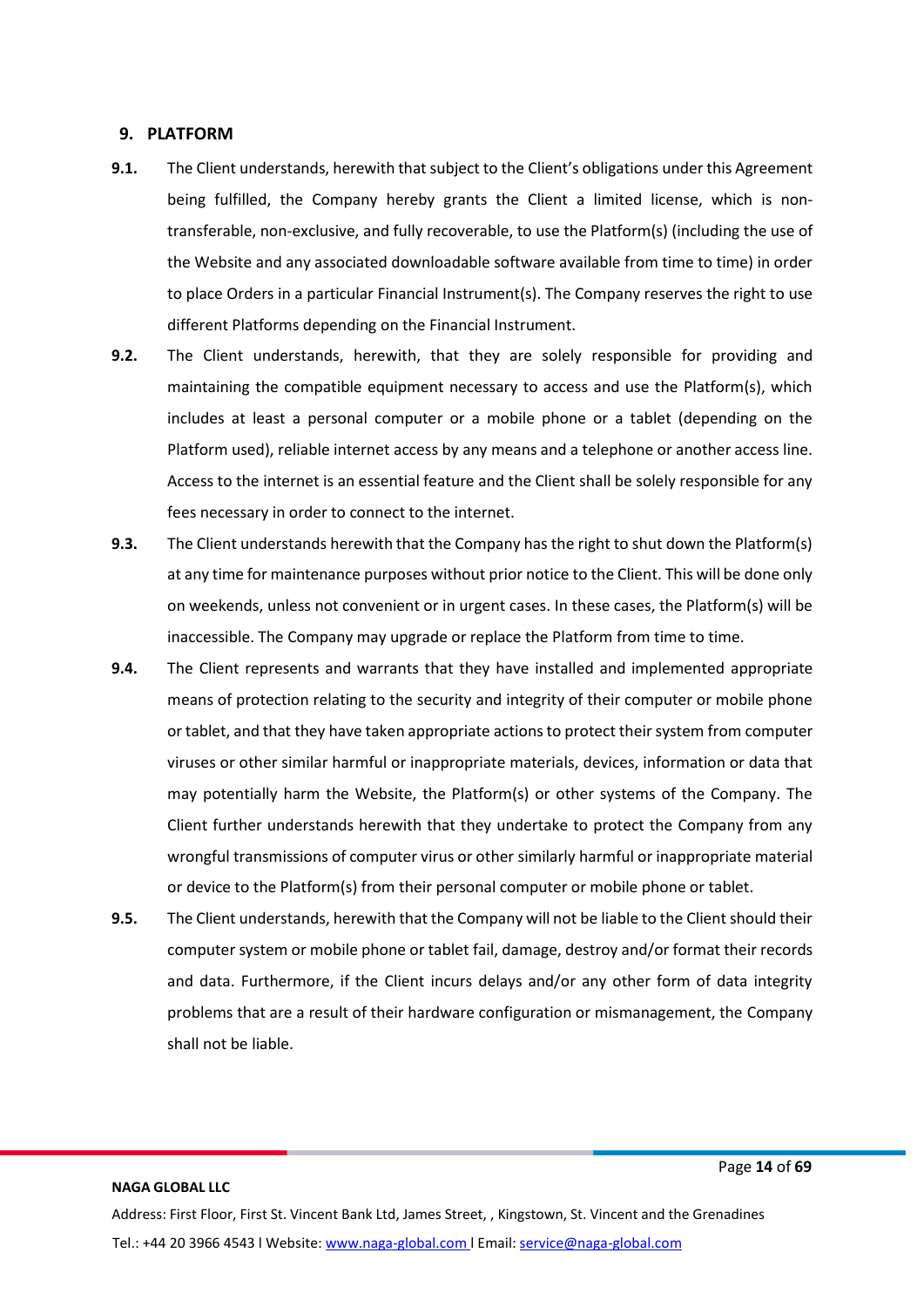## 9. PLATFORM

**9.1.** The Client understands, herewith that subject to the Client's obligations under this Agreement being fulfilled, the Company hereby grants the Client a limited license, which is non-transferable, non-exclusive, and fully recoverable, to use the Platform(s) (including the use of the Website and any associated downloadable software available from time to time) in order to place Orders in a particular Financial Instrument(s). The Company reserves the right to use different Platforms depending on the Financial Instrument.

**9.2.** The Client understands, herewith, that they are solely responsible for providing and maintaining the compatible equipment necessary to access and use the Platform(s), which includes at least a personal computer or a mobile phone or a tablet (depending on the Platform used), reliable internet access by any means and a telephone or another access line. Access to the internet is an essential feature and the Client shall be solely responsible for any fees necessary in order to connect to the internet.

**9.3.** The Client understands herewith that the Company has the right to shut down the Platform(s) at any time for maintenance purposes without prior notice to the Client. This will be done only on weekends, unless not convenient or in urgent cases. In these cases, the Platform(s) will be inaccessible. The Company may upgrade or replace the Platform from time to time.

**9.4.** The Client represents and warrants that they have installed and implemented appropriate means of protection relating to the security and integrity of their computer or mobile phone or tablet, and that they have taken appropriate actions to protect their system from computer viruses or other similar harmful or inappropriate materials, devices, information or data that may potentially harm the Website, the Platform(s) or other systems of the Company. The Client further understands herewith that they undertake to protect the Company from any wrongful transmissions of computer virus or other similarly harmful or inappropriate material or device to the Platform(s) from their personal computer or mobile phone or tablet.

**9.5.** The Client understands, herewith that the Company will not be liable to the Client should their computer system or mobile phone or tablet fail, damage, destroy and/or format their records and data. Furthermore, if the Client incurs delays and/or any other form of data integrity problems that are a result of their hardware configuration or mismanagement, the Company shall not be liable.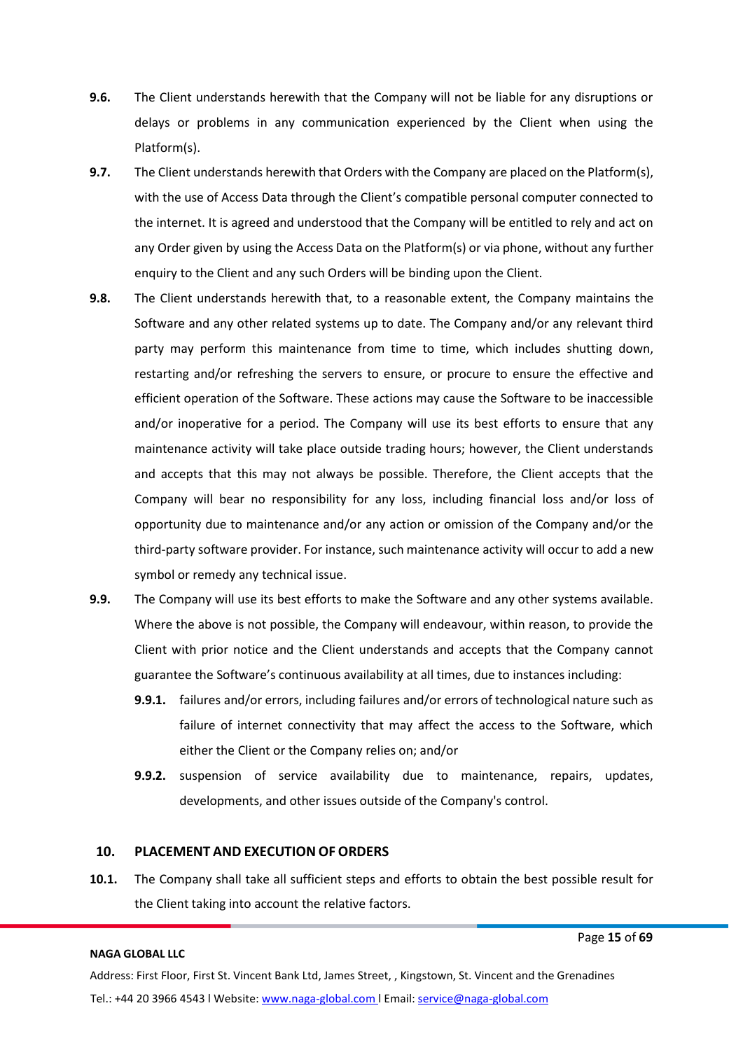**9.6.** The Client understands herewith that the Company will not be liable for any disruptions or delays or problems in any communication experienced by the Client when using the Platform(s).

**9.7.** The Client understands herewith that Orders with the Company are placed on the Platform(s), with the use of Access Data through the Client's compatible personal computer connected to the internet. It is agreed and understood that the Company will be entitled to rely and act on any Order given by using the Access Data on the Platform(s) or via phone, without any further enquiry to the Client and any such Orders will be binding upon the Client.

**9.8.** The Client understands herewith that, to a reasonable extent, the Company maintains the Software and any other related systems up to date. The Company and/or any relevant third party may perform this maintenance from time to time, which includes shutting down, restarting and/or refreshing the servers to ensure, or procure to ensure the effective and efficient operation of the Software. These actions may cause the Software to be inaccessible and/or inoperative for a period. The Company will use its best efforts to ensure that any maintenance activity will take place outside trading hours; however, the Client understands and accepts that this may not always be possible. Therefore, the Client accepts that the Company will bear no responsibility for any loss, including financial loss and/or loss of opportunity due to maintenance and/or any action or omission of the Company and/or the third-party software provider. For instance, such maintenance activity will occur to add a new symbol or remedy any technical issue.

**9.9.** The Company will use its best efforts to make the Software and any other systems available. Where the above is not possible, the Company will endeavour, within reason, to provide the Client with prior notice and the Client understands and accepts that the Company cannot guarantee the Software's continuous availability at all times, due to instances including:

- **9.9.1.** failures and/or errors, including failures and/or errors of technological nature such as failure of internet connectivity that may affect the access to the Software, which either the Client or the Company relies on; and/or
- **9.9.2.** suspension of service availability due to maintenance, repairs, updates, developments, and other issues outside of the Company's control.

## 10. PLACEMENT AND EXECUTION OF ORDERS

**10.1.** The Company shall take all sufficient steps and efforts to obtain the best possible result for the Client taking into account the relative factors.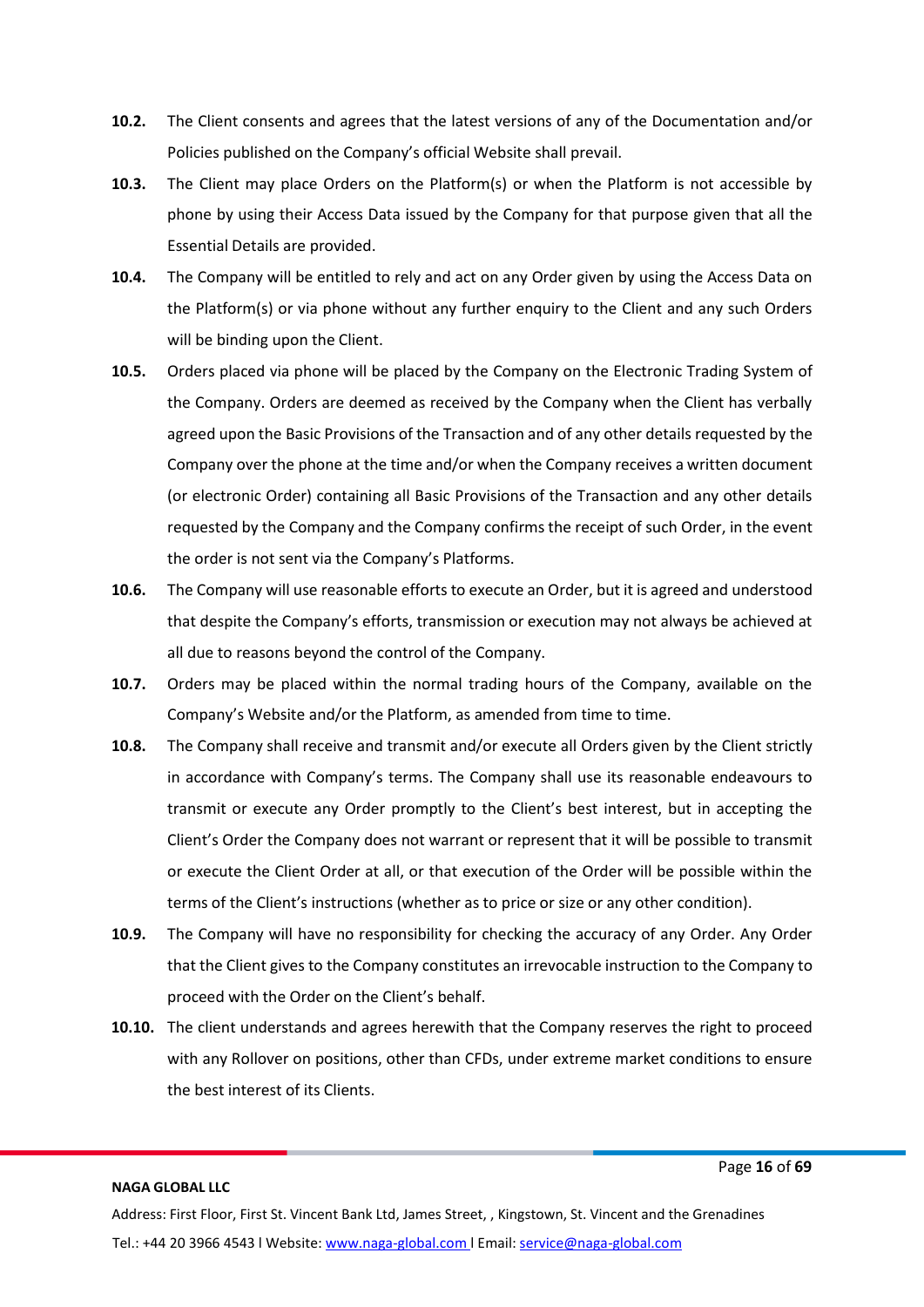**10.2.** The Client consents and agrees that the latest versions of any of the Documentation and/or Policies published on the Company's official Website shall prevail.

**10.3.** The Client may place Orders on the Platform(s) or when the Platform is not accessible by phone by using their Access Data issued by the Company for that purpose given that all the Essential Details are provided.

**10.4.** The Company will be entitled to rely and act on any Order given by using the Access Data on the Platform(s) or via phone without any further enquiry to the Client and any such Orders will be binding upon the Client.

**10.5.** Orders placed via phone will be placed by the Company on the Electronic Trading System of the Company. Orders are deemed as received by the Company when the Client has verbally agreed upon the Basic Provisions of the Transaction and of any other details requested by the Company over the phone at the time and/or when the Company receives a written document (or electronic Order) containing all Basic Provisions of the Transaction and any other details requested by the Company and the Company confirms the receipt of such Order, in the event the order is not sent via the Company's Platforms.

**10.6.** The Company will use reasonable efforts to execute an Order, but it is agreed and understood that despite the Company's efforts, transmission or execution may not always be achieved at all due to reasons beyond the control of the Company.

**10.7.** Orders may be placed within the normal trading hours of the Company, available on the Company's Website and/or the Platform, as amended from time to time.

**10.8.** The Company shall receive and transmit and/or execute all Orders given by the Client strictly in accordance with Company's terms. The Company shall use its reasonable endeavours to transmit or execute any Order promptly to the Client's best interest, but in accepting the Client's Order the Company does not warrant or represent that it will be possible to transmit or execute the Client Order at all, or that execution of the Order will be possible within the terms of the Client's instructions (whether as to price or size or any other condition).

**10.9.** The Company will have no responsibility for checking the accuracy of any Order. Any Order that the Client gives to the Company constitutes an irrevocable instruction to the Company to proceed with the Order on the Client's behalf.

**10.10.** The client understands and agrees herewith that the Company reserves the right to proceed with any Rollover on positions, other than CFDs, under extreme market conditions to ensure the best interest of its Clients.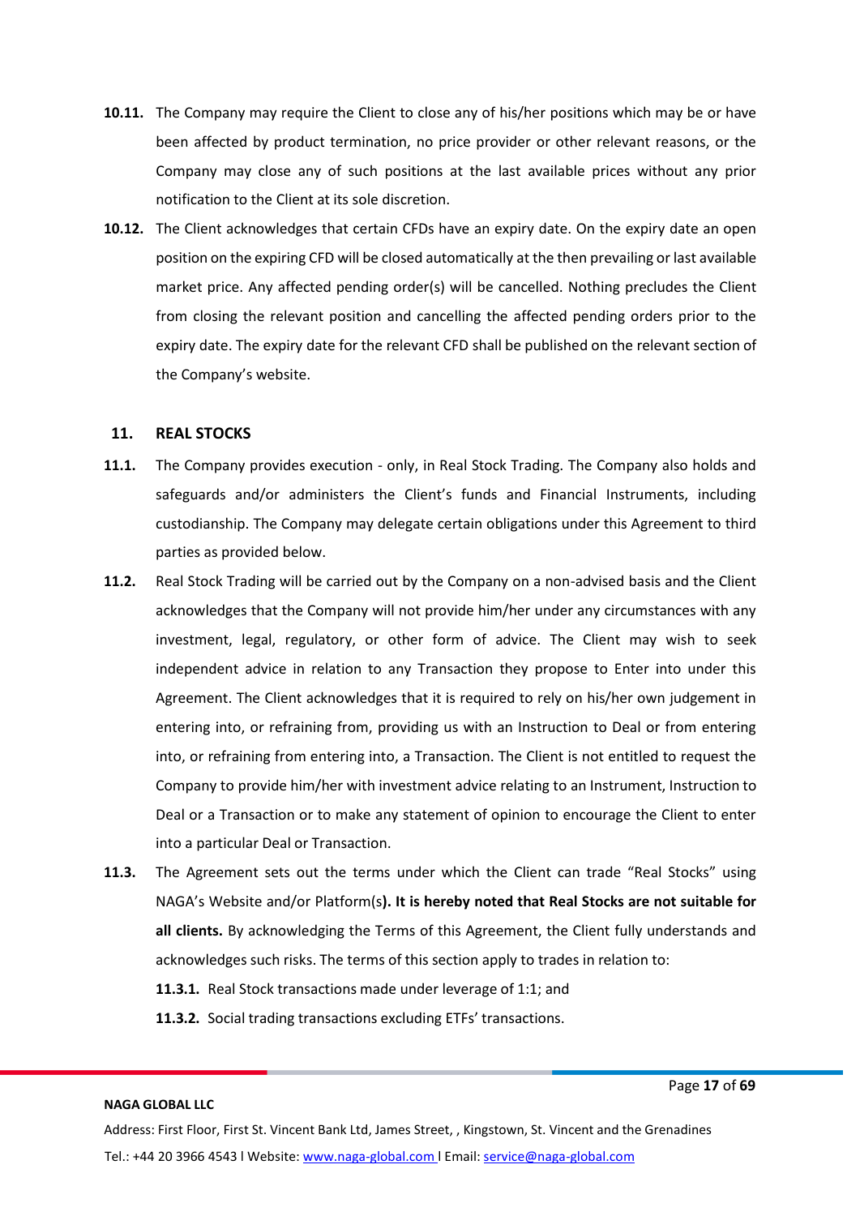**10.11.** The Company may require the Client to close any of his/her positions which may be or have been affected by product termination, no price provider or other relevant reasons, or the Company may close any of such positions at the last available prices without any prior notification to the Client at its sole discretion.

**10.12.** The Client acknowledges that certain CFDs have an expiry date. On the expiry date an open position on the expiring CFD will be closed automatically at the then prevailing or last available market price. Any affected pending order(s) will be cancelled. Nothing precludes the Client from closing the relevant position and cancelling the affected pending orders prior to the expiry date. The expiry date for the relevant CFD shall be published on the relevant section of the Company's website.

## 11. REAL STOCKS

**11.1.** The Company provides execution - only, in Real Stock Trading. The Company also holds and safeguards and/or administers the Client's funds and Financial Instruments, including custodianship. The Company may delegate certain obligations under this Agreement to third parties as provided below.

**11.2.** Real Stock Trading will be carried out by the Company on a non-advised basis and the Client acknowledges that the Company will not provide him/her under any circumstances with any investment, legal, regulatory, or other form of advice. The Client may wish to seek independent advice in relation to any Transaction they propose to Enter into under this Agreement. The Client acknowledges that it is required to rely on his/her own judgement in entering into, or refraining from, providing us with an Instruction to Deal or from entering into, or refraining from entering into, a Transaction. The Client is not entitled to request the Company to provide him/her with investment advice relating to an Instrument, Instruction to Deal or a Transaction or to make any statement of opinion to encourage the Client to enter into a particular Deal or Transaction.

**11.3.** The Agreement sets out the terms under which the Client can trade "Real Stocks" using NAGA's Website and/or Platform(s**). It is hereby noted that Real Stocks are not suitable for all clients.** By acknowledging the Terms of this Agreement, the Client fully understands and acknowledges such risks. The terms of this section apply to trades in relation to:

- **11.3.1.** Real Stock transactions made under leverage of 1:1; and
- **11.3.2.** Social trading transactions excluding ETFs' transactions.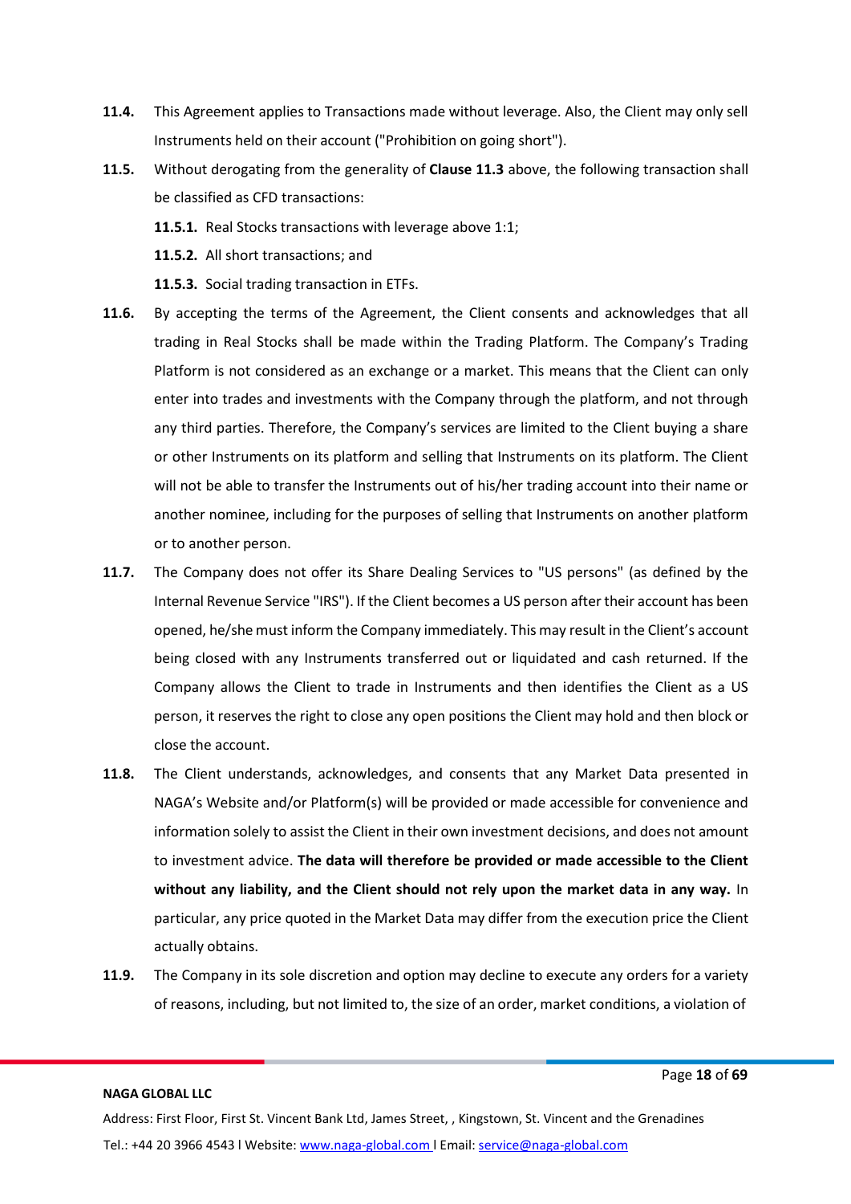**11.4.** This Agreement applies to Transactions made without leverage. Also, the Client may only sell Instruments held on their account ("Prohibition on going short").

**11.5.** Without derogating from the generality of **Clause 11.3** above, the following transaction shall be classified as CFD transactions:

**11.5.1.** Real Stocks transactions with leverage above 1:1;

**11.5.2.** All short transactions; and

**11.5.3.** Social trading transaction in ETFs.

**11.6.** By accepting the terms of the Agreement, the Client consents and acknowledges that all trading in Real Stocks shall be made within the Trading Platform. The Company's Trading Platform is not considered as an exchange or a market. This means that the Client can only enter into trades and investments with the Company through the platform, and not through any third parties. Therefore, the Company's services are limited to the Client buying a share or other Instruments on its platform and selling that Instruments on its platform. The Client will not be able to transfer the Instruments out of his/her trading account into their name or another nominee, including for the purposes of selling that Instruments on another platform or to another person.

**11.7.** The Company does not offer its Share Dealing Services to "US persons" (as defined by the Internal Revenue Service "IRS"). If the Client becomes a US person after their account has been opened, he/she must inform the Company immediately. This may result in the Client's account being closed with any Instruments transferred out or liquidated and cash returned. If the Company allows the Client to trade in Instruments and then identifies the Client as a US person, it reserves the right to close any open positions the Client may hold and then block or close the account.

**11.8.** The Client understands, acknowledges, and consents that any Market Data presented in NAGA's Website and/or Platform(s) will be provided or made accessible for convenience and information solely to assist the Client in their own investment decisions, and does not amount to investment advice. **The data will therefore be provided or made accessible to the Client without any liability, and the Client should not rely upon the market data in any way.** In particular, any price quoted in the Market Data may differ from the execution price the Client actually obtains.

**11.9.** The Company in its sole discretion and option may decline to execute any orders for a variety of reasons, including, but not limited to, the size of an order, market conditions, a violation of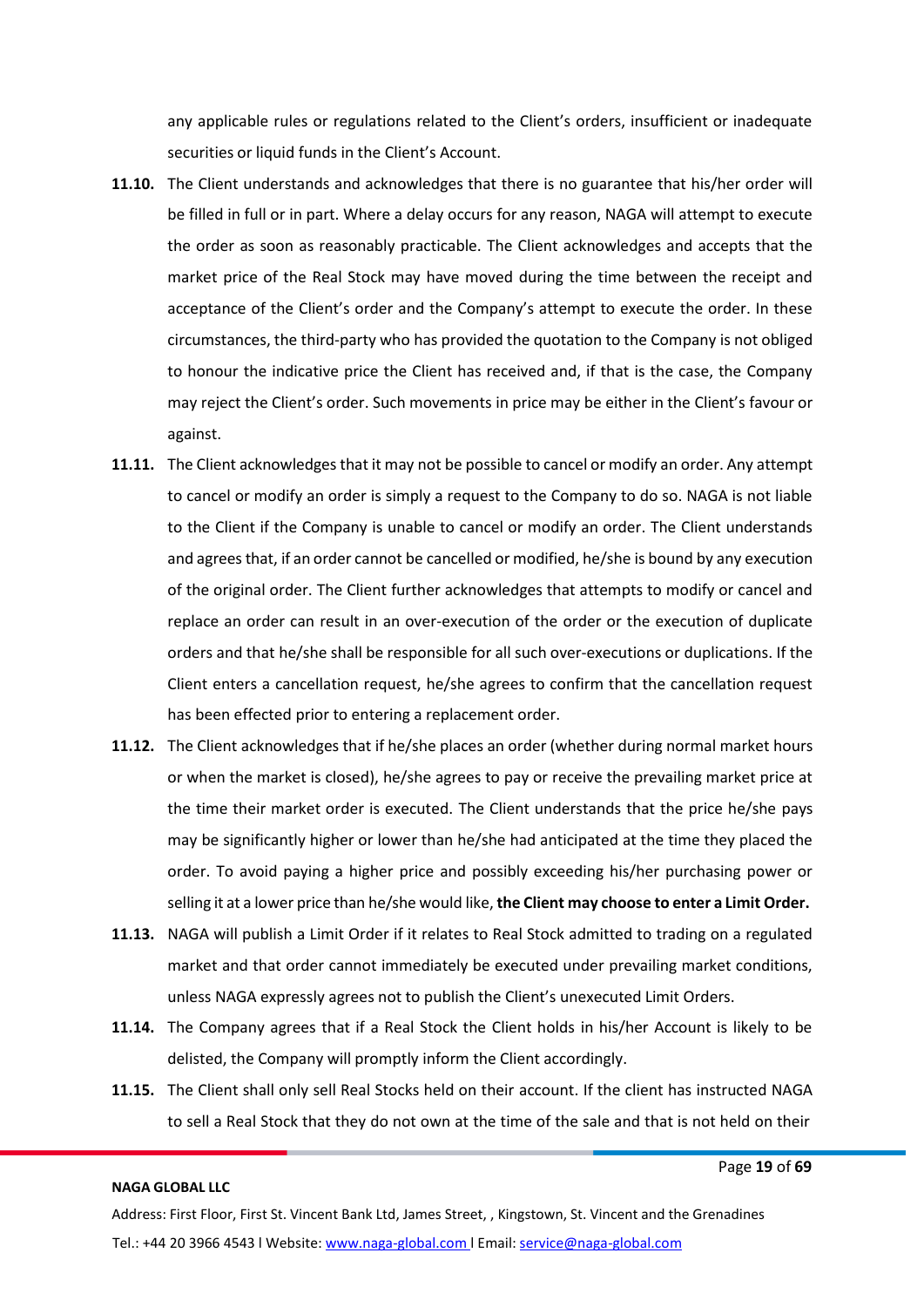any applicable rules or regulations related to the Client's orders, insufficient or inadequate securities or liquid funds in the Client's Account.

**11.10.** The Client understands and acknowledges that there is no guarantee that his/her order will be filled in full or in part. Where a delay occurs for any reason, NAGA will attempt to execute the order as soon as reasonably practicable. The Client acknowledges and accepts that the market price of the Real Stock may have moved during the time between the receipt and acceptance of the Client's order and the Company's attempt to execute the order. In these circumstances, the third-party who has provided the quotation to the Company is not obliged to honour the indicative price the Client has received and, if that is the case, the Company may reject the Client's order. Such movements in price may be either in the Client's favour or against.

**11.11.** The Client acknowledges that it may not be possible to cancel or modify an order. Any attempt to cancel or modify an order is simply a request to the Company to do so. NAGA is not liable to the Client if the Company is unable to cancel or modify an order. The Client understands and agrees that, if an order cannot be cancelled or modified, he/she is bound by any execution of the original order. The Client further acknowledges that attempts to modify or cancel and replace an order can result in an over-execution of the order or the execution of duplicate orders and that he/she shall be responsible for all such over-executions or duplications. If the Client enters a cancellation request, he/she agrees to confirm that the cancellation request has been effected prior to entering a replacement order.

**11.12.** The Client acknowledges that if he/she places an order (whether during normal market hours or when the market is closed), he/she agrees to pay or receive the prevailing market price at the time their market order is executed. The Client understands that the price he/she pays may be significantly higher or lower than he/she had anticipated at the time they placed the order. To avoid paying a higher price and possibly exceeding his/her purchasing power or selling it at a lower price than he/she would like, **the Client may choose to enter a Limit Order.**

**11.13.** NAGA will publish a Limit Order if it relates to Real Stock admitted to trading on a regulated market and that order cannot immediately be executed under prevailing market conditions, unless NAGA expressly agrees not to publish the Client's unexecuted Limit Orders.

**11.14.** The Company agrees that if a Real Stock the Client holds in his/her Account is likely to be delisted, the Company will promptly inform the Client accordingly.

**11.15.** The Client shall only sell Real Stocks held on their account. If the client has instructed NAGA to sell a Real Stock that they do not own at the time of the sale and that is not held on their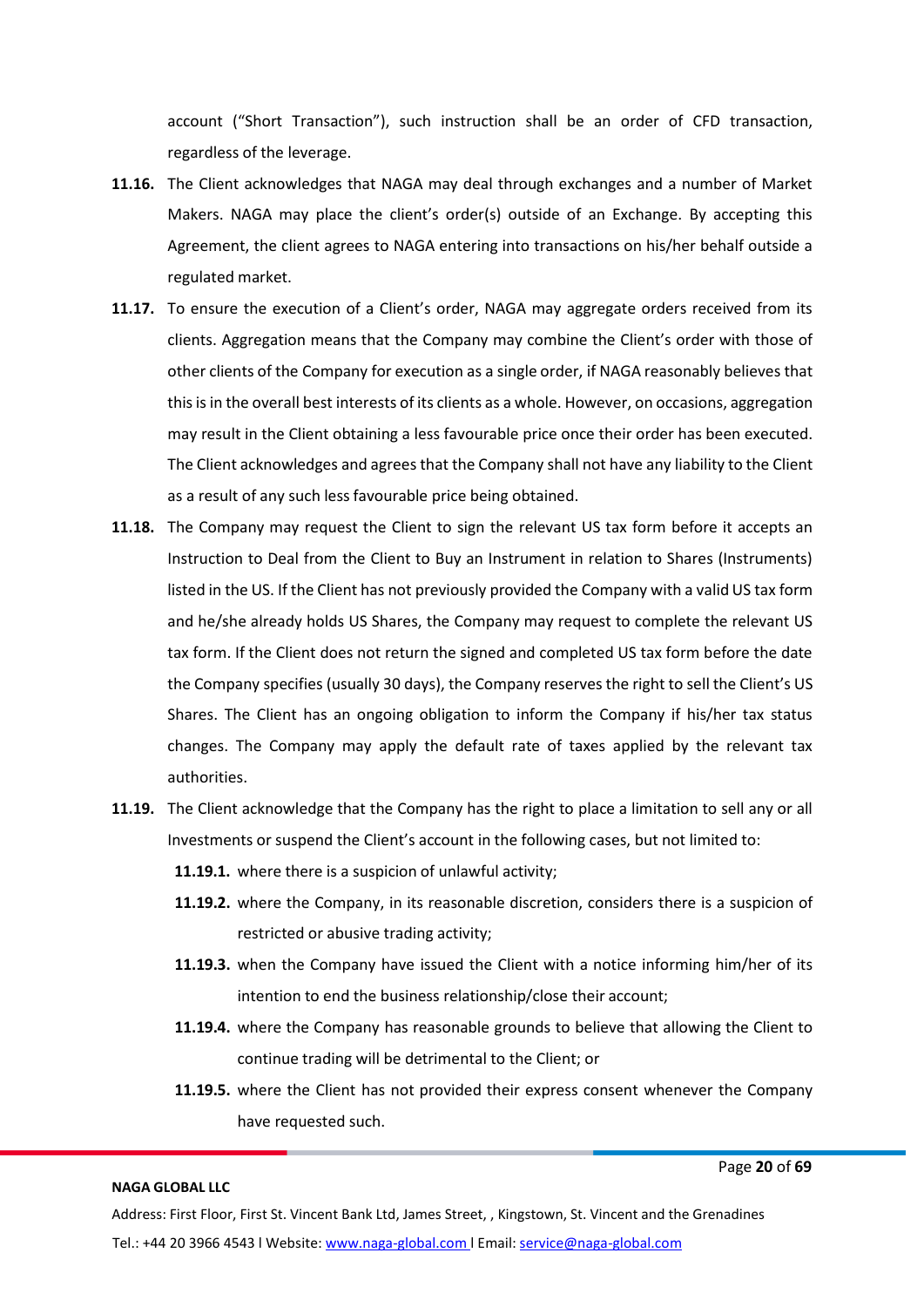account ("Short Transaction"), such instruction shall be an order of CFD transaction, regardless of the leverage.

**11.16.** The Client acknowledges that NAGA may deal through exchanges and a number of Market Makers. NAGA may place the client's order(s) outside of an Exchange. By accepting this Agreement, the client agrees to NAGA entering into transactions on his/her behalf outside a regulated market.

**11.17.** To ensure the execution of a Client's order, NAGA may aggregate orders received from its clients. Aggregation means that the Company may combine the Client's order with those of other clients of the Company for execution as a single order, if NAGA reasonably believes that this is in the overall best interests of its clients as a whole. However, on occasions, aggregation may result in the Client obtaining a less favourable price once their order has been executed. The Client acknowledges and agrees that the Company shall not have any liability to the Client as a result of any such less favourable price being obtained.

**11.18.** The Company may request the Client to sign the relevant US tax form before it accepts an Instruction to Deal from the Client to Buy an Instrument in relation to Shares (Instruments) listed in the US. If the Client has not previously provided the Company with a valid US tax form and he/she already holds US Shares, the Company may request to complete the relevant US tax form. If the Client does not return the signed and completed US tax form before the date the Company specifies (usually 30 days), the Company reserves the right to sell the Client's US Shares. The Client has an ongoing obligation to inform the Company if his/her tax status changes. The Company may apply the default rate of taxes applied by the relevant tax authorities.

**11.19.** The Client acknowledge that the Company has the right to place a limitation to sell any or all Investments or suspend the Client's account in the following cases, but not limited to:

- **11.19.1.** where there is a suspicion of unlawful activity;
- **11.19.2.** where the Company, in its reasonable discretion, considers there is a suspicion of restricted or abusive trading activity;
- **11.19.3.** when the Company have issued the Client with a notice informing him/her of its intention to end the business relationship/close their account;
- **11.19.4.** where the Company has reasonable grounds to believe that allowing the Client to continue trading will be detrimental to the Client; or
- **11.19.5.** where the Client has not provided their express consent whenever the Company have requested such.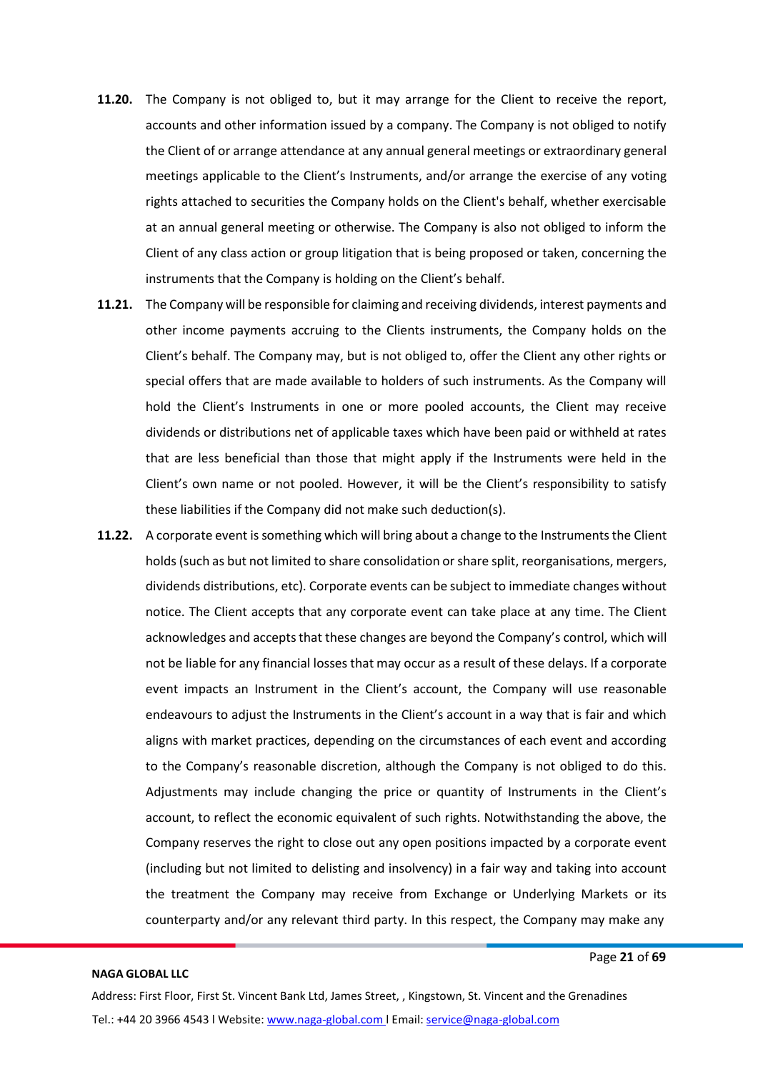**11.20.** The Company is not obliged to, but it may arrange for the Client to receive the report, accounts and other information issued by a company. The Company is not obliged to notify the Client of or arrange attendance at any annual general meetings or extraordinary general meetings applicable to the Client's Instruments, and/or arrange the exercise of any voting rights attached to securities the Company holds on the Client's behalf, whether exercisable at an annual general meeting or otherwise. The Company is also not obliged to inform the Client of any class action or group litigation that is being proposed or taken, concerning the instruments that the Company is holding on the Client's behalf.

**11.21.** The Company will be responsible for claiming and receiving dividends, interest payments and other income payments accruing to the Clients instruments, the Company holds on the Client's behalf. The Company may, but is not obliged to, offer the Client any other rights or special offers that are made available to holders of such instruments. As the Company will hold the Client's Instruments in one or more pooled accounts, the Client may receive dividends or distributions net of applicable taxes which have been paid or withheld at rates that are less beneficial than those that might apply if the Instruments were held in the Client's own name or not pooled. However, it will be the Client's responsibility to satisfy these liabilities if the Company did not make such deduction(s).

**11.22.** A corporate event is something which will bring about a change to the Instruments the Client holds (such as but not limited to share consolidation or share split, reorganisations, mergers, dividends distributions, etc). Corporate events can be subject to immediate changes without notice. The Client accepts that any corporate event can take place at any time. The Client acknowledges and accepts that these changes are beyond the Company's control, which will not be liable for any financial losses that may occur as a result of these delays. If a corporate event impacts an Instrument in the Client's account, the Company will use reasonable endeavours to adjust the Instruments in the Client's account in a way that is fair and which aligns with market practices, depending on the circumstances of each event and according to the Company's reasonable discretion, although the Company is not obliged to do this. Adjustments may include changing the price or quantity of Instruments in the Client's account, to reflect the economic equivalent of such rights. Notwithstanding the above, the Company reserves the right to close out any open positions impacted by a corporate event (including but not limited to delisting and insolvency) in a fair way and taking into account the treatment the Company may receive from Exchange or Underlying Markets or its counterparty and/or any relevant third party. In this respect, the Company may make any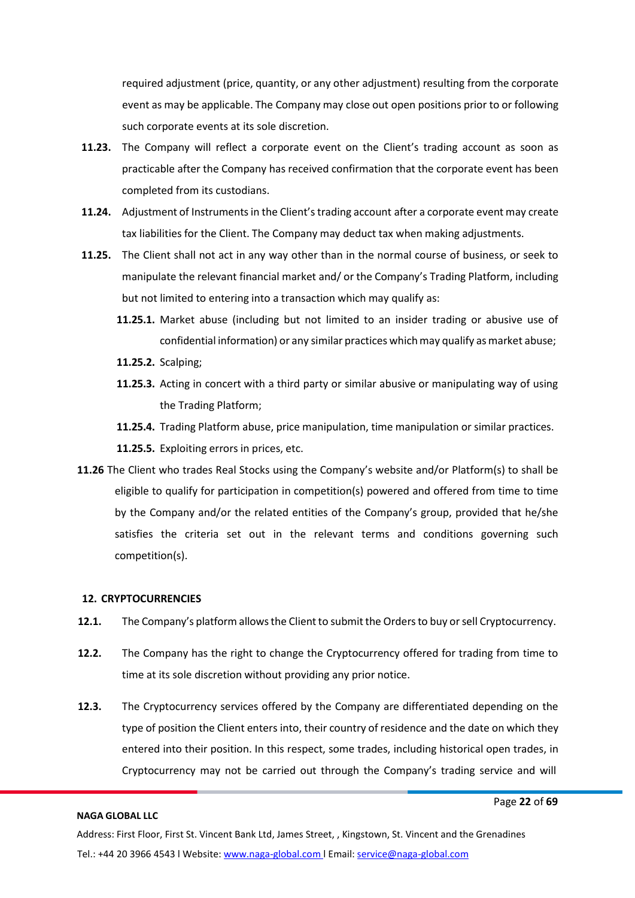required adjustment (price, quantity, or any other adjustment) resulting from the corporate event as may be applicable. The Company may close out open positions prior to or following such corporate events at its sole discretion.

**11.23.** The Company will reflect a corporate event on the Client's trading account as soon as practicable after the Company has received confirmation that the corporate event has been completed from its custodians.

**11.24.** Adjustment of Instruments in the Client's trading account after a corporate event may create tax liabilities for the Client. The Company may deduct tax when making adjustments.

**11.25.** The Client shall not act in any way other than in the normal course of business, or seek to manipulate the relevant financial market and/ or the Company's Trading Platform, including but not limited to entering into a transaction which may qualify as:

- **11.25.1.** Market abuse (including but not limited to an insider trading or abusive use of confidential information) or any similar practices which may qualify as market abuse;
- **11.25.2.** Scalping;
- **11.25.3.** Acting in concert with a third party or similar abusive or manipulating way of using the Trading Platform;
- **11.25.4.** Trading Platform abuse, price manipulation, time manipulation or similar practices.
- **11.25.5.** Exploiting errors in prices, etc.

**11.26** The Client who trades Real Stocks using the Company's website and/or Platform(s) to shall be eligible to qualify for participation in competition(s) powered and offered from time to time by the Company and/or the related entities of the Company's group, provided that he/she satisfies the criteria set out in the relevant terms and conditions governing such competition(s).

## 12. CRYPTOCURRENCIES

**12.1.** The Company's platform allows the Client to submit the Orders to buy or sell Cryptocurrency.

**12.2.** The Company has the right to change the Cryptocurrency offered for trading from time to time at its sole discretion without providing any prior notice.

**12.3.** The Cryptocurrency services offered by the Company are differentiated depending on the type of position the Client enters into, their country of residence and the date on which they entered into their position. In this respect, some trades, including historical open trades, in Cryptocurrency may not be carried out through the Company's trading service and will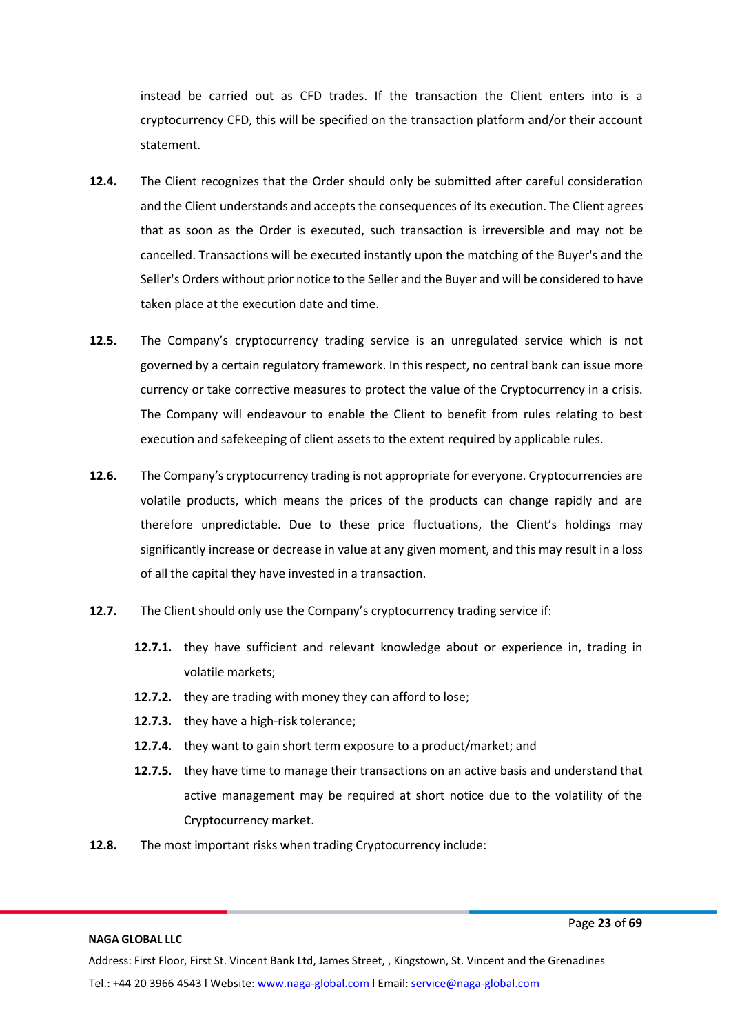instead be carried out as CFD trades. If the transaction the Client enters into is a cryptocurrency CFD, this will be specified on the transaction platform and/or their account statement.

**12.4.** The Client recognizes that the Order should only be submitted after careful consideration and the Client understands and accepts the consequences of its execution. The Client agrees that as soon as the Order is executed, such transaction is irreversible and may not be cancelled. Transactions will be executed instantly upon the matching of the Buyer's and the Seller's Orders without prior notice to the Seller and the Buyer and will be considered to have taken place at the execution date and time.

**12.5.** The Company's cryptocurrency trading service is an unregulated service which is not governed by a certain regulatory framework. In this respect, no central bank can issue more currency or take corrective measures to protect the value of the Cryptocurrency in a crisis. The Company will endeavour to enable the Client to benefit from rules relating to best execution and safekeeping of client assets to the extent required by applicable rules.

**12.6.** The Company's cryptocurrency trading is not appropriate for everyone. Cryptocurrencies are volatile products, which means the prices of the products can change rapidly and are therefore unpredictable. Due to these price fluctuations, the Client's holdings may significantly increase or decrease in value at any given moment, and this may result in a loss of all the capital they have invested in a transaction.

**12.7.** The Client should only use the Company's cryptocurrency trading service if:

- **12.7.1.** they have sufficient and relevant knowledge about or experience in, trading in volatile markets;
- **12.7.2.** they are trading with money they can afford to lose;
- **12.7.3.** they have a high-risk tolerance;
- **12.7.4.** they want to gain short term exposure to a product/market; and
- **12.7.5.** they have time to manage their transactions on an active basis and understand that active management may be required at short notice due to the volatility of the Cryptocurrency market.

**12.8.** The most important risks when trading Cryptocurrency include: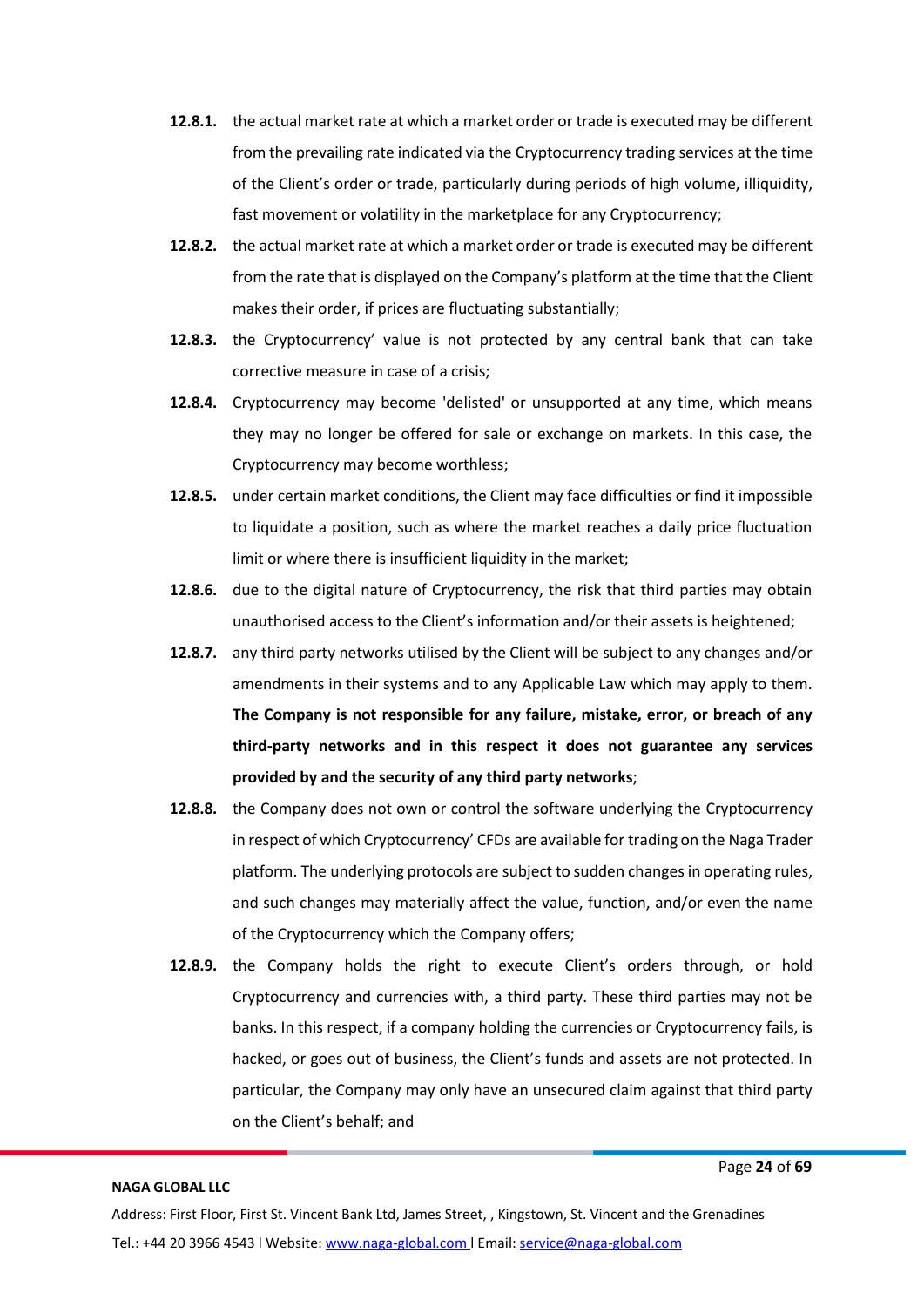**12.8.1.** the actual market rate at which a market order or trade is executed may be different from the prevailing rate indicated via the Cryptocurrency trading services at the time of the Client's order or trade, particularly during periods of high volume, illiquidity, fast movement or volatility in the marketplace for any Cryptocurrency;

**12.8.2.** the actual market rate at which a market order or trade is executed may be different from the rate that is displayed on the Company's platform at the time that the Client makes their order, if prices are fluctuating substantially;

**12.8.3.** the Cryptocurrency' value is not protected by any central bank that can take corrective measure in case of a crisis;

**12.8.4.** Cryptocurrency may become 'delisted' or unsupported at any time, which means they may no longer be offered for sale or exchange on markets. In this case, the Cryptocurrency may become worthless;

**12.8.5.** under certain market conditions, the Client may face difficulties or find it impossible to liquidate a position, such as where the market reaches a daily price fluctuation limit or where there is insufficient liquidity in the market;

**12.8.6.** due to the digital nature of Cryptocurrency, the risk that third parties may obtain unauthorised access to the Client's information and/or their assets is heightened;

**12.8.7.** any third party networks utilised by the Client will be subject to any changes and/or amendments in their systems and to any Applicable Law which may apply to them. **The Company is not responsible for any failure, mistake, error, or breach of any third-party networks and in this respect it does not guarantee any services provided by and the security of any third party networks**;

**12.8.8.** the Company does not own or control the software underlying the Cryptocurrency in respect of which Cryptocurrency' CFDs are available for trading on the Naga Trader platform. The underlying protocols are subject to sudden changes in operating rules, and such changes may materially affect the value, function, and/or even the name of the Cryptocurrency which the Company offers;

**12.8.9.** the Company holds the right to execute Client's orders through, or hold Cryptocurrency and currencies with, a third party. These third parties may not be banks. In this respect, if a company holding the currencies or Cryptocurrency fails, is hacked, or goes out of business, the Client's funds and assets are not protected. In particular, the Company may only have an unsecured claim against that third party on the Client's behalf; and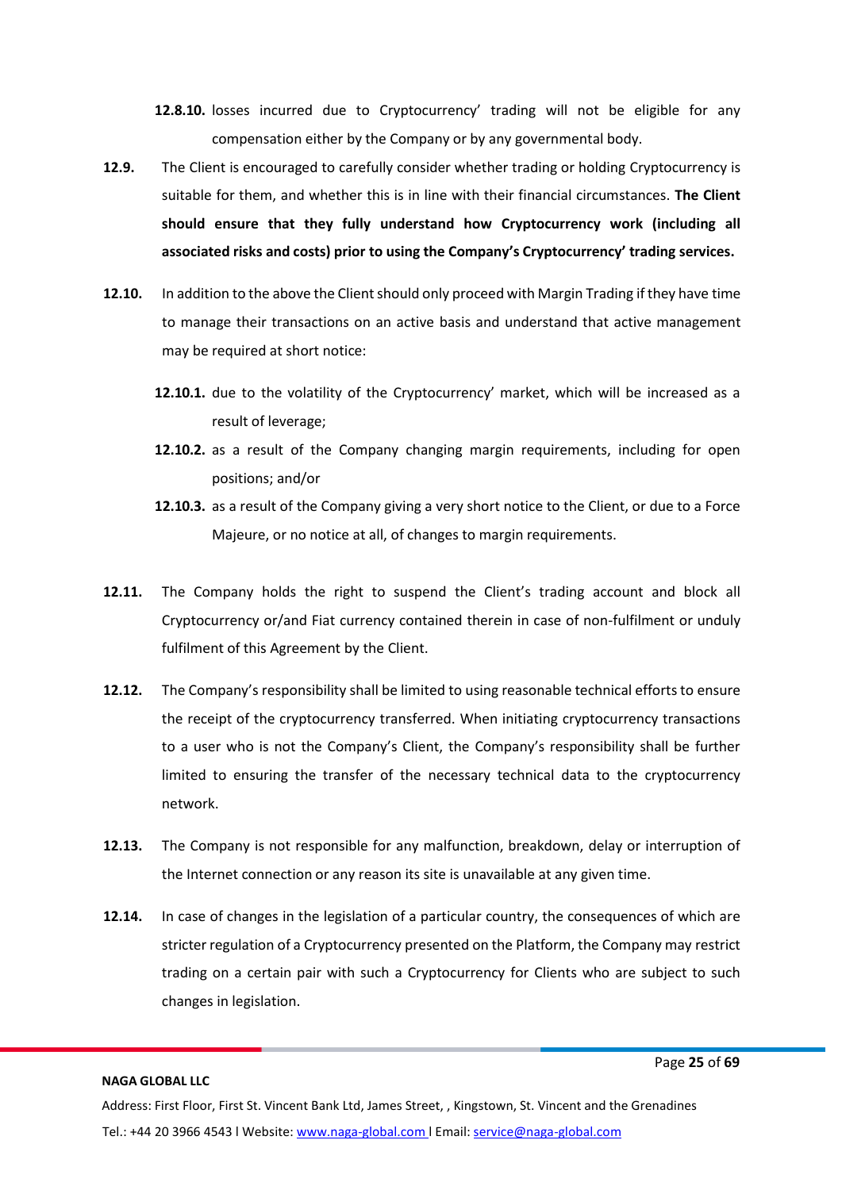**12.8.10.** losses incurred due to Cryptocurrency' trading will not be eligible for any compensation either by the Company or by any governmental body.

**12.9.** The Client is encouraged to carefully consider whether trading or holding Cryptocurrency is suitable for them, and whether this is in line with their financial circumstances. **The Client should ensure that they fully understand how Cryptocurrency work (including all associated risks and costs) prior to using the Company's Cryptocurrency' trading services.**

**12.10.** In addition to the above the Client should only proceed with Margin Trading if they have time to manage their transactions on an active basis and understand that active management may be required at short notice:

**12.10.1.** due to the volatility of the Cryptocurrency' market, which will be increased as a result of leverage;

**12.10.2.** as a result of the Company changing margin requirements, including for open positions; and/or

**12.10.3.** as a result of the Company giving a very short notice to the Client, or due to a Force Majeure, or no notice at all, of changes to margin requirements.

**12.11.** The Company holds the right to suspend the Client's trading account and block all Cryptocurrency or/and Fiat currency contained therein in case of non-fulfilment or unduly fulfilment of this Agreement by the Client.

**12.12.** The Company's responsibility shall be limited to using reasonable technical efforts to ensure the receipt of the cryptocurrency transferred. When initiating cryptocurrency transactions to a user who is not the Company's Client, the Company's responsibility shall be further limited to ensuring the transfer of the necessary technical data to the cryptocurrency network.

**12.13.** The Company is not responsible for any malfunction, breakdown, delay or interruption of the Internet connection or any reason its site is unavailable at any given time.

**12.14.** In case of changes in the legislation of a particular country, the consequences of which are stricter regulation of a Cryptocurrency presented on the Platform, the Company may restrict trading on a certain pair with such a Cryptocurrency for Clients who are subject to such changes in legislation.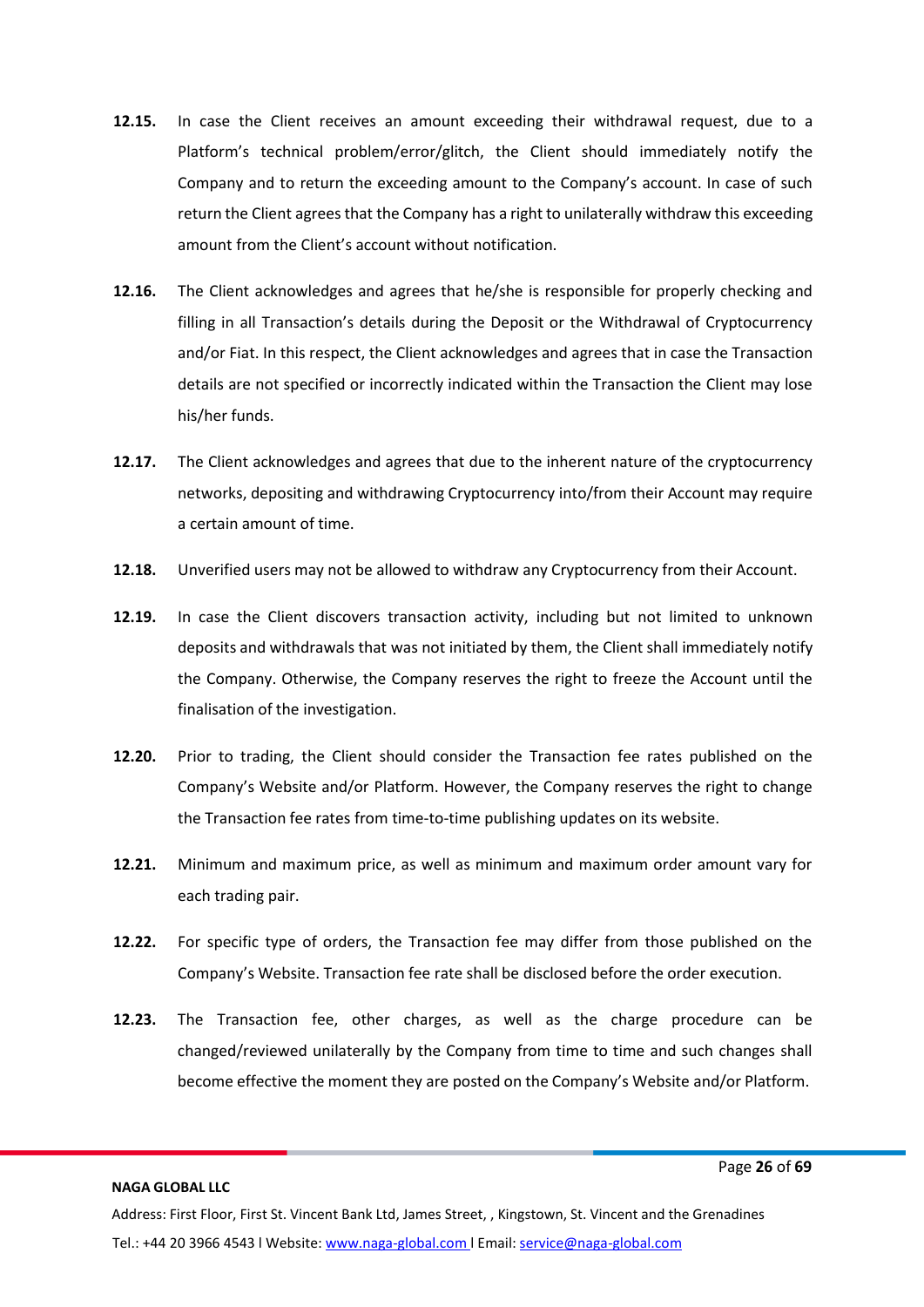**12.15.** In case the Client receives an amount exceeding their withdrawal request, due to a Platform's technical problem/error/glitch, the Client should immediately notify the Company and to return the exceeding amount to the Company's account. In case of such return the Client agrees that the Company has a right to unilaterally withdraw this exceeding amount from the Client's account without notification.

**12.16.** The Client acknowledges and agrees that he/she is responsible for properly checking and filling in all Transaction's details during the Deposit or the Withdrawal of Cryptocurrency and/or Fiat. In this respect, the Client acknowledges and agrees that in case the Transaction details are not specified or incorrectly indicated within the Transaction the Client may lose his/her funds.

**12.17.** The Client acknowledges and agrees that due to the inherent nature of the cryptocurrency networks, depositing and withdrawing Cryptocurrency into/from their Account may require a certain amount of time.

**12.18.** Unverified users may not be allowed to withdraw any Cryptocurrency from their Account.

**12.19.** In case the Client discovers transaction activity, including but not limited to unknown deposits and withdrawals that was not initiated by them, the Client shall immediately notify the Company. Otherwise, the Company reserves the right to freeze the Account until the finalisation of the investigation.

**12.20.** Prior to trading, the Client should consider the Transaction fee rates published on the Company's Website and/or Platform. However, the Company reserves the right to change the Transaction fee rates from time-to-time publishing updates on its website.

**12.21.** Minimum and maximum price, as well as minimum and maximum order amount vary for each trading pair.

**12.22.** For specific type of orders, the Transaction fee may differ from those published on the Company's Website. Transaction fee rate shall be disclosed before the order execution.

**12.23.** The Transaction fee, other charges, as well as the charge procedure can be changed/reviewed unilaterally by the Company from time to time and such changes shall become effective the moment they are posted on the Company's Website and/or Platform.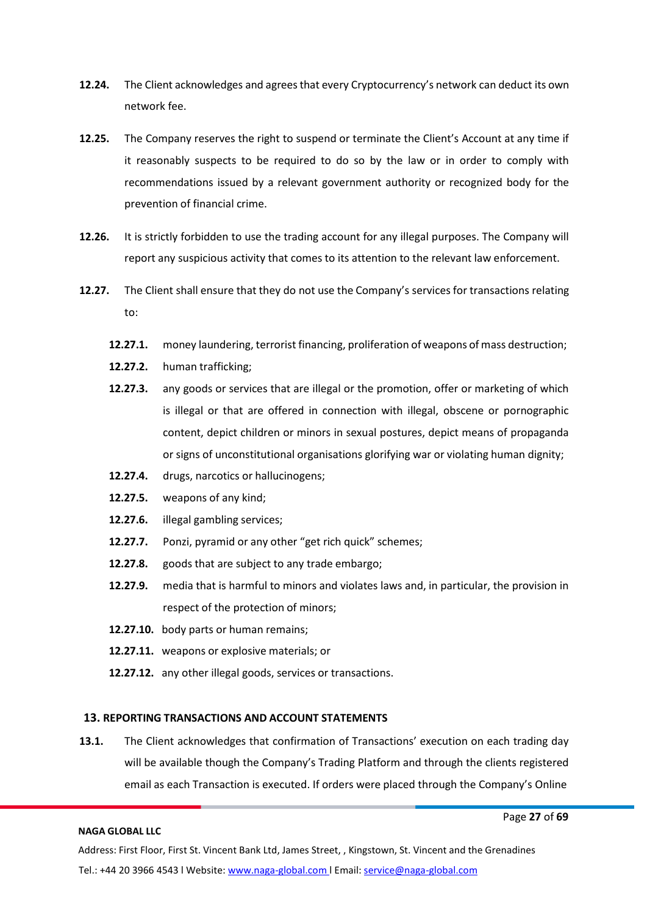**12.24.** The Client acknowledges and agrees that every Cryptocurrency's network can deduct its own network fee.

**12.25.** The Company reserves the right to suspend or terminate the Client's Account at any time if it reasonably suspects to be required to do so by the law or in order to comply with recommendations issued by a relevant government authority or recognized body for the prevention of financial crime.

**12.26.** It is strictly forbidden to use the trading account for any illegal purposes. The Company will report any suspicious activity that comes to its attention to the relevant law enforcement.

**12.27.** The Client shall ensure that they do not use the Company's services for transactions relating to:

- **12.27.1.** money laundering, terrorist financing, proliferation of weapons of mass destruction;
- **12.27.2.** human trafficking;
- **12.27.3.** any goods or services that are illegal or the promotion, offer or marketing of which is illegal or that are offered in connection with illegal, obscene or pornographic content, depict children or minors in sexual postures, depict means of propaganda or signs of unconstitutional organisations glorifying war or violating human dignity;
- **12.27.4.** drugs, narcotics or hallucinogens;
- **12.27.5.** weapons of any kind;
- **12.27.6.** illegal gambling services;
- **12.27.7.** Ponzi, pyramid or any other "get rich quick" schemes;
- **12.27.8.** goods that are subject to any trade embargo;
- **12.27.9.** media that is harmful to minors and violates laws and, in particular, the provision in respect of the protection of minors;
- **12.27.10.** body parts or human remains;
- **12.27.11.** weapons or explosive materials; or
- **12.27.12.** any other illegal goods, services or transactions.

## 13. REPORTING TRANSACTIONS AND ACCOUNT STATEMENTS

**13.1.** The Client acknowledges that confirmation of Transactions' execution on each trading day will be available though the Company's Trading Platform and through the clients registered email as each Transaction is executed. If orders were placed through the Company's Online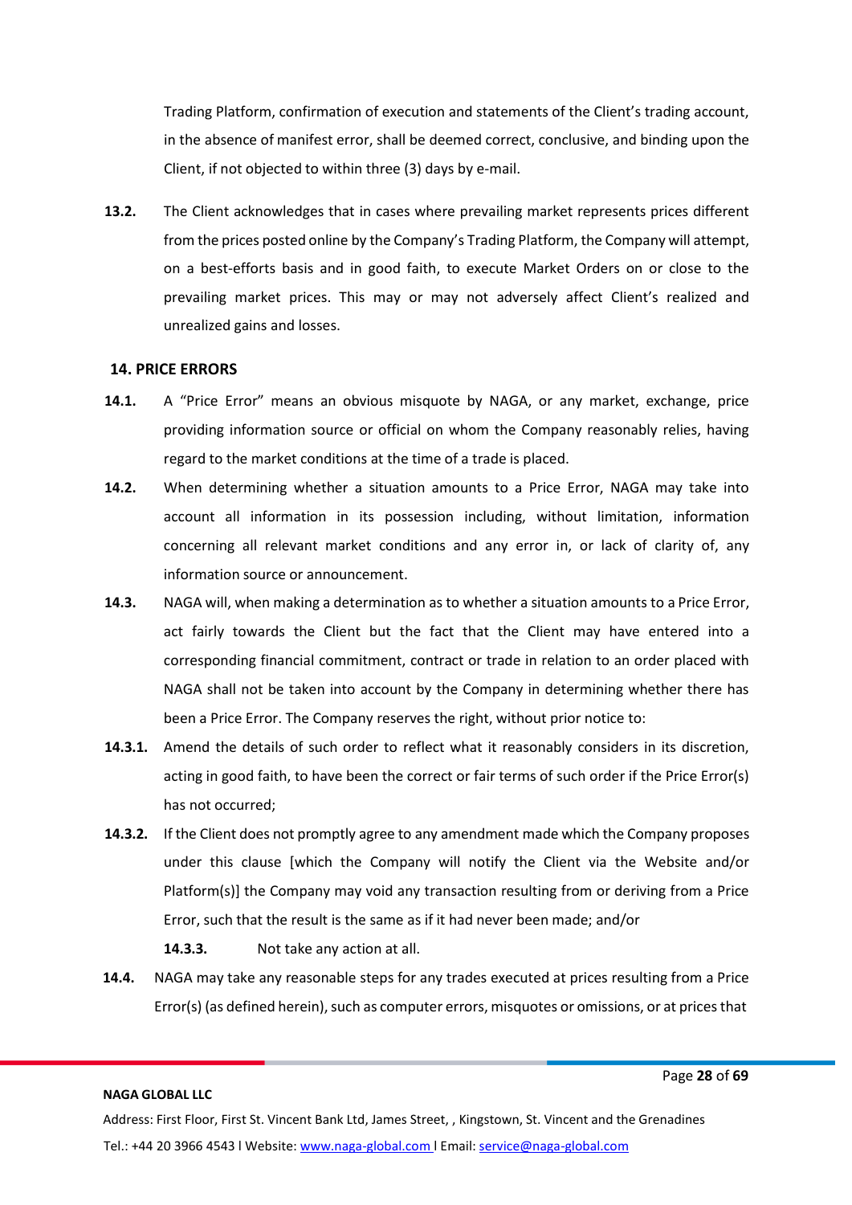Trading Platform, confirmation of execution and statements of the Client's trading account, in the absence of manifest error, shall be deemed correct, conclusive, and binding upon the Client, if not objected to within three (3) days by e-mail.

**13.2.** The Client acknowledges that in cases where prevailing market represents prices different from the prices posted online by the Company's Trading Platform, the Company will attempt, on a best-efforts basis and in good faith, to execute Market Orders on or close to the prevailing market prices. This may or may not adversely affect Client's realized and unrealized gains and losses.

## 14. PRICE ERRORS

**14.1.** A "Price Error" means an obvious misquote by NAGA, or any market, exchange, price providing information source or official on whom the Company reasonably relies, having regard to the market conditions at the time of a trade is placed.

**14.2.** When determining whether a situation amounts to a Price Error, NAGA may take into account all information in its possession including, without limitation, information concerning all relevant market conditions and any error in, or lack of clarity of, any information source or announcement.

**14.3.** NAGA will, when making a determination as to whether a situation amounts to a Price Error, act fairly towards the Client but the fact that the Client may have entered into a corresponding financial commitment, contract or trade in relation to an order placed with NAGA shall not be taken into account by the Company in determining whether there has been a Price Error. The Company reserves the right, without prior notice to:

**14.3.1.** Amend the details of such order to reflect what it reasonably considers in its discretion, acting in good faith, to have been the correct or fair terms of such order if the Price Error(s) has not occurred;

**14.3.2.** If the Client does not promptly agree to any amendment made which the Company proposes under this clause [which the Company will notify the Client via the Website and/or Platform(s)] the Company may void any transaction resulting from or deriving from a Price Error, such that the result is the same as if it had never been made; and/or

**14.3.3.** Not take any action at all.

**14.4.** NAGA may take any reasonable steps for any trades executed at prices resulting from a Price Error(s) (as defined herein), such as computer errors, misquotes or omissions, or at prices that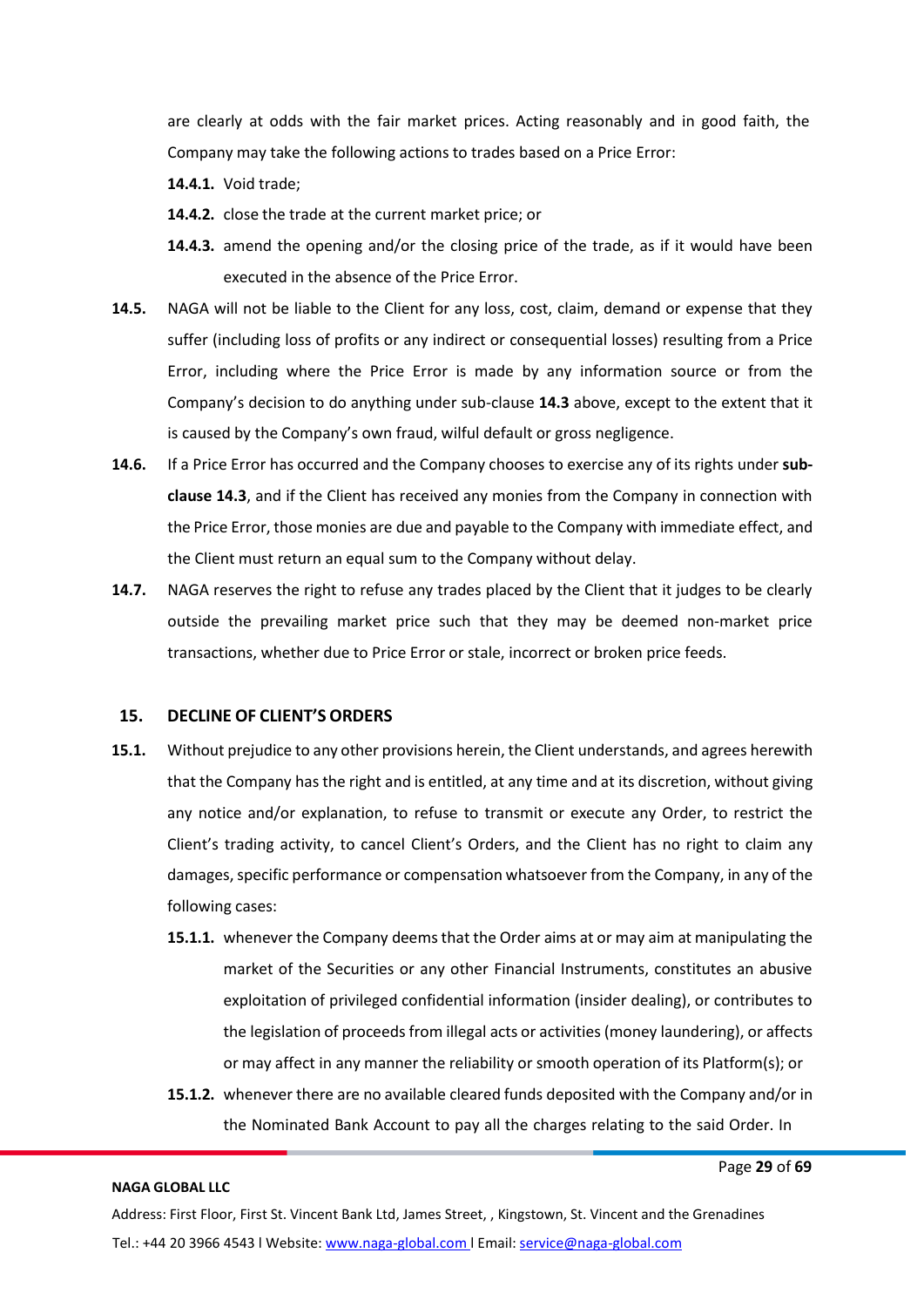are clearly at odds with the fair market prices. Acting reasonably and in good faith, the Company may take the following actions to trades based on a Price Error:

**14.4.1.** Void trade;

**14.4.2.** close the trade at the current market price; or

**14.4.3.** amend the opening and/or the closing price of the trade, as if it would have been executed in the absence of the Price Error.

**14.5.** NAGA will not be liable to the Client for any loss, cost, claim, demand or expense that they suffer (including loss of profits or any indirect or consequential losses) resulting from a Price Error, including where the Price Error is made by any information source or from the Company's decision to do anything under sub-clause **14.3** above, except to the extent that it is caused by the Company's own fraud, wilful default or gross negligence.

**14.6.** If a Price Error has occurred and the Company chooses to exercise any of its rights under **sub-clause 14.3**, and if the Client has received any monies from the Company in connection with the Price Error, those monies are due and payable to the Company with immediate effect, and the Client must return an equal sum to the Company without delay.

**14.7.** NAGA reserves the right to refuse any trades placed by the Client that it judges to be clearly outside the prevailing market price such that they may be deemed non-market price transactions, whether due to Price Error or stale, incorrect or broken price feeds.

## 15. DECLINE OF CLIENT'S ORDERS

**15.1.** Without prejudice to any other provisions herein, the Client understands, and agrees herewith that the Company has the right and is entitled, at any time and at its discretion, without giving any notice and/or explanation, to refuse to transmit or execute any Order, to restrict the Client's trading activity, to cancel Client's Orders, and the Client has no right to claim any damages, specific performance or compensation whatsoever from the Company, in any of the following cases:

**15.1.1.** whenever the Company deems that the Order aims at or may aim at manipulating the market of the Securities or any other Financial Instruments, constitutes an abusive exploitation of privileged confidential information (insider dealing), or contributes to the legislation of proceeds from illegal acts or activities (money laundering), or affects or may affect in any manner the reliability or smooth operation of its Platform(s); or

**15.1.2.** whenever there are no available cleared funds deposited with the Company and/or in the Nominated Bank Account to pay all the charges relating to the said Order. In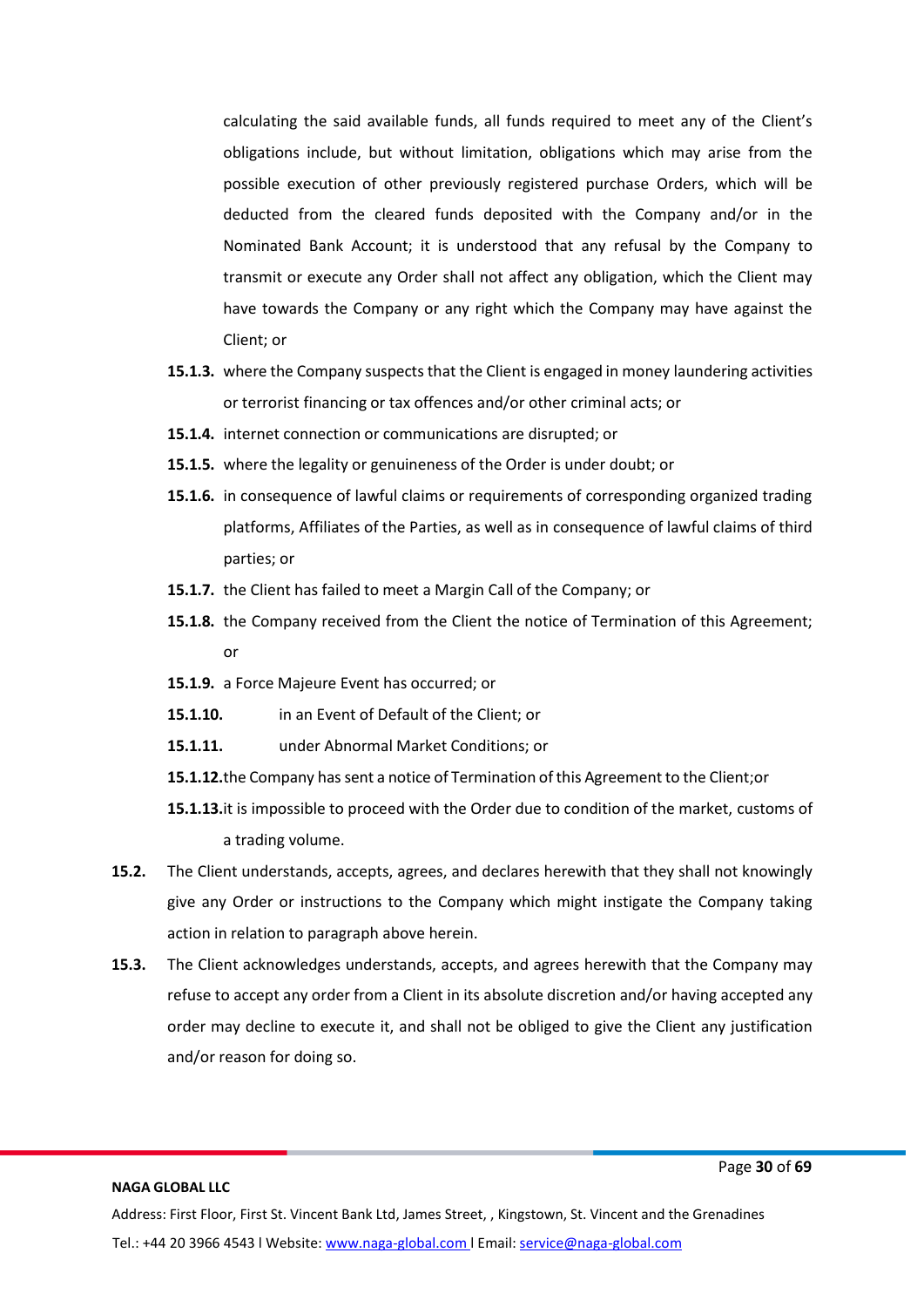calculating the said available funds, all funds required to meet any of the Client's obligations include, but without limitation, obligations which may arise from the possible execution of other previously registered purchase Orders, which will be deducted from the cleared funds deposited with the Company and/or in the Nominated Bank Account; it is understood that any refusal by the Company to transmit or execute any Order shall not affect any obligation, which the Client may have towards the Company or any right which the Company may have against the Client; or

**15.1.3.** where the Company suspects that the Client is engaged in money laundering activities or terrorist financing or tax offences and/or other criminal acts; or

**15.1.4.** internet connection or communications are disrupted; or

**15.1.5.** where the legality or genuineness of the Order is under doubt; or

**15.1.6.** in consequence of lawful claims or requirements of corresponding organized trading platforms, Affiliates of the Parties, as well as in consequence of lawful claims of third parties; or

**15.1.7.** the Client has failed to meet a Margin Call of the Company; or

**15.1.8.** the Company received from the Client the notice of Termination of this Agreement; or

**15.1.9.** a Force Majeure Event has occurred; or

**15.1.10.** in an Event of Default of the Client; or

**15.1.11.** under Abnormal Market Conditions; or

**15.1.12.** the Company has sent a notice of Termination of this Agreement to the Client;or

**15.1.13.** it is impossible to proceed with the Order due to condition of the market, customs of a trading volume.

**15.2.** The Client understands, accepts, agrees, and declares herewith that they shall not knowingly give any Order or instructions to the Company which might instigate the Company taking action in relation to paragraph above herein.

**15.3.** The Client acknowledges understands, accepts, and agrees herewith that the Company may refuse to accept any order from a Client in its absolute discretion and/or having accepted any order may decline to execute it, and shall not be obliged to give the Client any justification and/or reason for doing so.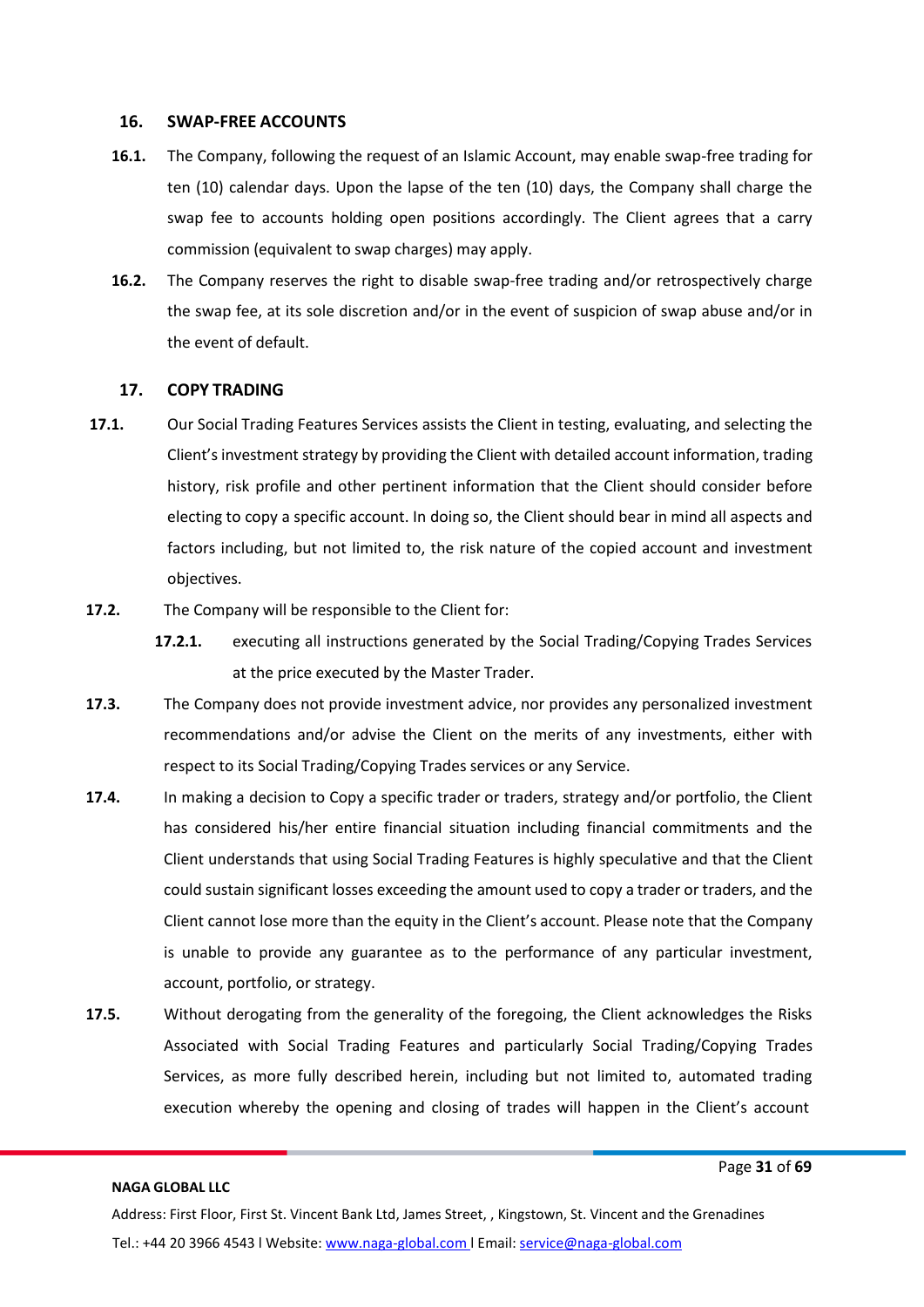## 16. SWAP-FREE ACCOUNTS

**16.1.** The Company, following the request of an Islamic Account, may enable swap-free trading for ten (10) calendar days. Upon the lapse of the ten (10) days, the Company shall charge the swap fee to accounts holding open positions accordingly. The Client agrees that a carry commission (equivalent to swap charges) may apply.

**16.2.** The Company reserves the right to disable swap-free trading and/or retrospectively charge the swap fee, at its sole discretion and/or in the event of suspicion of swap abuse and/or in the event of default.

## 17. COPY TRADING

**17.1.** Our Social Trading Features Services assists the Client in testing, evaluating, and selecting the Client's investment strategy by providing the Client with detailed account information, trading history, risk profile and other pertinent information that the Client should consider before electing to copy a specific account. In doing so, the Client should bear in mind all aspects and factors including, but not limited to, the risk nature of the copied account and investment objectives.

**17.2.** The Company will be responsible to the Client for:

**17.2.1.** executing all instructions generated by the Social Trading/Copying Trades Services at the price executed by the Master Trader.

**17.3.** The Company does not provide investment advice, nor provides any personalized investment recommendations and/or advise the Client on the merits of any investments, either with respect to its Social Trading/Copying Trades services or any Service.

**17.4.** In making a decision to Copy a specific trader or traders, strategy and/or portfolio, the Client has considered his/her entire financial situation including financial commitments and the Client understands that using Social Trading Features is highly speculative and that the Client could sustain significant losses exceeding the amount used to copy a trader or traders, and the Client cannot lose more than the equity in the Client's account. Please note that the Company is unable to provide any guarantee as to the performance of any particular investment, account, portfolio, or strategy.

**17.5.** Without derogating from the generality of the foregoing, the Client acknowledges the Risks Associated with Social Trading Features and particularly Social Trading/Copying Trades Services, as more fully described herein, including but not limited to, automated trading execution whereby the opening and closing of trades will happen in the Client's account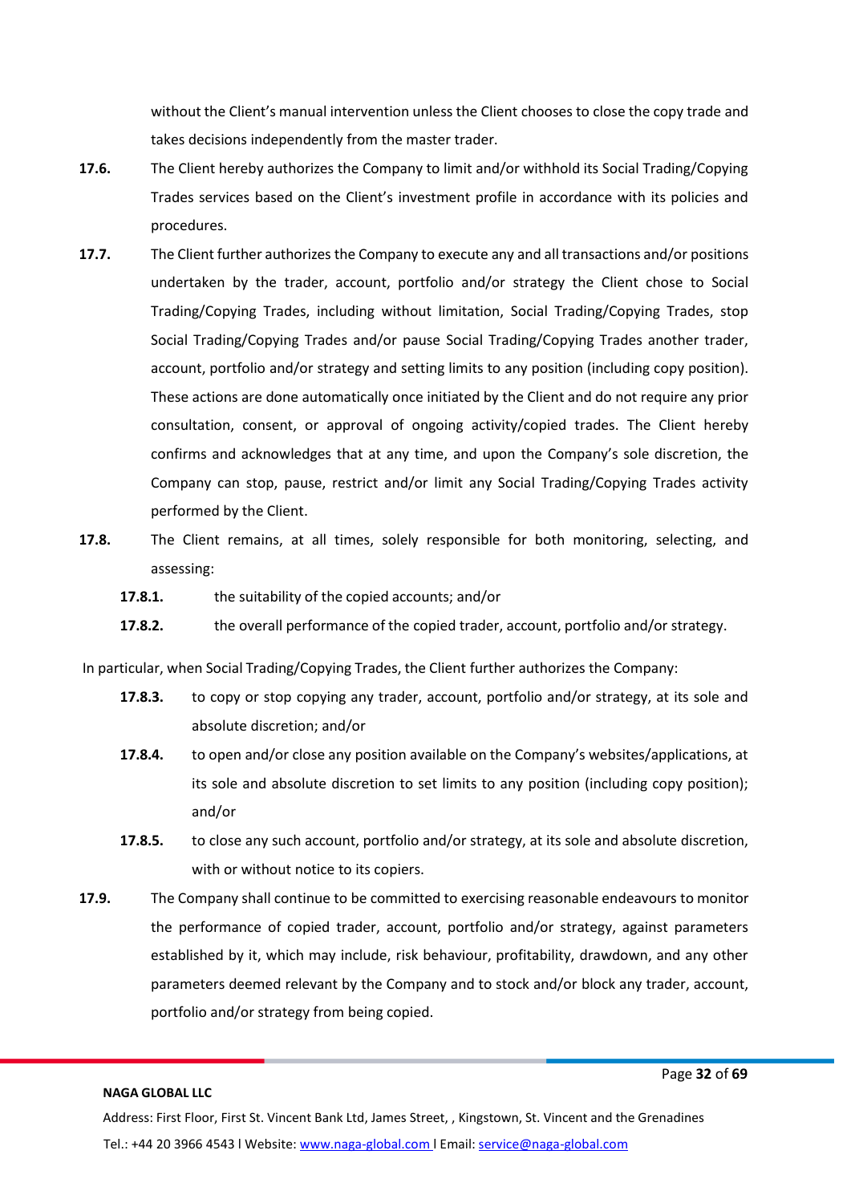without the Client's manual intervention unless the Client chooses to close the copy trade and takes decisions independently from the master trader.

**17.6.** The Client hereby authorizes the Company to limit and/or withhold its Social Trading/Copying Trades services based on the Client's investment profile in accordance with its policies and procedures.

**17.7.** The Client further authorizes the Company to execute any and all transactions and/or positions undertaken by the trader, account, portfolio and/or strategy the Client chose to Social Trading/Copying Trades, including without limitation, Social Trading/Copying Trades, stop Social Trading/Copying Trades and/or pause Social Trading/Copying Trades another trader, account, portfolio and/or strategy and setting limits to any position (including copy position). These actions are done automatically once initiated by the Client and do not require any prior consultation, consent, or approval of ongoing activity/copied trades. The Client hereby confirms and acknowledges that at any time, and upon the Company's sole discretion, the Company can stop, pause, restrict and/or limit any Social Trading/Copying Trades activity performed by the Client.

**17.8.** The Client remains, at all times, solely responsible for both monitoring, selecting, and assessing:

- **17.8.1.** the suitability of the copied accounts; and/or
- **17.8.2.** the overall performance of the copied trader, account, portfolio and/or strategy.

In particular, when Social Trading/Copying Trades, the Client further authorizes the Company:

- **17.8.3.** to copy or stop copying any trader, account, portfolio and/or strategy, at its sole and absolute discretion; and/or
- **17.8.4.** to open and/or close any position available on the Company's websites/applications, at its sole and absolute discretion to set limits to any position (including copy position); and/or
- **17.8.5.** to close any such account, portfolio and/or strategy, at its sole and absolute discretion, with or without notice to its copiers.

**17.9.** The Company shall continue to be committed to exercising reasonable endeavours to monitor the performance of copied trader, account, portfolio and/or strategy, against parameters established by it, which may include, risk behaviour, profitability, drawdown, and any other parameters deemed relevant by the Company and to stock and/or block any trader, account, portfolio and/or strategy from being copied.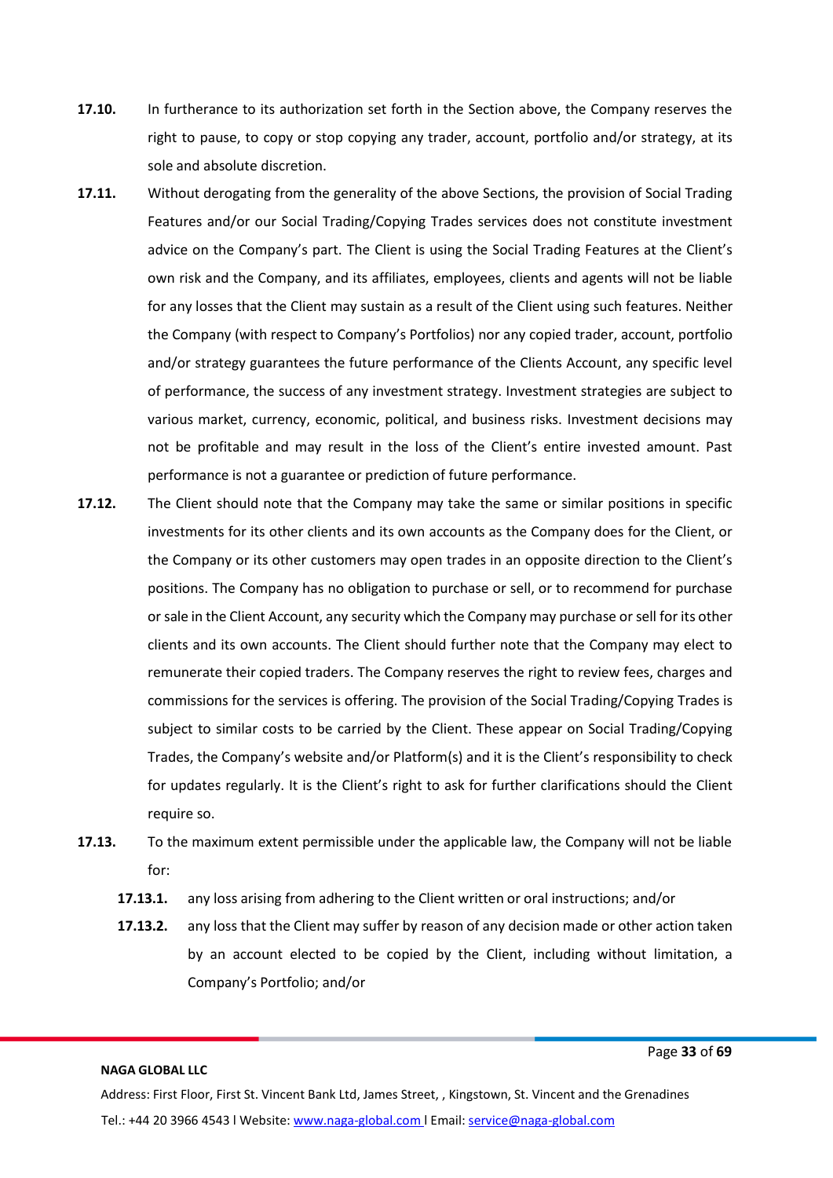**17.10.** In furtherance to its authorization set forth in the Section above, the Company reserves the right to pause, to copy or stop copying any trader, account, portfolio and/or strategy, at its sole and absolute discretion.

**17.11.** Without derogating from the generality of the above Sections, the provision of Social Trading Features and/or our Social Trading/Copying Trades services does not constitute investment advice on the Company's part. The Client is using the Social Trading Features at the Client's own risk and the Company, and its affiliates, employees, clients and agents will not be liable for any losses that the Client may sustain as a result of the Client using such features. Neither the Company (with respect to Company's Portfolios) nor any copied trader, account, portfolio and/or strategy guarantees the future performance of the Clients Account, any specific level of performance, the success of any investment strategy. Investment strategies are subject to various market, currency, economic, political, and business risks. Investment decisions may not be profitable and may result in the loss of the Client's entire invested amount. Past performance is not a guarantee or prediction of future performance.

**17.12.** The Client should note that the Company may take the same or similar positions in specific investments for its other clients and its own accounts as the Company does for the Client, or the Company or its other customers may open trades in an opposite direction to the Client's positions. The Company has no obligation to purchase or sell, or to recommend for purchase or sale in the Client Account, any security which the Company may purchase or sell for its other clients and its own accounts. The Client should further note that the Company may elect to remunerate their copied traders. The Company reserves the right to review fees, charges and commissions for the services is offering. The provision of the Social Trading/Copying Trades is subject to similar costs to be carried by the Client. These appear on Social Trading/Copying Trades, the Company's website and/or Platform(s) and it is the Client's responsibility to check for updates regularly. It is the Client's right to ask for further clarifications should the Client require so.

**17.13.** To the maximum extent permissible under the applicable law, the Company will not be liable for:

- **17.13.1.** any loss arising from adhering to the Client written or oral instructions; and/or
- **17.13.2.** any loss that the Client may suffer by reason of any decision made or other action taken by an account elected to be copied by the Client, including without limitation, a Company's Portfolio; and/or

**NAGA GLOBAL LLC**

Address: First Floor, First St. Vincent Bank Ltd, James Street, , Kingstown, St. Vincent and the Grenadines

Tel.: +44 20 3966 4543 l Website: www.naga-global.com l Email: service@naga-global.com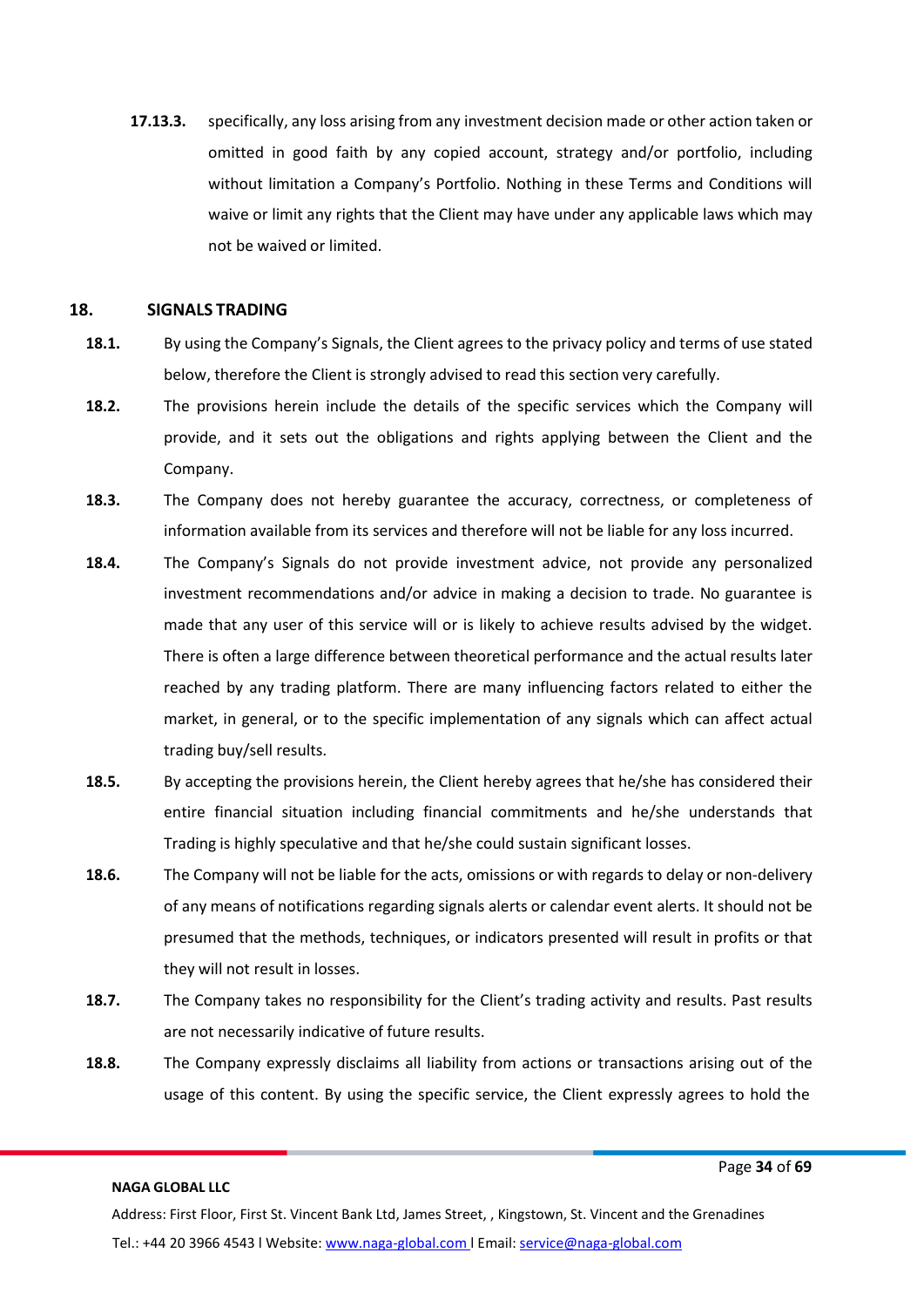**17.13.3.** specifically, any loss arising from any investment decision made or other action taken or omitted in good faith by any copied account, strategy and/or portfolio, including without limitation a Company's Portfolio. Nothing in these Terms and Conditions will waive or limit any rights that the Client may have under any applicable laws which may not be waived or limited.

## 18. SIGNALS TRADING

**18.1.** By using the Company's Signals, the Client agrees to the privacy policy and terms of use stated below, therefore the Client is strongly advised to read this section very carefully.

**18.2.** The provisions herein include the details of the specific services which the Company will provide, and it sets out the obligations and rights applying between the Client and the Company.

**18.3.** The Company does not hereby guarantee the accuracy, correctness, or completeness of information available from its services and therefore will not be liable for any loss incurred.

**18.4.** The Company's Signals do not provide investment advice, not provide any personalized investment recommendations and/or advice in making a decision to trade. No guarantee is made that any user of this service will or is likely to achieve results advised by the widget. There is often a large difference between theoretical performance and the actual results later reached by any trading platform. There are many influencing factors related to either the market, in general, or to the specific implementation of any signals which can affect actual trading buy/sell results.

**18.5.** By accepting the provisions herein, the Client hereby agrees that he/she has considered their entire financial situation including financial commitments and he/she understands that Trading is highly speculative and that he/she could sustain significant losses.

**18.6.** The Company will not be liable for the acts, omissions or with regards to delay or non-delivery of any means of notifications regarding signals alerts or calendar event alerts. It should not be presumed that the methods, techniques, or indicators presented will result in profits or that they will not result in losses.

**18.7.** The Company takes no responsibility for the Client's trading activity and results. Past results are not necessarily indicative of future results.

**18.8.** The Company expressly disclaims all liability from actions or transactions arising out of the usage of this content. By using the specific service, the Client expressly agrees to hold the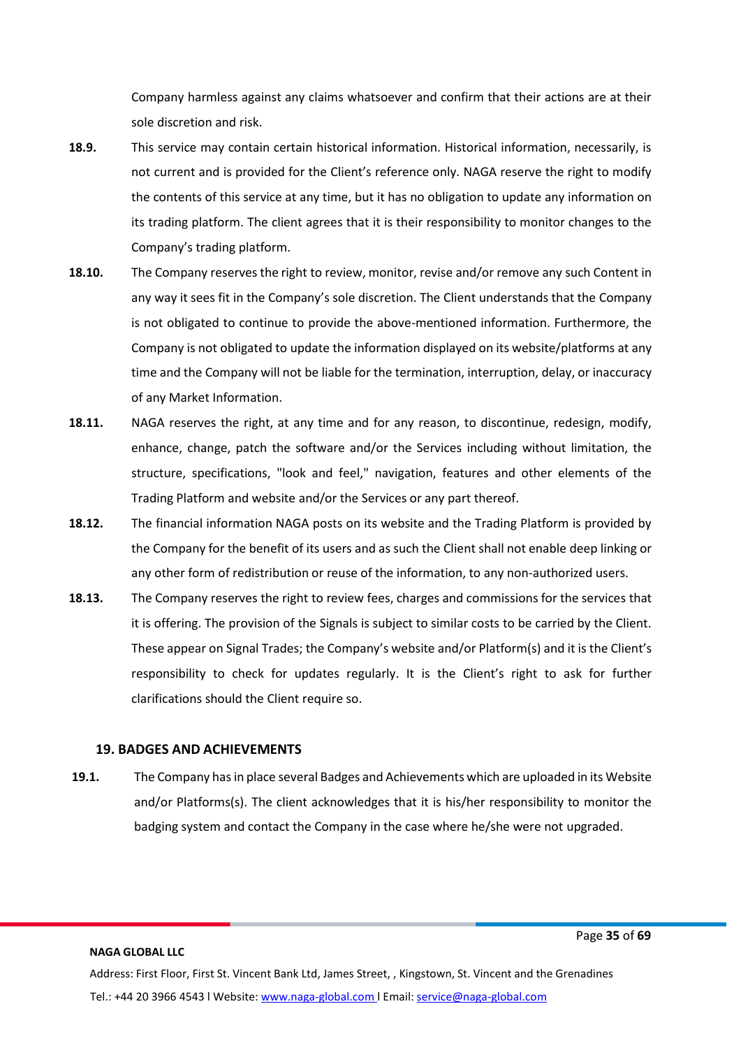Company harmless against any claims whatsoever and confirm that their actions are at their sole discretion and risk.

**18.9.** This service may contain certain historical information. Historical information, necessarily, is not current and is provided for the Client's reference only. NAGA reserve the right to modify the contents of this service at any time, but it has no obligation to update any information on its trading platform. The client agrees that it is their responsibility to monitor changes to the Company's trading platform.

**18.10.** The Company reserves the right to review, monitor, revise and/or remove any such Content in any way it sees fit in the Company's sole discretion. The Client understands that the Company is not obligated to continue to provide the above-mentioned information. Furthermore, the Company is not obligated to update the information displayed on its website/platforms at any time and the Company will not be liable for the termination, interruption, delay, or inaccuracy of any Market Information.

**18.11.** NAGA reserves the right, at any time and for any reason, to discontinue, redesign, modify, enhance, change, patch the software and/or the Services including without limitation, the structure, specifications, "look and feel," navigation, features and other elements of the Trading Platform and website and/or the Services or any part thereof.

**18.12.** The financial information NAGA posts on its website and the Trading Platform is provided by the Company for the benefit of its users and as such the Client shall not enable deep linking or any other form of redistribution or reuse of the information, to any non-authorized users.

**18.13.** The Company reserves the right to review fees, charges and commissions for the services that it is offering. The provision of the Signals is subject to similar costs to be carried by the Client. These appear on Signal Trades; the Company's website and/or Platform(s) and it is the Client's responsibility to check for updates regularly. It is the Client's right to ask for further clarifications should the Client require so.

## 19. BADGES AND ACHIEVEMENTS

**19.1.** The Company has in place several Badges and Achievements which are uploaded in its Website and/or Platforms(s). The client acknowledges that it is his/her responsibility to monitor the badging system and contact the Company in the case where he/she were not upgraded.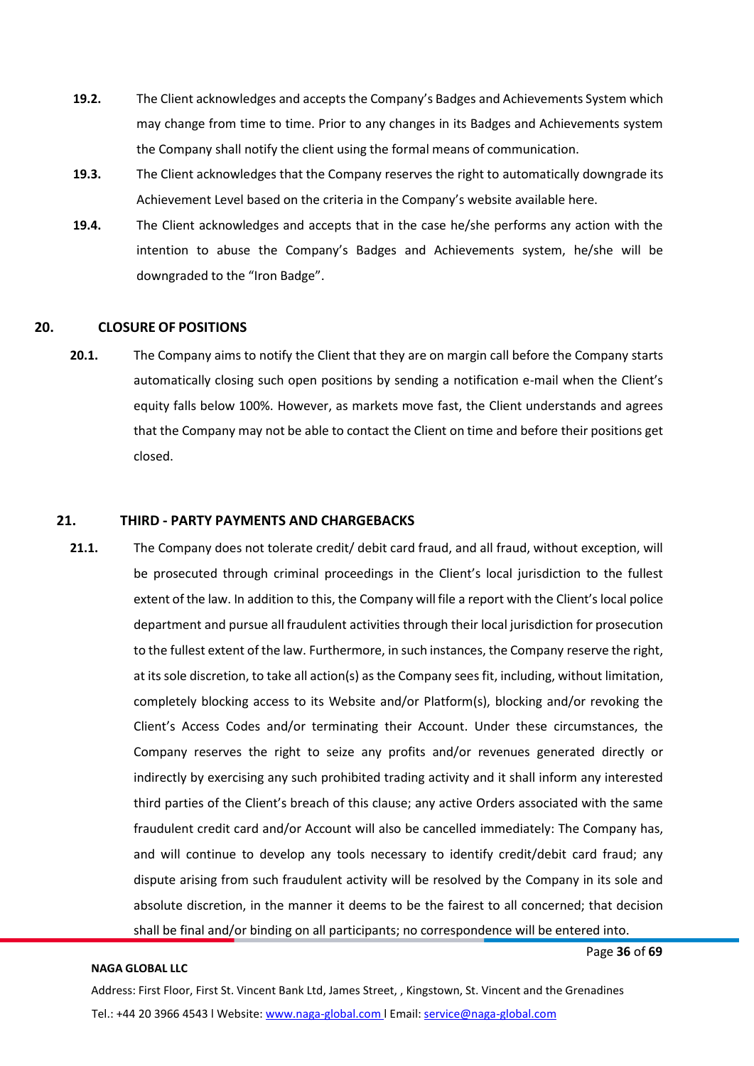**19.2.** The Client acknowledges and accepts the Company's Badges and Achievements System which may change from time to time. Prior to any changes in its Badges and Achievements system the Company shall notify the client using the formal means of communication.

**19.3.** The Client acknowledges that the Company reserves the right to automatically downgrade its Achievement Level based on the criteria in the Company's website available here.

**19.4.** The Client acknowledges and accepts that in the case he/she performs any action with the intention to abuse the Company's Badges and Achievements system, he/she will be downgraded to the "Iron Badge".

## 20. CLOSURE OF POSITIONS

**20.1.** The Company aims to notify the Client that they are on margin call before the Company starts automatically closing such open positions by sending a notification e-mail when the Client's equity falls below 100%. However, as markets move fast, the Client understands and agrees that the Company may not be able to contact the Client on time and before their positions get closed.

## 21. THIRD - PARTY PAYMENTS AND CHARGEBACKS

**21.1.** The Company does not tolerate credit/ debit card fraud, and all fraud, without exception, will be prosecuted through criminal proceedings in the Client's local jurisdiction to the fullest extent of the law. In addition to this, the Company will file a report with the Client's local police department and pursue all fraudulent activities through their local jurisdiction for prosecution to the fullest extent of the law. Furthermore, in such instances, the Company reserve the right, at its sole discretion, to take all action(s) as the Company sees fit, including, without limitation, completely blocking access to its Website and/or Platform(s), blocking and/or revoking the Client's Access Codes and/or terminating their Account. Under these circumstances, the Company reserves the right to seize any profits and/or revenues generated directly or indirectly by exercising any such prohibited trading activity and it shall inform any interested third parties of the Client's breach of this clause; any active Orders associated with the same fraudulent credit card and/or Account will also be cancelled immediately: The Company has, and will continue to develop any tools necessary to identify credit/debit card fraud; any dispute arising from such fraudulent activity will be resolved by the Company in its sole and absolute discretion, in the manner it deems to be the fairest to all concerned; that decision shall be final and/or binding on all participants; no correspondence will be entered into.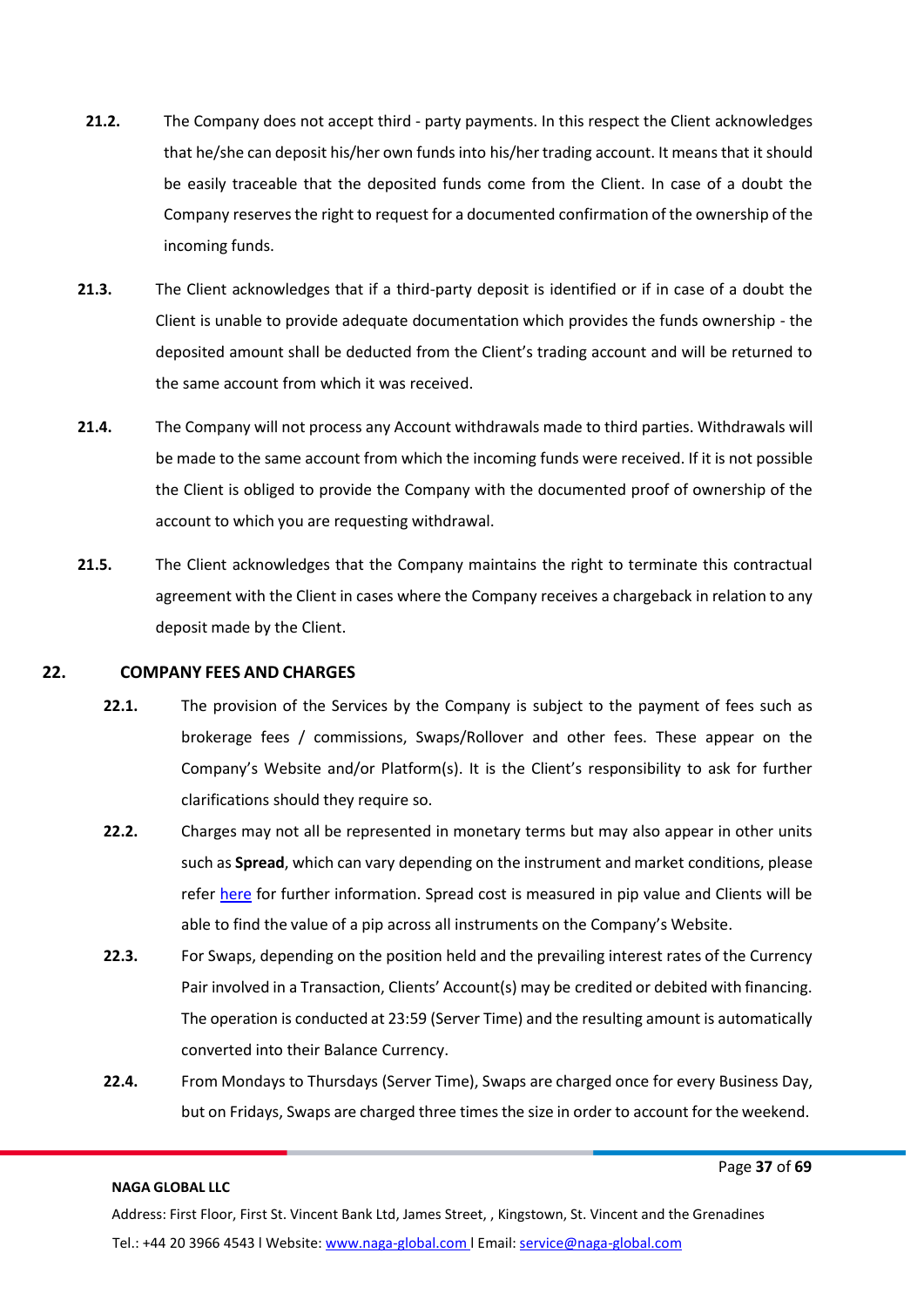**21.2.** The Company does not accept third - party payments. In this respect the Client acknowledges that he/she can deposit his/her own funds into his/her trading account. It means that it should be easily traceable that the deposited funds come from the Client. In case of a doubt the Company reserves the right to request for a documented confirmation of the ownership of the incoming funds.

**21.3.** The Client acknowledges that if a third-party deposit is identified or if in case of a doubt the Client is unable to provide adequate documentation which provides the funds ownership - the deposited amount shall be deducted from the Client's trading account and will be returned to the same account from which it was received.

**21.4.** The Company will not process any Account withdrawals made to third parties. Withdrawals will be made to the same account from which the incoming funds were received. If it is not possible the Client is obliged to provide the Company with the documented proof of ownership of the account to which you are requesting withdrawal.

**21.5.** The Client acknowledges that the Company maintains the right to terminate this contractual agreement with the Client in cases where the Company receives a chargeback in relation to any deposit made by the Client.

## 22. COMPANY FEES AND CHARGES

**22.1.** The provision of the Services by the Company is subject to the payment of fees such as brokerage fees / commissions, Swaps/Rollover and other fees. These appear on the Company's Website and/or Platform(s). It is the Client's responsibility to ask for further clarifications should they require so.

**22.2.** Charges may not all be represented in monetary terms but may also appear in other units such as **Spread**, which can vary depending on the instrument and market conditions, please refer here for further information. Spread cost is measured in pip value and Clients will be able to find the value of a pip across all instruments on the Company's Website.

**22.3.** For Swaps, depending on the position held and the prevailing interest rates of the Currency Pair involved in a Transaction, Clients' Account(s) may be credited or debited with financing. The operation is conducted at 23:59 (Server Time) and the resulting amount is automatically converted into their Balance Currency.

**22.4.** From Mondays to Thursdays (Server Time), Swaps are charged once for every Business Day, but on Fridays, Swaps are charged three times the size in order to account for the weekend.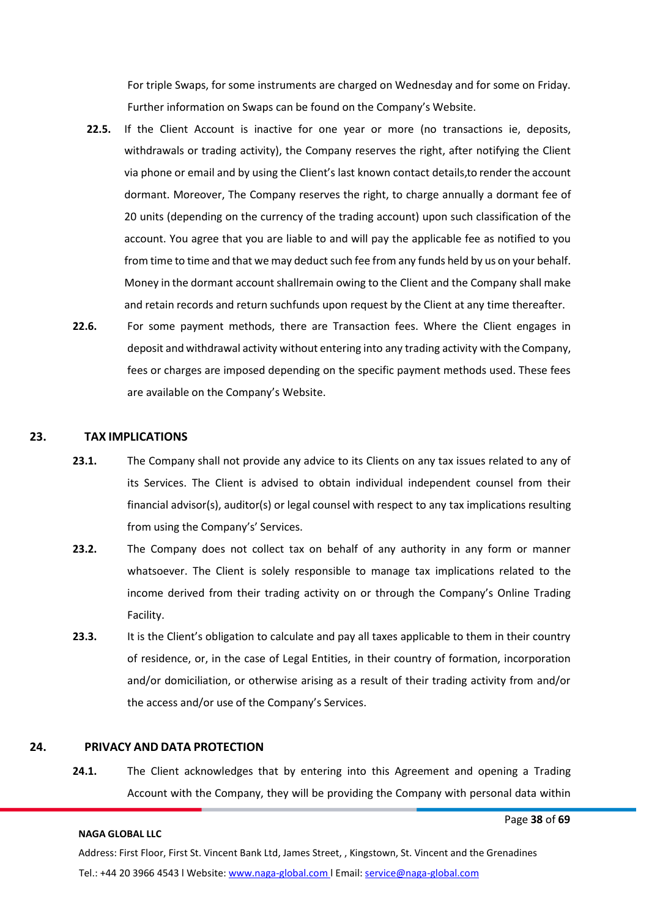For triple Swaps, for some instruments are charged on Wednesday and for some on Friday. Further information on Swaps can be found on the Company's Website.

**22.5.** If the Client Account is inactive for one year or more (no transactions ie, deposits, withdrawals or trading activity), the Company reserves the right, after notifying the Client via phone or email and by using the Client's last known contact details,to render the account dormant. Moreover, The Company reserves the right, to charge annually a dormant fee of 20 units (depending on the currency of the trading account) upon such classification of the account. You agree that you are liable to and will pay the applicable fee as notified to you from time to time and that we may deduct such fee from any funds held by us on your behalf. Money in the dormant account shallremain owing to the Client and the Company shall make and retain records and return suchfunds upon request by the Client at any time thereafter.

**22.6.** For some payment methods, there are Transaction fees. Where the Client engages in deposit and withdrawal activity without entering into any trading activity with the Company, fees or charges are imposed depending on the specific payment methods used. These fees are available on the Company's Website.

## 23. TAX IMPLICATIONS

**23.1.** The Company shall not provide any advice to its Clients on any tax issues related to any of its Services. The Client is advised to obtain individual independent counsel from their financial advisor(s), auditor(s) or legal counsel with respect to any tax implications resulting from using the Company's' Services.

**23.2.** The Company does not collect tax on behalf of any authority in any form or manner whatsoever. The Client is solely responsible to manage tax implications related to the income derived from their trading activity on or through the Company's Online Trading Facility.

**23.3.** It is the Client's obligation to calculate and pay all taxes applicable to them in their country of residence, or, in the case of Legal Entities, in their country of formation, incorporation and/or domiciliation, or otherwise arising as a result of their trading activity from and/or the access and/or use of the Company's Services.

## 24. PRIVACY AND DATA PROTECTION

**24.1.** The Client acknowledges that by entering into this Agreement and opening a Trading Account with the Company, they will be providing the Company with personal data within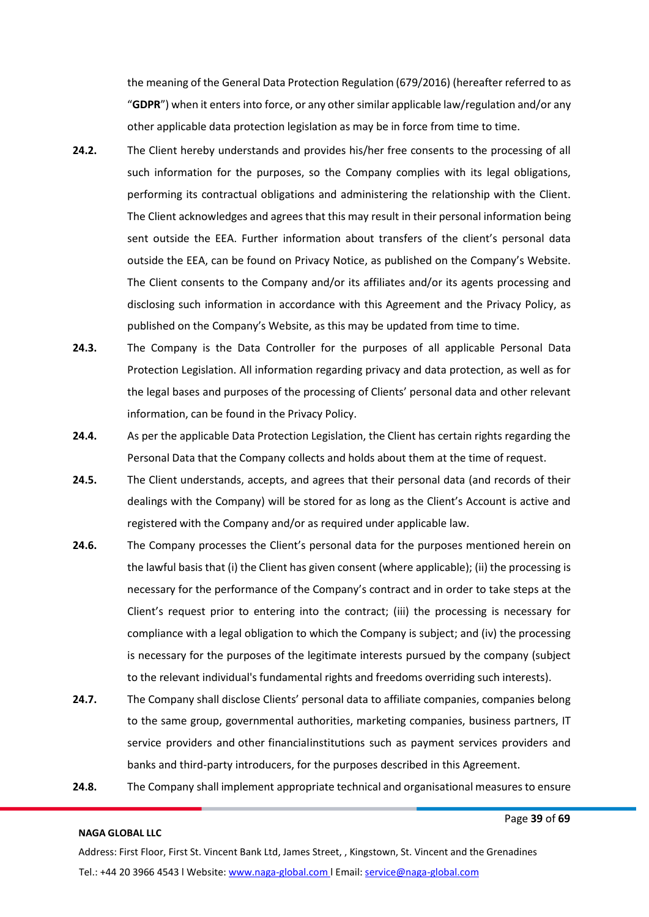the meaning of the General Data Protection Regulation (679/2016) (hereafter referred to as "**GDPR**") when it enters into force, or any other similar applicable law/regulation and/or any other applicable data protection legislation as may be in force from time to time.

**24.2.** The Client hereby understands and provides his/her free consents to the processing of all such information for the purposes, so the Company complies with its legal obligations, performing its contractual obligations and administering the relationship with the Client. The Client acknowledges and agrees that this may result in their personal information being sent outside the EEA. Further information about transfers of the client's personal data outside the EEA, can be found on Privacy Notice, as published on the Company's Website. The Client consents to the Company and/or its affiliates and/or its agents processing and disclosing such information in accordance with this Agreement and the Privacy Policy, as published on the Company's Website, as this may be updated from time to time.

**24.3.** The Company is the Data Controller for the purposes of all applicable Personal Data Protection Legislation. All information regarding privacy and data protection, as well as for the legal bases and purposes of the processing of Clients' personal data and other relevant information, can be found in the Privacy Policy.

**24.4.** As per the applicable Data Protection Legislation, the Client has certain rights regarding the Personal Data that the Company collects and holds about them at the time of request.

**24.5.** The Client understands, accepts, and agrees that their personal data (and records of their dealings with the Company) will be stored for as long as the Client's Account is active and registered with the Company and/or as required under applicable law.

**24.6.** The Company processes the Client's personal data for the purposes mentioned herein on the lawful basis that (i) the Client has given consent (where applicable); (ii) the processing is necessary for the performance of the Company's contract and in order to take steps at the Client's request prior to entering into the contract; (iii) the processing is necessary for compliance with a legal obligation to which the Company is subject; and (iv) the processing is necessary for the purposes of the legitimate interests pursued by the company (subject to the relevant individual's fundamental rights and freedoms overriding such interests).

**24.7.** The Company shall disclose Clients' personal data to affiliate companies, companies belong to the same group, governmental authorities, marketing companies, business partners, IT service providers and other financialinstitutions such as payment services providers and banks and third-party introducers, for the purposes described in this Agreement.

**24.8.** The Company shall implement appropriate technical and organisational measures to ensure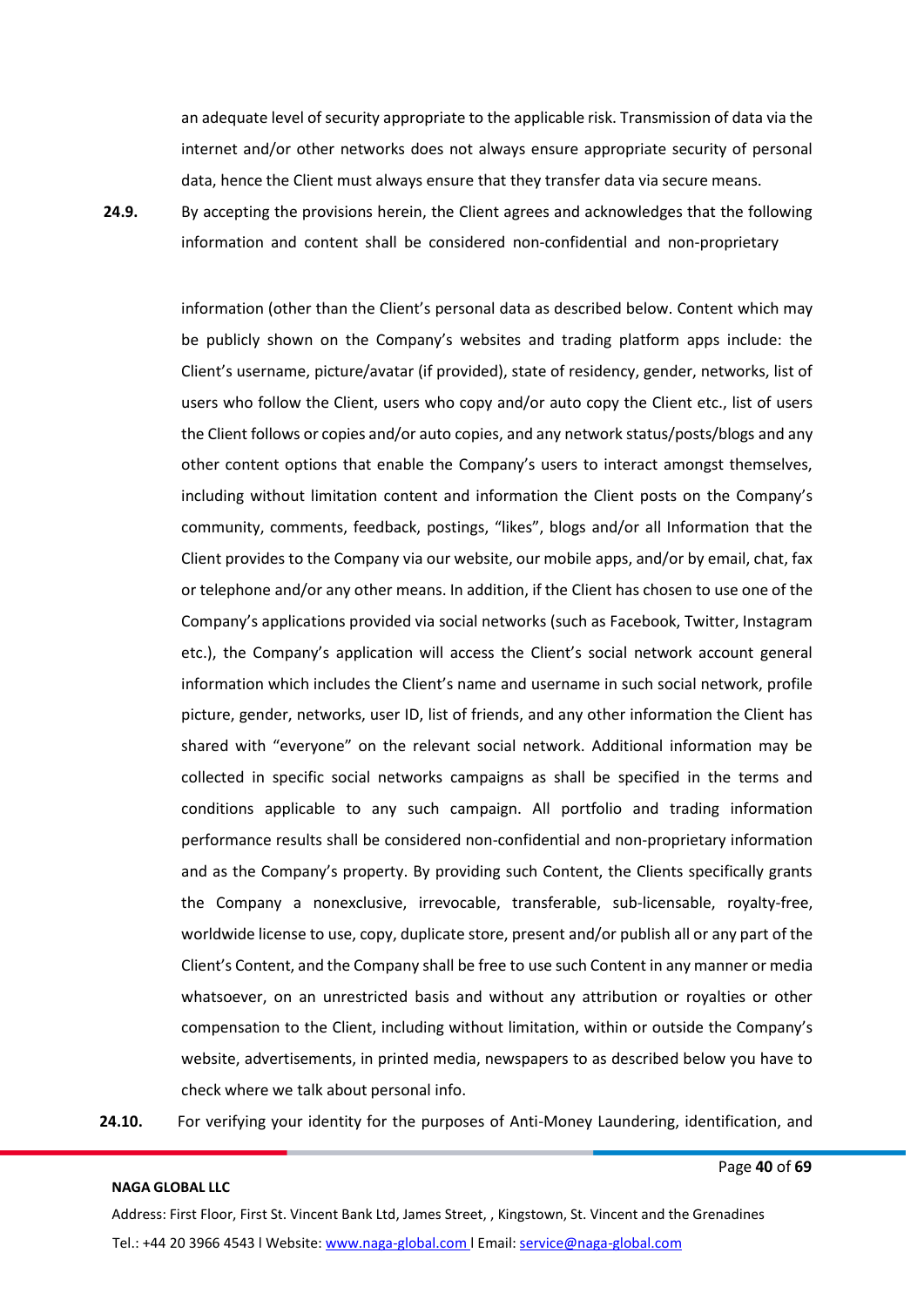an adequate level of security appropriate to the applicable risk. Transmission of data via the internet and/or other networks does not always ensure appropriate security of personal data, hence the Client must always ensure that they transfer data via secure means.

**24.9.** By accepting the provisions herein, the Client agrees and acknowledges that the following information and content shall be considered non-confidential and non-proprietary

information (other than the Client's personal data as described below. Content which may be publicly shown on the Company's websites and trading platform apps include: the Client's username, picture/avatar (if provided), state of residency, gender, networks, list of users who follow the Client, users who copy and/or auto copy the Client etc., list of users the Client follows or copies and/or auto copies, and any network status/posts/blogs and any other content options that enable the Company's users to interact amongst themselves, including without limitation content and information the Client posts on the Company's community, comments, feedback, postings, "likes", blogs and/or all Information that the Client provides to the Company via our website, our mobile apps, and/or by email, chat, fax or telephone and/or any other means. In addition, if the Client has chosen to use one of the Company's applications provided via social networks (such as Facebook, Twitter, Instagram etc.), the Company's application will access the Client's social network account general information which includes the Client's name and username in such social network, profile picture, gender, networks, user ID, list of friends, and any other information the Client has shared with "everyone" on the relevant social network. Additional information may be collected in specific social networks campaigns as shall be specified in the terms and conditions applicable to any such campaign. All portfolio and trading information performance results shall be considered non-confidential and non-proprietary information and as the Company's property. By providing such Content, the Clients specifically grants the Company a nonexclusive, irrevocable, transferable, sub-licensable, royalty-free, worldwide license to use, copy, duplicate store, present and/or publish all or any part of the Client's Content, and the Company shall be free to use such Content in any manner or media whatsoever, on an unrestricted basis and without any attribution or royalties or other compensation to the Client, including without limitation, within or outside the Company's website, advertisements, in printed media, newspapers to as described below you have to check where we talk about personal info.

**24.10.** For verifying your identity for the purposes of Anti-Money Laundering, identification, and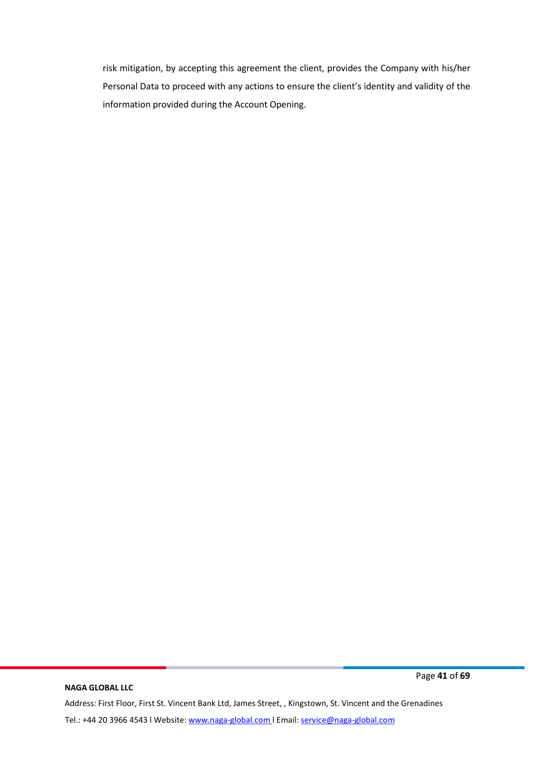risk mitigation, by accepting this agreement the client, provides the Company with his/her Personal Data to proceed with any actions to ensure the client's identity and validity of the information provided during the Account Opening.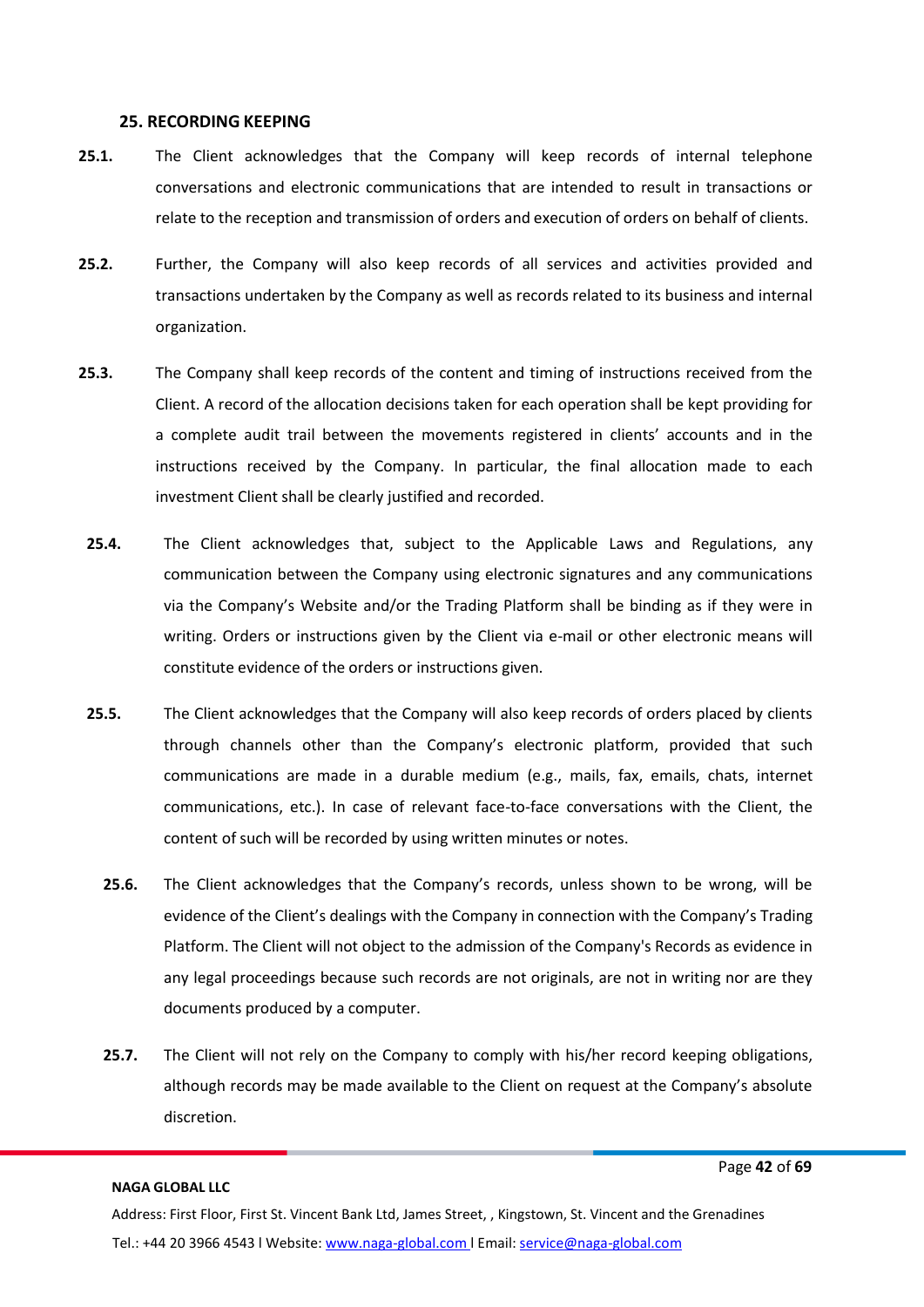## 25. RECORDING KEEPING

**25.1.** The Client acknowledges that the Company will keep records of internal telephone conversations and electronic communications that are intended to result in transactions or relate to the reception and transmission of orders and execution of orders on behalf of clients.

**25.2.** Further, the Company will also keep records of all services and activities provided and transactions undertaken by the Company as well as records related to its business and internal organization.

**25.3.** The Company shall keep records of the content and timing of instructions received from the Client. A record of the allocation decisions taken for each operation shall be kept providing for a complete audit trail between the movements registered in clients' accounts and in the instructions received by the Company. In particular, the final allocation made to each investment Client shall be clearly justified and recorded.

**25.4.** The Client acknowledges that, subject to the Applicable Laws and Regulations, any communication between the Company using electronic signatures and any communications via the Company's Website and/or the Trading Platform shall be binding as if they were in writing. Orders or instructions given by the Client via e-mail or other electronic means will constitute evidence of the orders or instructions given.

**25.5.** The Client acknowledges that the Company will also keep records of orders placed by clients through channels other than the Company's electronic platform, provided that such communications are made in a durable medium (e.g., mails, fax, emails, chats, internet communications, etc.). In case of relevant face-to-face conversations with the Client, the content of such will be recorded by using written minutes or notes.

**25.6.** The Client acknowledges that the Company's records, unless shown to be wrong, will be evidence of the Client's dealings with the Company in connection with the Company's Trading Platform. The Client will not object to the admission of the Company's Records as evidence in any legal proceedings because such records are not originals, are not in writing nor are they documents produced by a computer.

**25.7.** The Client will not rely on the Company to comply with his/her record keeping obligations, although records may be made available to the Client on request at the Company's absolute discretion.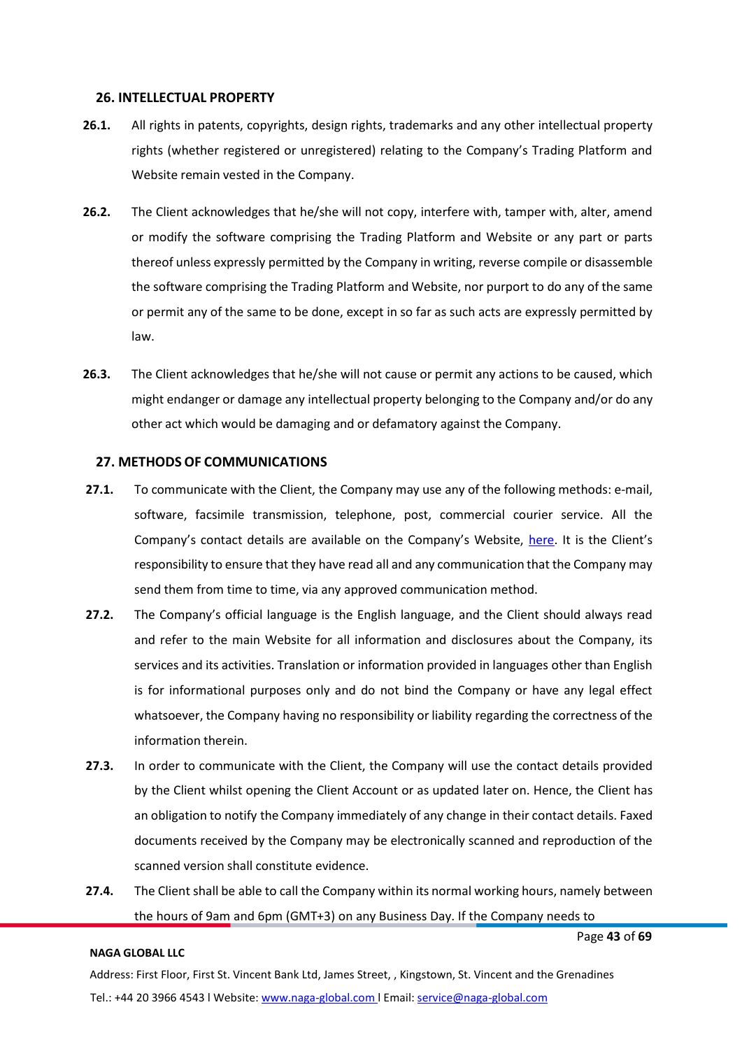## 26. INTELLECTUAL PROPERTY

**26.1.** All rights in patents, copyrights, design rights, trademarks and any other intellectual property rights (whether registered or unregistered) relating to the Company's Trading Platform and Website remain vested in the Company.

**26.2.** The Client acknowledges that he/she will not copy, interfere with, tamper with, alter, amend or modify the software comprising the Trading Platform and Website or any part or parts thereof unless expressly permitted by the Company in writing, reverse compile or disassemble the software comprising the Trading Platform and Website, nor purport to do any of the same or permit any of the same to be done, except in so far as such acts are expressly permitted by law.

**26.3.** The Client acknowledges that he/she will not cause or permit any actions to be caused, which might endanger or damage any intellectual property belonging to the Company and/or do any other act which would be damaging and or defamatory against the Company.

## 27. METHODS OF COMMUNICATIONS

**27.1.** To communicate with the Client, the Company may use any of the following methods: e-mail, software, facsimile transmission, telephone, post, commercial courier service. All the Company's contact details are available on the Company's Website, here. It is the Client's responsibility to ensure that they have read all and any communication that the Company may send them from time to time, via any approved communication method.

**27.2.** The Company's official language is the English language, and the Client should always read and refer to the main Website for all information and disclosures about the Company, its services and its activities. Translation or information provided in languages other than English is for informational purposes only and do not bind the Company or have any legal effect whatsoever, the Company having no responsibility or liability regarding the correctness of the information therein.

**27.3.** In order to communicate with the Client, the Company will use the contact details provided by the Client whilst opening the Client Account or as updated later on. Hence, the Client has an obligation to notify the Company immediately of any change in their contact details. Faxed documents received by the Company may be electronically scanned and reproduction of the scanned version shall constitute evidence.

**27.4.** The Client shall be able to call the Company within its normal working hours, namely between the hours of 9am and 6pm (GMT+3) on any Business Day. If the Company needs to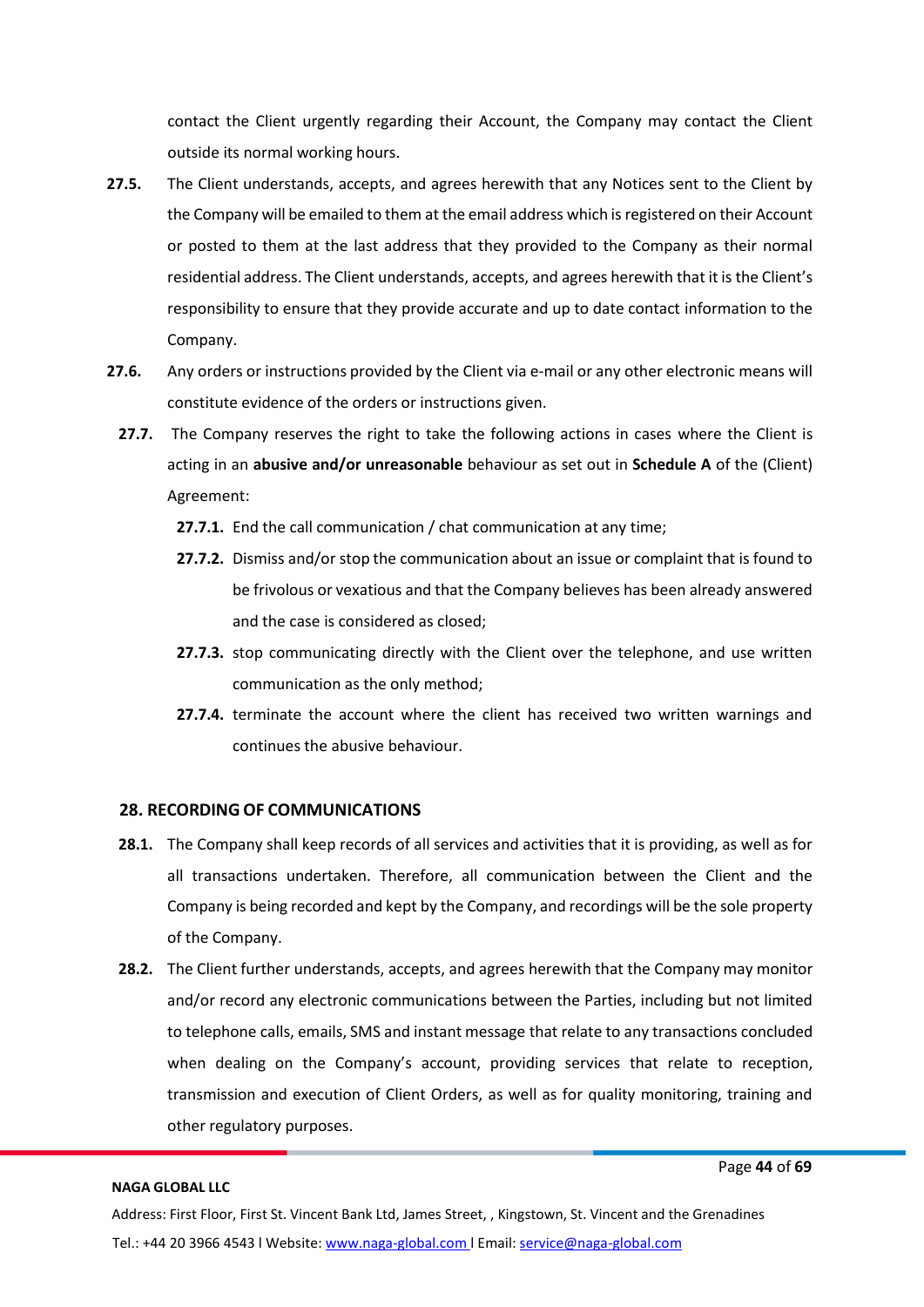contact the Client urgently regarding their Account, the Company may contact the Client outside its normal working hours.

**27.5.** The Client understands, accepts, and agrees herewith that any Notices sent to the Client by the Company will be emailed to them at the email address which is registered on their Account or posted to them at the last address that they provided to the Company as their normal residential address. The Client understands, accepts, and agrees herewith that it is the Client's responsibility to ensure that they provide accurate and up to date contact information to the Company.

**27.6.** Any orders or instructions provided by the Client via e-mail or any other electronic means will constitute evidence of the orders or instructions given.

**27.7.** The Company reserves the right to take the following actions in cases where the Client is acting in an **abusive and/or unreasonable** behaviour as set out in **Schedule A** of the (Client) Agreement:

- **27.7.1.** End the call communication / chat communication at any time;
- **27.7.2.** Dismiss and/or stop the communication about an issue or complaint that is found to be frivolous or vexatious and that the Company believes has been already answered and the case is considered as closed;
- **27.7.3.** stop communicating directly with the Client over the telephone, and use written communication as the only method;
- **27.7.4.** terminate the account where the client has received two written warnings and continues the abusive behaviour.

## 28. RECORDING OF COMMUNICATIONS

**28.1.** The Company shall keep records of all services and activities that it is providing, as well as for all transactions undertaken. Therefore, all communication between the Client and the Company is being recorded and kept by the Company, and recordings will be the sole property of the Company.

**28.2.** The Client further understands, accepts, and agrees herewith that the Company may monitor and/or record any electronic communications between the Parties, including but not limited to telephone calls, emails, SMS and instant message that relate to any transactions concluded when dealing on the Company's account, providing services that relate to reception, transmission and execution of Client Orders, as well as for quality monitoring, training and other regulatory purposes.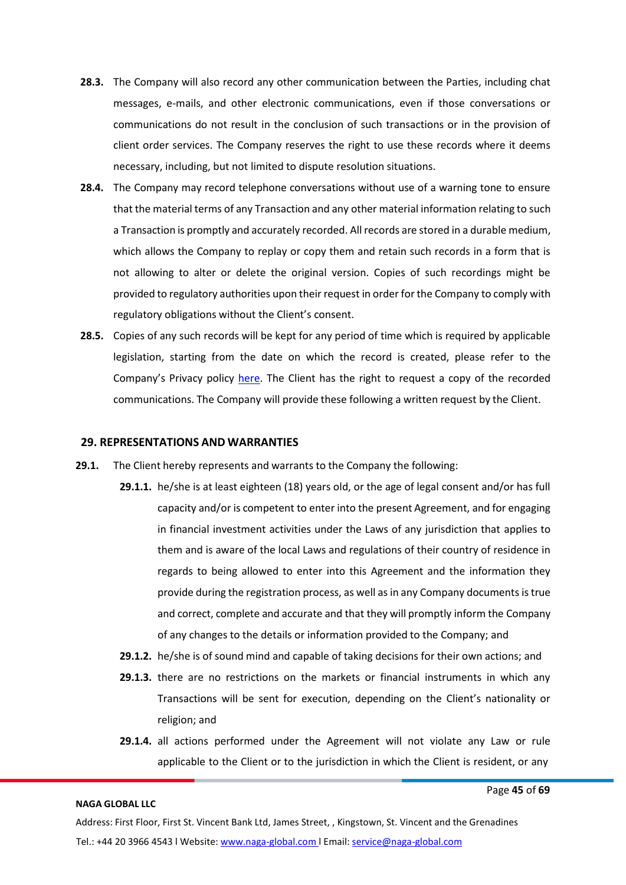**28.3.** The Company will also record any other communication between the Parties, including chat messages, e-mails, and other electronic communications, even if those conversations or communications do not result in the conclusion of such transactions or in the provision of client order services. The Company reserves the right to use these records where it deems necessary, including, but not limited to dispute resolution situations.

**28.4.** The Company may record telephone conversations without use of a warning tone to ensure that the material terms of any Transaction and any other material information relating to such a Transaction is promptly and accurately recorded. All records are stored in a durable medium, which allows the Company to replay or copy them and retain such records in a form that is not allowing to alter or delete the original version. Copies of such recordings might be provided to regulatory authorities upon their request in order for the Company to comply with regulatory obligations without the Client's consent.

**28.5.** Copies of any such records will be kept for any period of time which is required by applicable legislation, starting from the date on which the record is created, please refer to the Company's Privacy policy here. The Client has the right to request a copy of the recorded communications. The Company will provide these following a written request by the Client.

## 29. REPRESENTATIONS AND WARRANTIES

**29.1.** The Client hereby represents and warrants to the Company the following:

**29.1.1.** he/she is at least eighteen (18) years old, or the age of legal consent and/or has full capacity and/or is competent to enter into the present Agreement, and for engaging in financial investment activities under the Laws of any jurisdiction that applies to them and is aware of the local Laws and regulations of their country of residence in regards to being allowed to enter into this Agreement and the information they provide during the registration process, as well as in any Company documents is true and correct, complete and accurate and that they will promptly inform the Company of any changes to the details or information provided to the Company; and

**29.1.2.** he/she is of sound mind and capable of taking decisions for their own actions; and

**29.1.3.** there are no restrictions on the markets or financial instruments in which any Transactions will be sent for execution, depending on the Client's nationality or religion; and

**29.1.4.** all actions performed under the Agreement will not violate any Law or rule applicable to the Client or to the jurisdiction in which the Client is resident, or any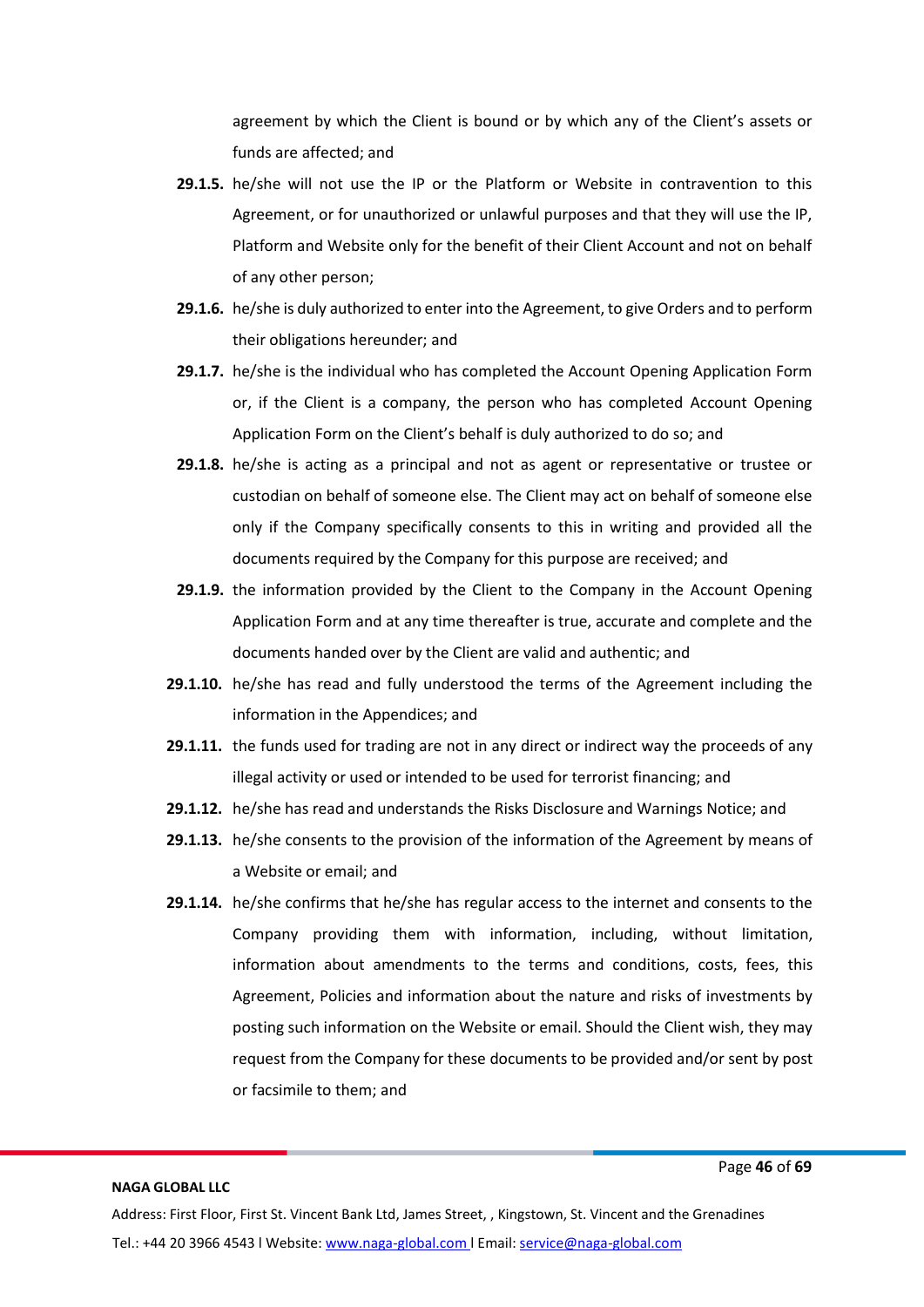agreement by which the Client is bound or by which any of the Client's assets or funds are affected; and

**29.1.5.** he/she will not use the IP or the Platform or Website in contravention to this Agreement, or for unauthorized or unlawful purposes and that they will use the IP, Platform and Website only for the benefit of their Client Account and not on behalf of any other person;

**29.1.6.** he/she is duly authorized to enter into the Agreement, to give Orders and to perform their obligations hereunder; and

**29.1.7.** he/she is the individual who has completed the Account Opening Application Form or, if the Client is a company, the person who has completed Account Opening Application Form on the Client's behalf is duly authorized to do so; and

**29.1.8.** he/she is acting as a principal and not as agent or representative or trustee or custodian on behalf of someone else. The Client may act on behalf of someone else only if the Company specifically consents to this in writing and provided all the documents required by the Company for this purpose are received; and

**29.1.9.** the information provided by the Client to the Company in the Account Opening Application Form and at any time thereafter is true, accurate and complete and the documents handed over by the Client are valid and authentic; and

**29.1.10.** he/she has read and fully understood the terms of the Agreement including the information in the Appendices; and

**29.1.11.** the funds used for trading are not in any direct or indirect way the proceeds of any illegal activity or used or intended to be used for terrorist financing; and

**29.1.12.** he/she has read and understands the Risks Disclosure and Warnings Notice; and

**29.1.13.** he/she consents to the provision of the information of the Agreement by means of a Website or email; and

**29.1.14.** he/she confirms that he/she has regular access to the internet and consents to the Company providing them with information, including, without limitation, information about amendments to the terms and conditions, costs, fees, this Agreement, Policies and information about the nature and risks of investments by posting such information on the Website or email. Should the Client wish, they may request from the Company for these documents to be provided and/or sent by post or facsimile to them; and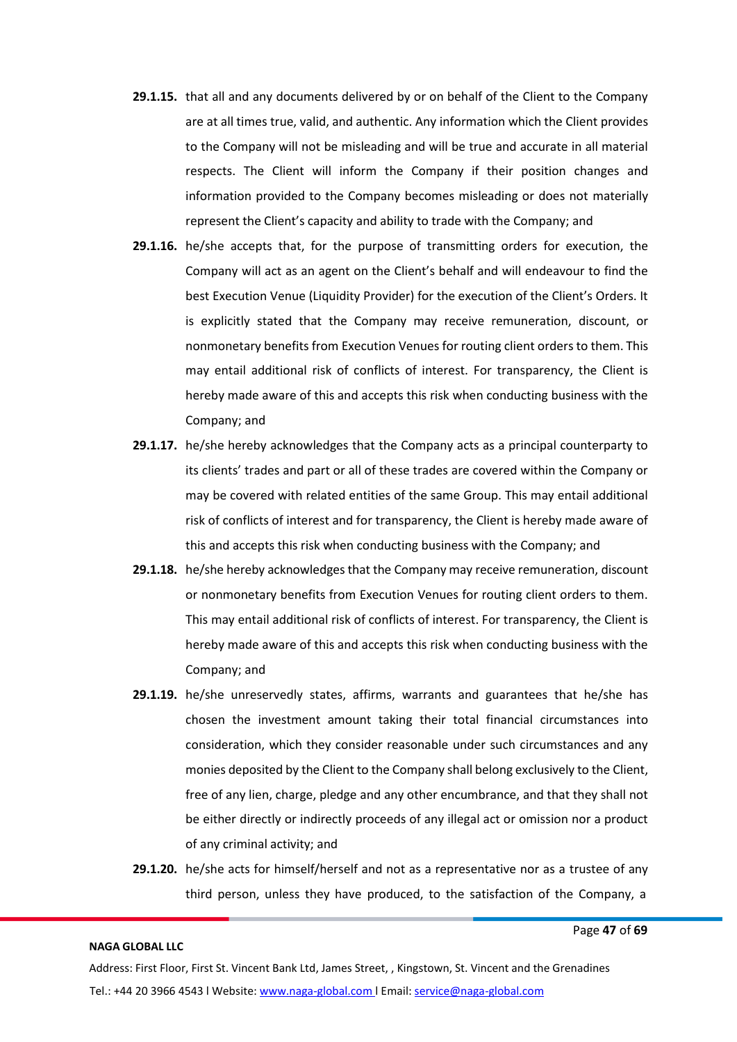**29.1.15.** that all and any documents delivered by or on behalf of the Client to the Company are at all times true, valid, and authentic. Any information which the Client provides to the Company will not be misleading and will be true and accurate in all material respects. The Client will inform the Company if their position changes and information provided to the Company becomes misleading or does not materially represent the Client's capacity and ability to trade with the Company; and

**29.1.16.** he/she accepts that, for the purpose of transmitting orders for execution, the Company will act as an agent on the Client's behalf and will endeavour to find the best Execution Venue (Liquidity Provider) for the execution of the Client's Orders. It is explicitly stated that the Company may receive remuneration, discount, or nonmonetary benefits from Execution Venues for routing client orders to them. This may entail additional risk of conflicts of interest. For transparency, the Client is hereby made aware of this and accepts this risk when conducting business with the Company; and

**29.1.17.** he/she hereby acknowledges that the Company acts as a principal counterparty to its clients' trades and part or all of these trades are covered within the Company or may be covered with related entities of the same Group. This may entail additional risk of conflicts of interest and for transparency, the Client is hereby made aware of this and accepts this risk when conducting business with the Company; and

**29.1.18.** he/she hereby acknowledges that the Company may receive remuneration, discount or nonmonetary benefits from Execution Venues for routing client orders to them. This may entail additional risk of conflicts of interest. For transparency, the Client is hereby made aware of this and accepts this risk when conducting business with the Company; and

**29.1.19.** he/she unreservedly states, affirms, warrants and guarantees that he/she has chosen the investment amount taking their total financial circumstances into consideration, which they consider reasonable under such circumstances and any monies deposited by the Client to the Company shall belong exclusively to the Client, free of any lien, charge, pledge and any other encumbrance, and that they shall not be either directly or indirectly proceeds of any illegal act or omission nor a product of any criminal activity; and

**29.1.20.** he/she acts for himself/herself and not as a representative nor as a trustee of any third person, unless they have produced, to the satisfaction of the Company, a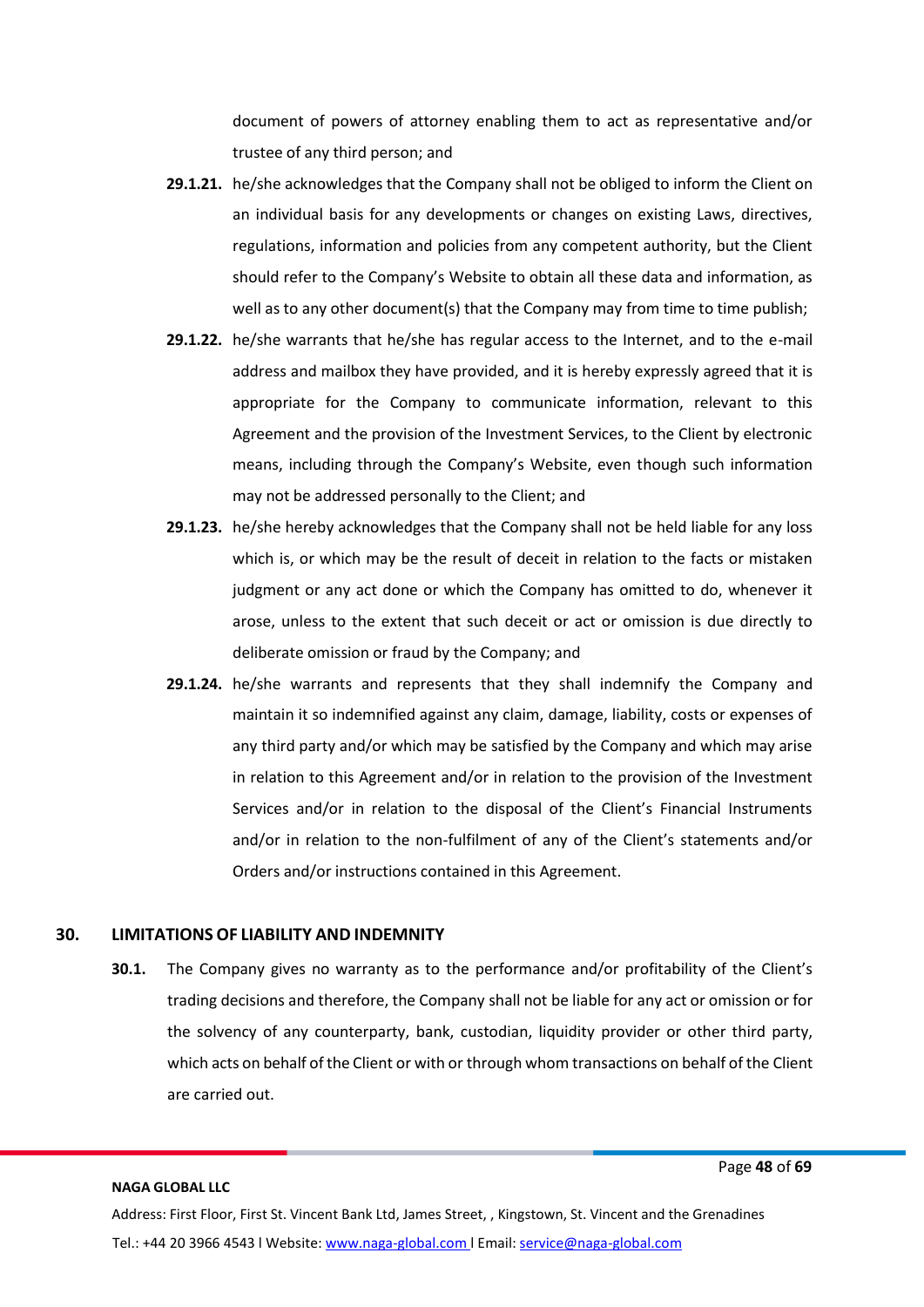document of powers of attorney enabling them to act as representative and/or trustee of any third person; and

**29.1.21.** he/she acknowledges that the Company shall not be obliged to inform the Client on an individual basis for any developments or changes on existing Laws, directives, regulations, information and policies from any competent authority, but the Client should refer to the Company's Website to obtain all these data and information, as well as to any other document(s) that the Company may from time to time publish;

**29.1.22.** he/she warrants that he/she has regular access to the Internet, and to the e-mail address and mailbox they have provided, and it is hereby expressly agreed that it is appropriate for the Company to communicate information, relevant to this Agreement and the provision of the Investment Services, to the Client by electronic means, including through the Company's Website, even though such information may not be addressed personally to the Client; and

**29.1.23.** he/she hereby acknowledges that the Company shall not be held liable for any loss which is, or which may be the result of deceit in relation to the facts or mistaken judgment or any act done or which the Company has omitted to do, whenever it arose, unless to the extent that such deceit or act or omission is due directly to deliberate omission or fraud by the Company; and

**29.1.24.** he/she warrants and represents that they shall indemnify the Company and maintain it so indemnified against any claim, damage, liability, costs or expenses of any third party and/or which may be satisfied by the Company and which may arise in relation to this Agreement and/or in relation to the provision of the Investment Services and/or in relation to the disposal of the Client's Financial Instruments and/or in relation to the non-fulfilment of any of the Client's statements and/or Orders and/or instructions contained in this Agreement.

## 30. LIMITATIONS OF LIABILITY AND INDEMNITY

**30.1.** The Company gives no warranty as to the performance and/or profitability of the Client's trading decisions and therefore, the Company shall not be liable for any act or omission or for the solvency of any counterparty, bank, custodian, liquidity provider or other third party, which acts on behalf of the Client or with or through whom transactions on behalf of the Client are carried out.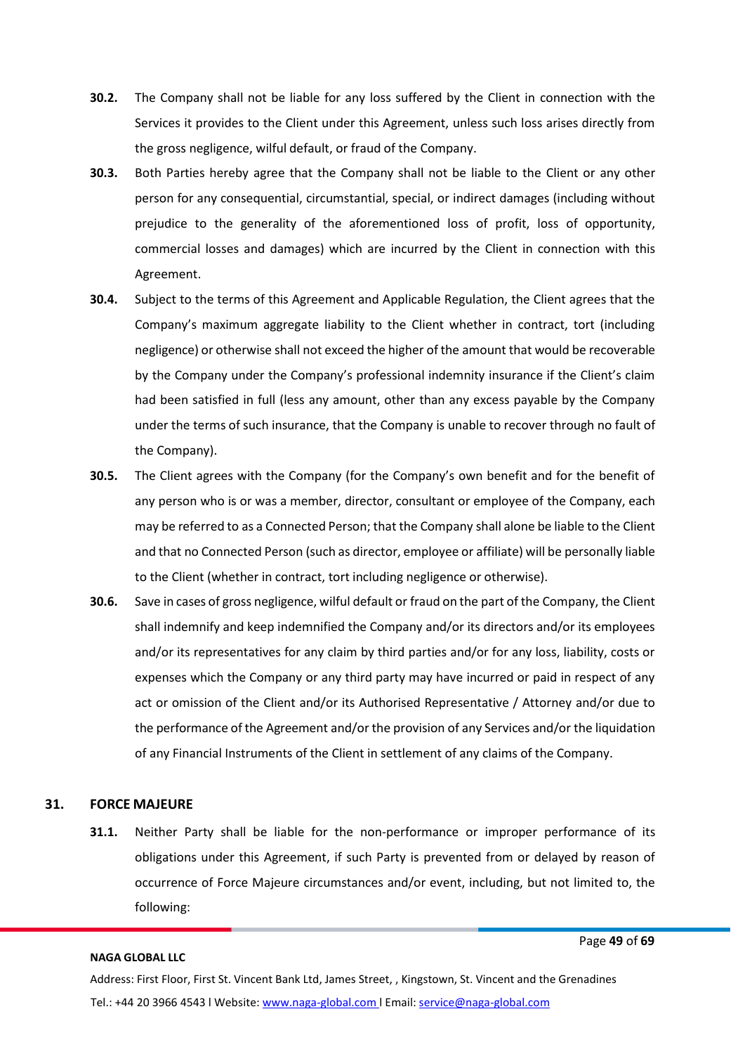**30.2.** The Company shall not be liable for any loss suffered by the Client in connection with the Services it provides to the Client under this Agreement, unless such loss arises directly from the gross negligence, wilful default, or fraud of the Company.

**30.3.** Both Parties hereby agree that the Company shall not be liable to the Client or any other person for any consequential, circumstantial, special, or indirect damages (including without prejudice to the generality of the aforementioned loss of profit, loss of opportunity, commercial losses and damages) which are incurred by the Client in connection with this Agreement.

**30.4.** Subject to the terms of this Agreement and Applicable Regulation, the Client agrees that the Company's maximum aggregate liability to the Client whether in contract, tort (including negligence) or otherwise shall not exceed the higher of the amount that would be recoverable by the Company under the Company's professional indemnity insurance if the Client's claim had been satisfied in full (less any amount, other than any excess payable by the Company under the terms of such insurance, that the Company is unable to recover through no fault of the Company).

**30.5.** The Client agrees with the Company (for the Company's own benefit and for the benefit of any person who is or was a member, director, consultant or employee of the Company, each may be referred to as a Connected Person; that the Company shall alone be liable to the Client and that no Connected Person (such as director, employee or affiliate) will be personally liable to the Client (whether in contract, tort including negligence or otherwise).

**30.6.** Save in cases of gross negligence, wilful default or fraud on the part of the Company, the Client shall indemnify and keep indemnified the Company and/or its directors and/or its employees and/or its representatives for any claim by third parties and/or for any loss, liability, costs or expenses which the Company or any third party may have incurred or paid in respect of any act or omission of the Client and/or its Authorised Representative / Attorney and/or due to the performance of the Agreement and/or the provision of any Services and/or the liquidation of any Financial Instruments of the Client in settlement of any claims of the Company.

## 31. FORCE MAJEURE

**31.1.** Neither Party shall be liable for the non-performance or improper performance of its obligations under this Agreement, if such Party is prevented from or delayed by reason of occurrence of Force Majeure circumstances and/or event, including, but not limited to, the following: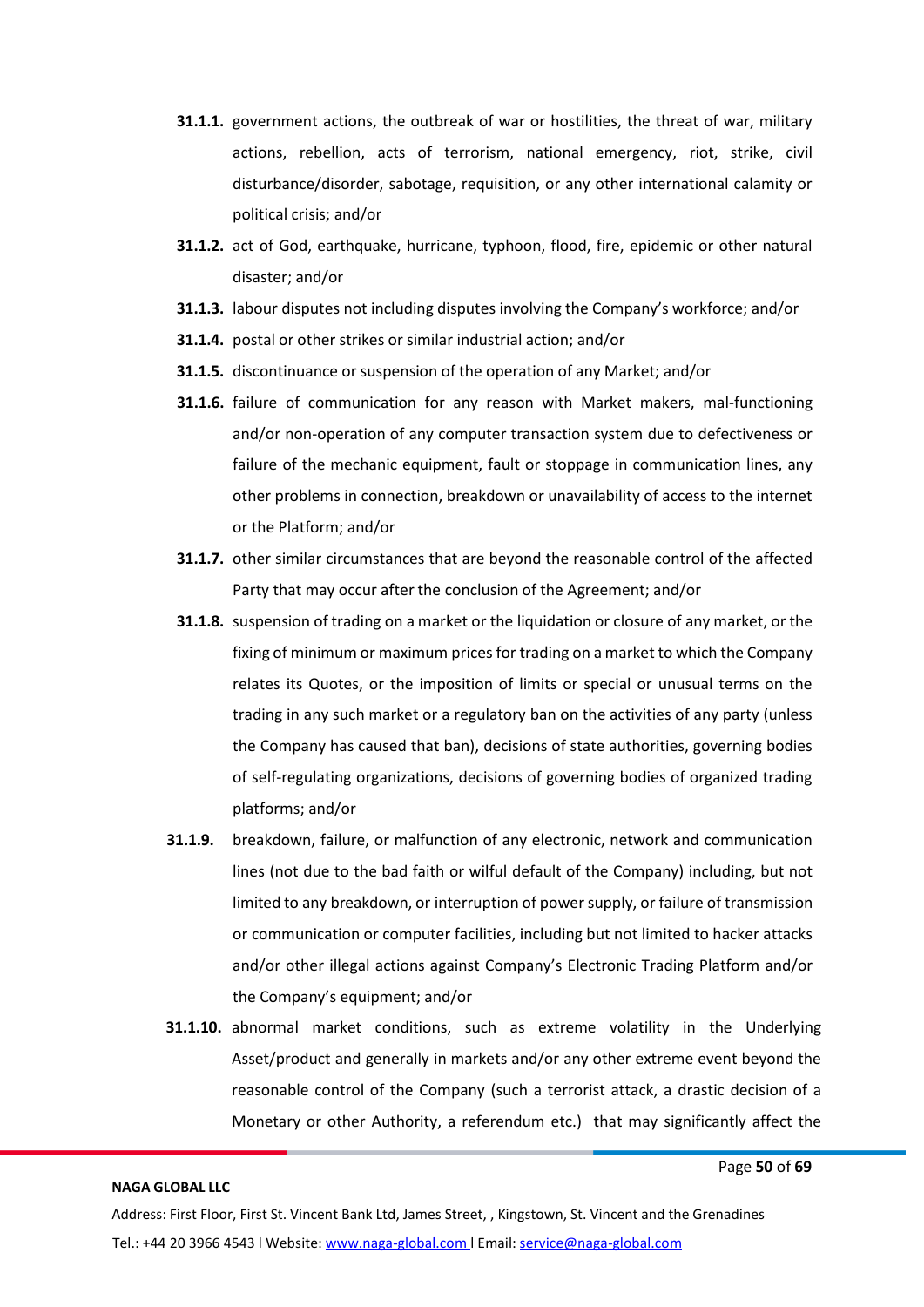**31.1.1.** government actions, the outbreak of war or hostilities, the threat of war, military actions, rebellion, acts of terrorism, national emergency, riot, strike, civil disturbance/disorder, sabotage, requisition, or any other international calamity or political crisis; and/or

**31.1.2.** act of God, earthquake, hurricane, typhoon, flood, fire, epidemic or other natural disaster; and/or

**31.1.3.** labour disputes not including disputes involving the Company's workforce; and/or

**31.1.4.** postal or other strikes or similar industrial action; and/or

**31.1.5.** discontinuance or suspension of the operation of any Market; and/or

**31.1.6.** failure of communication for any reason with Market makers, mal-functioning and/or non-operation of any computer transaction system due to defectiveness or failure of the mechanic equipment, fault or stoppage in communication lines, any other problems in connection, breakdown or unavailability of access to the internet or the Platform; and/or

**31.1.7.** other similar circumstances that are beyond the reasonable control of the affected Party that may occur after the conclusion of the Agreement; and/or

**31.1.8.** suspension of trading on a market or the liquidation or closure of any market, or the fixing of minimum or maximum prices for trading on a market to which the Company relates its Quotes, or the imposition of limits or special or unusual terms on the trading in any such market or a regulatory ban on the activities of any party (unless the Company has caused that ban), decisions of state authorities, governing bodies of self-regulating organizations, decisions of governing bodies of organized trading platforms; and/or

**31.1.9.** breakdown, failure, or malfunction of any electronic, network and communication lines (not due to the bad faith or wilful default of the Company) including, but not limited to any breakdown, or interruption of power supply, or failure of transmission or communication or computer facilities, including but not limited to hacker attacks and/or other illegal actions against Company's Electronic Trading Platform and/or the Company's equipment; and/or

**31.1.10.** abnormal market conditions, such as extreme volatility in the Underlying Asset/product and generally in markets and/or any other extreme event beyond the reasonable control of the Company (such a terrorist attack, a drastic decision of a Monetary or other Authority, a referendum etc.) that may significantly affect the

**NAGA GLOBAL LLC**

Address: First Floor, First St. Vincent Bank Ltd, James Street, , Kingstown, St. Vincent and the Grenadines

Tel.: +44 20 3966 4543 l Website: www.naga-global.com l Email: service@naga-global.com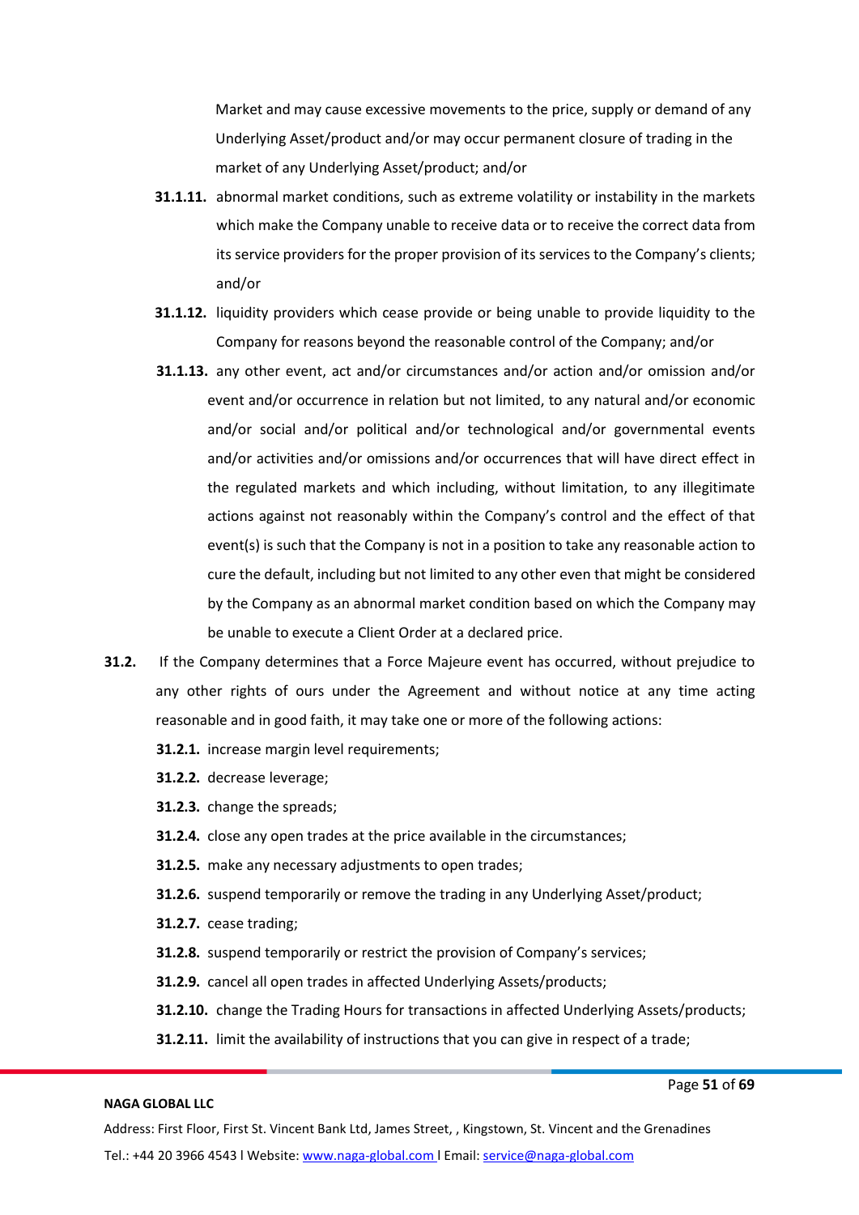Market and may cause excessive movements to the price, supply or demand of any Underlying Asset/product and/or may occur permanent closure of trading in the market of any Underlying Asset/product; and/or

**31.1.11.** abnormal market conditions, such as extreme volatility or instability in the markets which make the Company unable to receive data or to receive the correct data from its service providers for the proper provision of its services to the Company's clients; and/or

**31.1.12.** liquidity providers which cease provide or being unable to provide liquidity to the Company for reasons beyond the reasonable control of the Company; and/or

**31.1.13.** any other event, act and/or circumstances and/or action and/or omission and/or event and/or occurrence in relation but not limited, to any natural and/or economic and/or social and/or political and/or technological and/or governmental events and/or activities and/or omissions and/or occurrences that will have direct effect in the regulated markets and which including, without limitation, to any illegitimate actions against not reasonably within the Company's control and the effect of that event(s) is such that the Company is not in a position to take any reasonable action to cure the default, including but not limited to any other even that might be considered by the Company as an abnormal market condition based on which the Company may be unable to execute a Client Order at a declared price.

**31.2.** If the Company determines that a Force Majeure event has occurred, without prejudice to any other rights of ours under the Agreement and without notice at any time acting reasonable and in good faith, it may take one or more of the following actions:

**31.2.1.** increase margin level requirements;

**31.2.2.** decrease leverage;

**31.2.3.** change the spreads;

**31.2.4.** close any open trades at the price available in the circumstances;

**31.2.5.** make any necessary adjustments to open trades;

**31.2.6.** suspend temporarily or remove the trading in any Underlying Asset/product;

**31.2.7.** cease trading;

**31.2.8.** suspend temporarily or restrict the provision of Company's services;

**31.2.9.** cancel all open trades in affected Underlying Assets/products;

**31.2.10.** change the Trading Hours for transactions in affected Underlying Assets/products;

**31.2.11.** limit the availability of instructions that you can give in respect of a trade;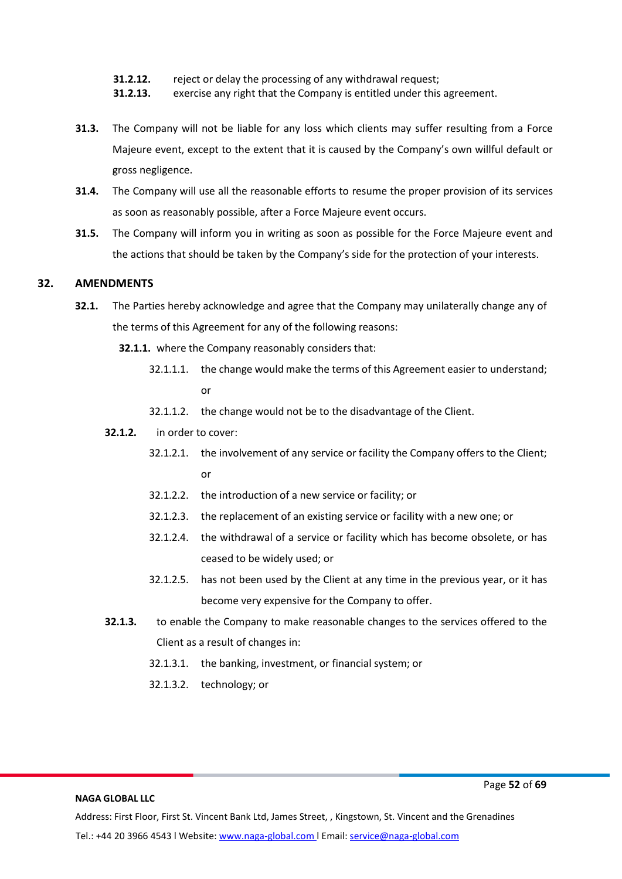**31.2.12.** reject or delay the processing of any withdrawal request;

**31.2.13.** exercise any right that the Company is entitled under this agreement.

**31.3.** The Company will not be liable for any loss which clients may suffer resulting from a Force Majeure event, except to the extent that it is caused by the Company's own willful default or gross negligence.

**31.4.** The Company will use all the reasonable efforts to resume the proper provision of its services as soon as reasonably possible, after a Force Majeure event occurs.

**31.5.** The Company will inform you in writing as soon as possible for the Force Majeure event and the actions that should be taken by the Company's side for the protection of your interests.

## 32. AMENDMENTS

**32.1.** The Parties hereby acknowledge and agree that the Company may unilaterally change any of the terms of this Agreement for any of the following reasons:

**32.1.1.** where the Company reasonably considers that:

32.1.1.1. the change would make the terms of this Agreement easier to understand; or

32.1.1.2. the change would not be to the disadvantage of the Client.

**32.1.2.** in order to cover:

32.1.2.1. the involvement of any service or facility the Company offers to the Client; or

32.1.2.2. the introduction of a new service or facility; or

32.1.2.3. the replacement of an existing service or facility with a new one; or

32.1.2.4. the withdrawal of a service or facility which has become obsolete, or has ceased to be widely used; or

32.1.2.5. has not been used by the Client at any time in the previous year, or it has become very expensive for the Company to offer.

**32.1.3.** to enable the Company to make reasonable changes to the services offered to the Client as a result of changes in:

32.1.3.1. the banking, investment, or financial system; or

32.1.3.2. technology; or

**NAGA GLOBAL LLC**

Address: First Floor, First St. Vincent Bank Ltd, James Street, , Kingstown, St. Vincent and the Grenadines

Tel.: +44 20 3966 4543 l Website: www.naga-global.com l Email: service@naga-global.com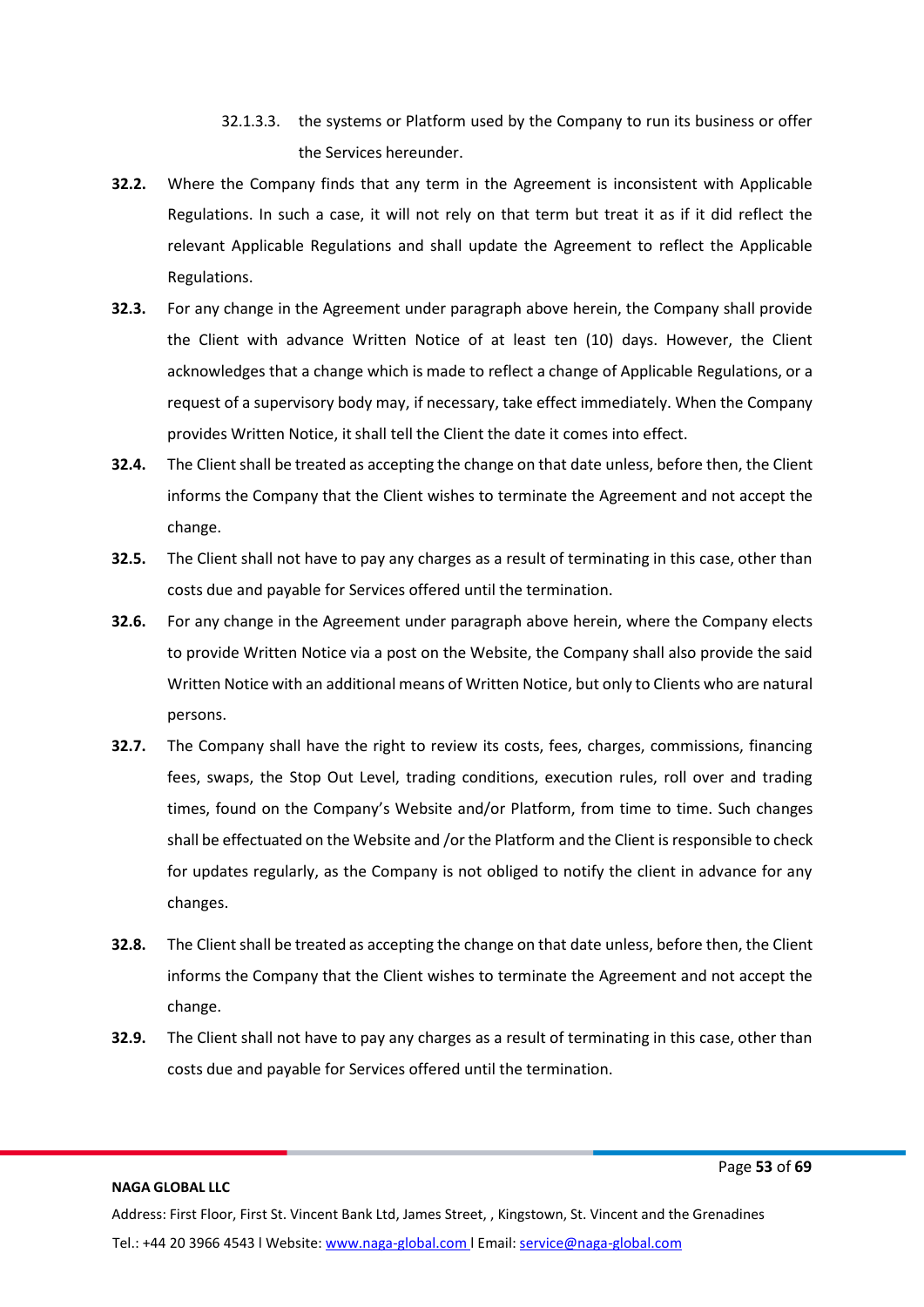32.1.3.3. the systems or Platform used by the Company to run its business or offer the Services hereunder.

**32.2.** Where the Company finds that any term in the Agreement is inconsistent with Applicable Regulations. In such a case, it will not rely on that term but treat it as if it did reflect the relevant Applicable Regulations and shall update the Agreement to reflect the Applicable Regulations.

**32.3.** For any change in the Agreement under paragraph above herein, the Company shall provide the Client with advance Written Notice of at least ten (10) days. However, the Client acknowledges that a change which is made to reflect a change of Applicable Regulations, or a request of a supervisory body may, if necessary, take effect immediately. When the Company provides Written Notice, it shall tell the Client the date it comes into effect.

**32.4.** The Client shall be treated as accepting the change on that date unless, before then, the Client informs the Company that the Client wishes to terminate the Agreement and not accept the change.

**32.5.** The Client shall not have to pay any charges as a result of terminating in this case, other than costs due and payable for Services offered until the termination.

**32.6.** For any change in the Agreement under paragraph above herein, where the Company elects to provide Written Notice via a post on the Website, the Company shall also provide the said Written Notice with an additional means of Written Notice, but only to Clients who are natural persons.

**32.7.** The Company shall have the right to review its costs, fees, charges, commissions, financing fees, swaps, the Stop Out Level, trading conditions, execution rules, roll over and trading times, found on the Company's Website and/or Platform, from time to time. Such changes shall be effectuated on the Website and /or the Platform and the Client is responsible to check for updates regularly, as the Company is not obliged to notify the client in advance for any changes.

**32.8.** The Client shall be treated as accepting the change on that date unless, before then, the Client informs the Company that the Client wishes to terminate the Agreement and not accept the change.

**32.9.** The Client shall not have to pay any charges as a result of terminating in this case, other than costs due and payable for Services offered until the termination.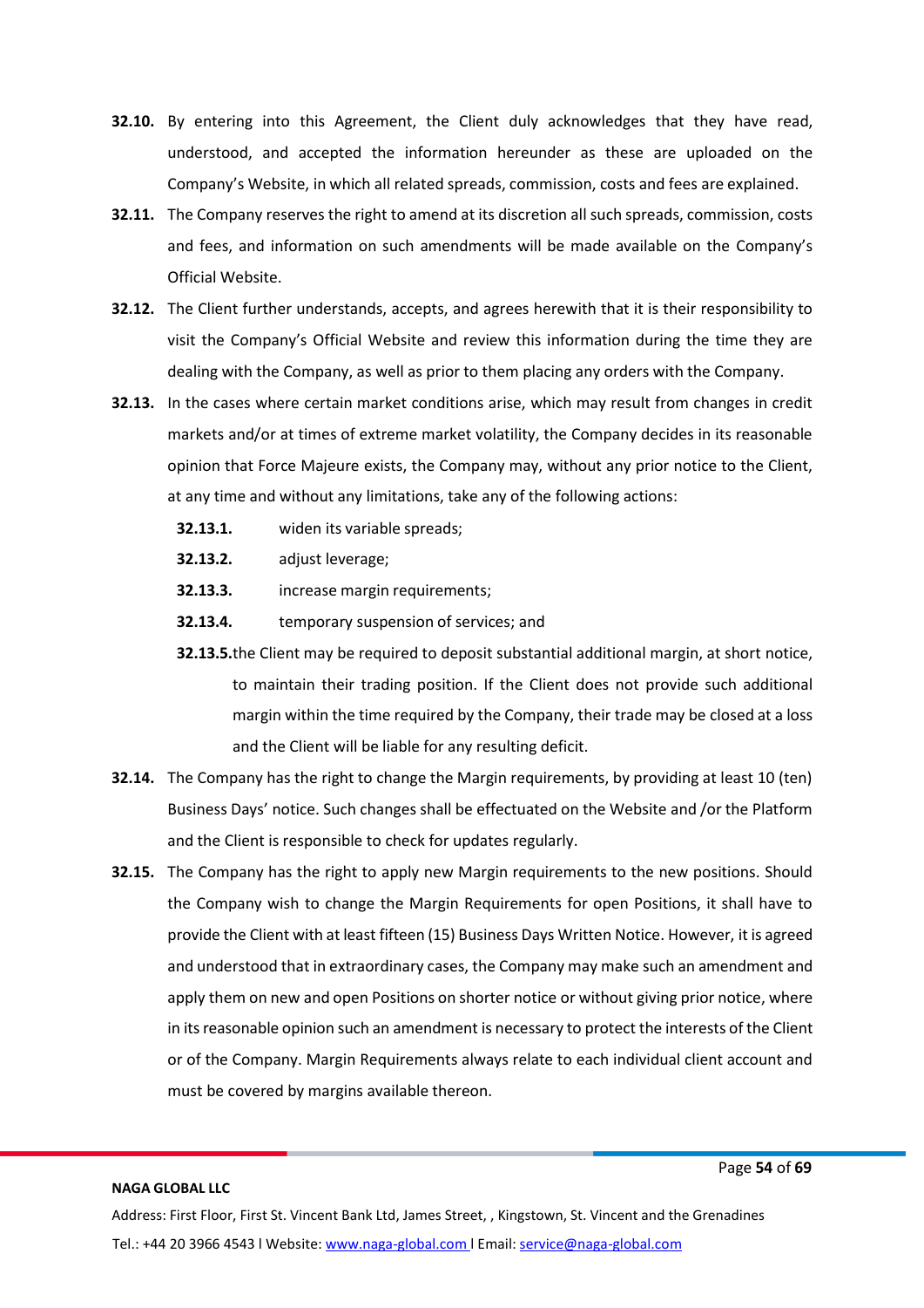**32.10.** By entering into this Agreement, the Client duly acknowledges that they have read, understood, and accepted the information hereunder as these are uploaded on the Company's Website, in which all related spreads, commission, costs and fees are explained.

**32.11.** The Company reserves the right to amend at its discretion all such spreads, commission, costs and fees, and information on such amendments will be made available on the Company's Official Website.

**32.12.** The Client further understands, accepts, and agrees herewith that it is their responsibility to visit the Company's Official Website and review this information during the time they are dealing with the Company, as well as prior to them placing any orders with the Company.

**32.13.** In the cases where certain market conditions arise, which may result from changes in credit markets and/or at times of extreme market volatility, the Company decides in its reasonable opinion that Force Majeure exists, the Company may, without any prior notice to the Client, at any time and without any limitations, take any of the following actions:

- **32.13.1.** widen its variable spreads;
- **32.13.2.** adjust leverage;
- **32.13.3.** increase margin requirements;
- **32.13.4.** temporary suspension of services; and
- **32.13.5.** the Client may be required to deposit substantial additional margin, at short notice, to maintain their trading position. If the Client does not provide such additional margin within the time required by the Company, their trade may be closed at a loss and the Client will be liable for any resulting deficit.

**32.14.** The Company has the right to change the Margin requirements, by providing at least 10 (ten) Business Days' notice. Such changes shall be effectuated on the Website and /or the Platform and the Client is responsible to check for updates regularly.

**32.15.** The Company has the right to apply new Margin requirements to the new positions. Should the Company wish to change the Margin Requirements for open Positions, it shall have to provide the Client with at least fifteen (15) Business Days Written Notice. However, it is agreed and understood that in extraordinary cases, the Company may make such an amendment and apply them on new and open Positions on shorter notice or without giving prior notice, where in its reasonable opinion such an amendment is necessary to protect the interests of the Client or of the Company. Margin Requirements always relate to each individual client account and must be covered by margins available thereon.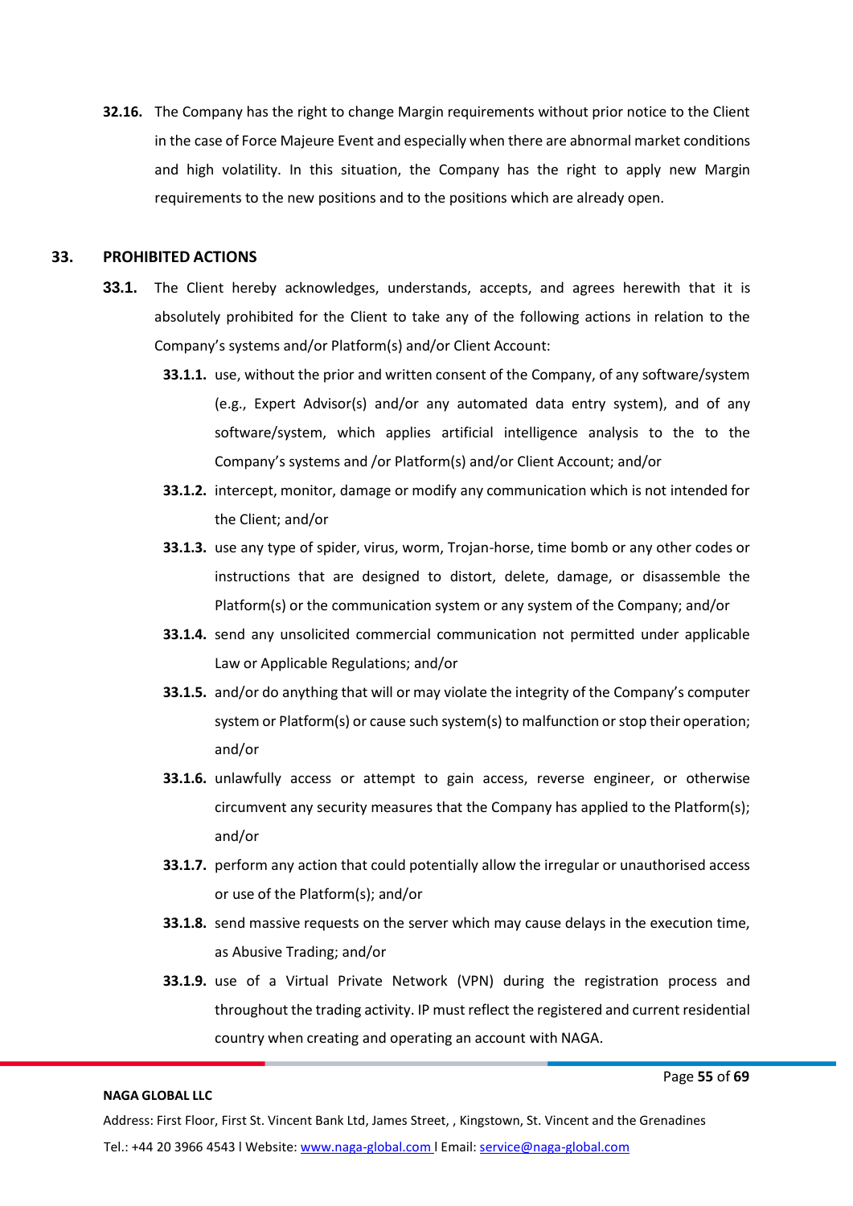**32.16.** The Company has the right to change Margin requirements without prior notice to the Client in the case of Force Majeure Event and especially when there are abnormal market conditions and high volatility. In this situation, the Company has the right to apply new Margin requirements to the new positions and to the positions which are already open.

## 33. PROHIBITED ACTIONS

**33.1.** The Client hereby acknowledges, understands, accepts, and agrees herewith that it is absolutely prohibited for the Client to take any of the following actions in relation to the Company's systems and/or Platform(s) and/or Client Account:

- **33.1.1.** use, without the prior and written consent of the Company, of any software/system (e.g., Expert Advisor(s) and/or any automated data entry system), and of any software/system, which applies artificial intelligence analysis to the to the Company's systems and /or Platform(s) and/or Client Account; and/or
- **33.1.2.** intercept, monitor, damage or modify any communication which is not intended for the Client; and/or
- **33.1.3.** use any type of spider, virus, worm, Trojan-horse, time bomb or any other codes or instructions that are designed to distort, delete, damage, or disassemble the Platform(s) or the communication system or any system of the Company; and/or
- **33.1.4.** send any unsolicited commercial communication not permitted under applicable Law or Applicable Regulations; and/or
- **33.1.5.** and/or do anything that will or may violate the integrity of the Company's computer system or Platform(s) or cause such system(s) to malfunction or stop their operation; and/or
- **33.1.6.** unlawfully access or attempt to gain access, reverse engineer, or otherwise circumvent any security measures that the Company has applied to the Platform(s); and/or
- **33.1.7.** perform any action that could potentially allow the irregular or unauthorised access or use of the Platform(s); and/or
- **33.1.8.** send massive requests on the server which may cause delays in the execution time, as Abusive Trading; and/or
- **33.1.9.** use of a Virtual Private Network (VPN) during the registration process and throughout the trading activity. IP must reflect the registered and current residential country when creating and operating an account with NAGA.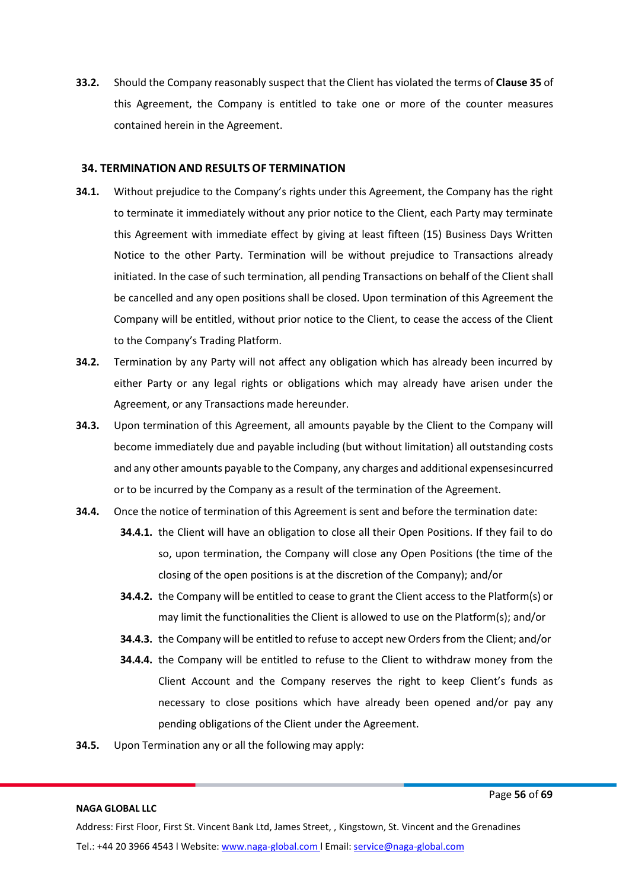**33.2.** Should the Company reasonably suspect that the Client has violated the terms of **Clause 35** of this Agreement, the Company is entitled to take one or more of the counter measures contained herein in the Agreement.

## 34. TERMINATION AND RESULTS OF TERMINATION

**34.1.** Without prejudice to the Company's rights under this Agreement, the Company has the right to terminate it immediately without any prior notice to the Client, each Party may terminate this Agreement with immediate effect by giving at least fifteen (15) Business Days Written Notice to the other Party. Termination will be without prejudice to Transactions already initiated. In the case of such termination, all pending Transactions on behalf of the Client shall be cancelled and any open positions shall be closed. Upon termination of this Agreement the Company will be entitled, without prior notice to the Client, to cease the access of the Client to the Company's Trading Platform.

**34.2.** Termination by any Party will not affect any obligation which has already been incurred by either Party or any legal rights or obligations which may already have arisen under the Agreement, or any Transactions made hereunder.

**34.3.** Upon termination of this Agreement, all amounts payable by the Client to the Company will become immediately due and payable including (but without limitation) all outstanding costs and any other amounts payable to the Company, any charges and additional expensesincurred or to be incurred by the Company as a result of the termination of the Agreement.

**34.4.** Once the notice of termination of this Agreement is sent and before the termination date:

- **34.4.1.** the Client will have an obligation to close all their Open Positions. If they fail to do so, upon termination, the Company will close any Open Positions (the time of the closing of the open positions is at the discretion of the Company); and/or
- **34.4.2.** the Company will be entitled to cease to grant the Client access to the Platform(s) or may limit the functionalities the Client is allowed to use on the Platform(s); and/or
- **34.4.3.** the Company will be entitled to refuse to accept new Orders from the Client; and/or
- **34.4.4.** the Company will be entitled to refuse to the Client to withdraw money from the Client Account and the Company reserves the right to keep Client's funds as necessary to close positions which have already been opened and/or pay any pending obligations of the Client under the Agreement.

**34.5.** Upon Termination any or all the following may apply:

**NAGA GLOBAL LLC**

Address: First Floor, First St. Vincent Bank Ltd, James Street, , Kingstown, St. Vincent and the Grenadines

Tel.: +44 20 3966 4543 l Website: www.naga-global.com l Email: service@naga-global.com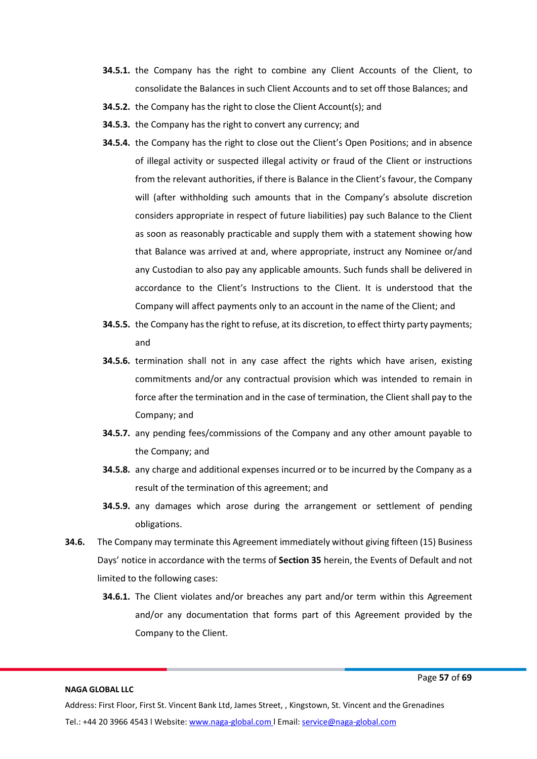**34.5.1.** the Company has the right to combine any Client Accounts of the Client, to consolidate the Balances in such Client Accounts and to set off those Balances; and

**34.5.2.** the Company has the right to close the Client Account(s); and

**34.5.3.** the Company has the right to convert any currency; and

**34.5.4.** the Company has the right to close out the Client's Open Positions; and in absence of illegal activity or suspected illegal activity or fraud of the Client or instructions from the relevant authorities, if there is Balance in the Client's favour, the Company will (after withholding such amounts that in the Company's absolute discretion considers appropriate in respect of future liabilities) pay such Balance to the Client as soon as reasonably practicable and supply them with a statement showing how that Balance was arrived at and, where appropriate, instruct any Nominee or/and any Custodian to also pay any applicable amounts. Such funds shall be delivered in accordance to the Client's Instructions to the Client. It is understood that the Company will affect payments only to an account in the name of the Client; and

**34.5.5.** the Company has the right to refuse, at its discretion, to effect thirty party payments; and

**34.5.6.** termination shall not in any case affect the rights which have arisen, existing commitments and/or any contractual provision which was intended to remain in force after the termination and in the case of termination, the Client shall pay to the Company; and

**34.5.7.** any pending fees/commissions of the Company and any other amount payable to the Company; and

**34.5.8.** any charge and additional expenses incurred or to be incurred by the Company as a result of the termination of this agreement; and

**34.5.9.** any damages which arose during the arrangement or settlement of pending obligations.

**34.6.** The Company may terminate this Agreement immediately without giving fifteen (15) Business Days' notice in accordance with the terms of **Section 35** herein, the Events of Default and not limited to the following cases:

**34.6.1.** The Client violates and/or breaches any part and/or term within this Agreement and/or any documentation that forms part of this Agreement provided by the Company to the Client.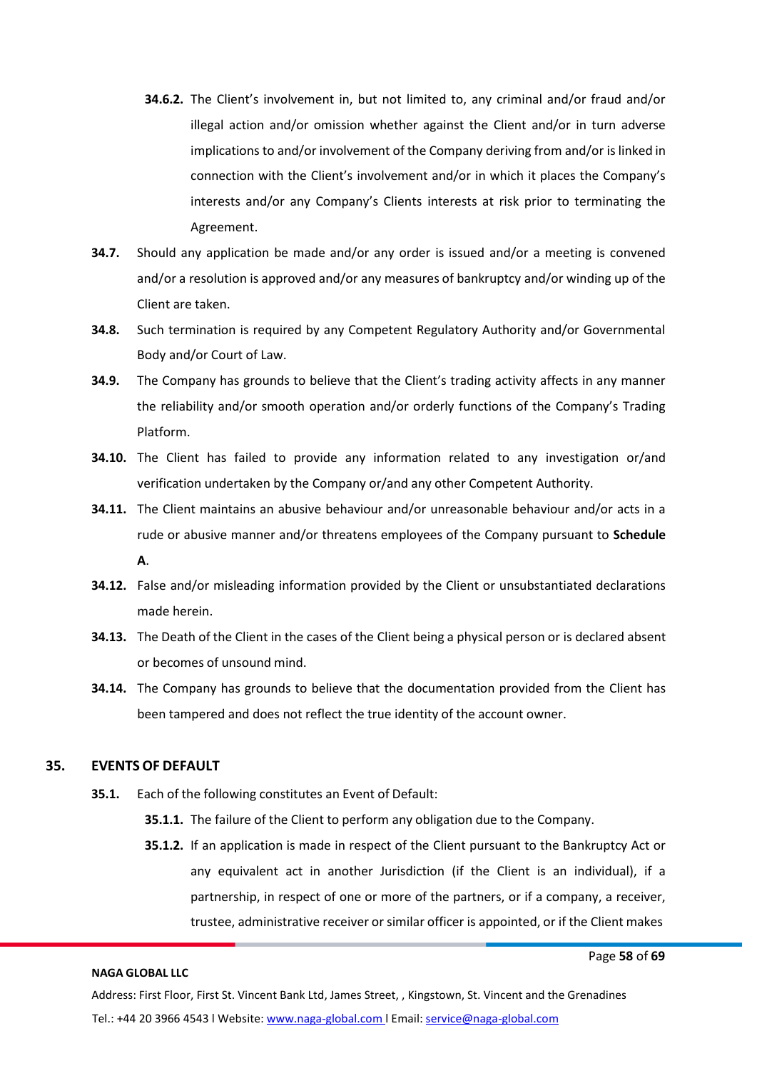**34.6.2.** The Client's involvement in, but not limited to, any criminal and/or fraud and/or illegal action and/or omission whether against the Client and/or in turn adverse implications to and/or involvement of the Company deriving from and/or is linked in connection with the Client's involvement and/or in which it places the Company's interests and/or any Company's Clients interests at risk prior to terminating the Agreement.

**34.7.** Should any application be made and/or any order is issued and/or a meeting is convened and/or a resolution is approved and/or any measures of bankruptcy and/or winding up of the Client are taken.

**34.8.** Such termination is required by any Competent Regulatory Authority and/or Governmental Body and/or Court of Law.

**34.9.** The Company has grounds to believe that the Client's trading activity affects in any manner the reliability and/or smooth operation and/or orderly functions of the Company's Trading Platform.

**34.10.** The Client has failed to provide any information related to any investigation or/and verification undertaken by the Company or/and any other Competent Authority.

**34.11.** The Client maintains an abusive behaviour and/or unreasonable behaviour and/or acts in a rude or abusive manner and/or threatens employees of the Company pursuant to **Schedule A**.

**34.12.** False and/or misleading information provided by the Client or unsubstantiated declarations made herein.

**34.13.** The Death of the Client in the cases of the Client being a physical person or is declared absent or becomes of unsound mind.

**34.14.** The Company has grounds to believe that the documentation provided from the Client has been tampered and does not reflect the true identity of the account owner.

## 35. EVENTS OF DEFAULT

**35.1.** Each of the following constitutes an Event of Default:

**35.1.1.** The failure of the Client to perform any obligation due to the Company.

**35.1.2.** If an application is made in respect of the Client pursuant to the Bankruptcy Act or any equivalent act in another Jurisdiction (if the Client is an individual), if a partnership, in respect of one or more of the partners, or if a company, a receiver, trustee, administrative receiver or similar officer is appointed, or if the Client makes

**NAGA GLOBAL LLC**

Address: First Floor, First St. Vincent Bank Ltd, James Street, , Kingstown, St. Vincent and the Grenadines

Tel.: +44 20 3966 4543 l Website: www.naga-global.com l Email: service@naga-global.com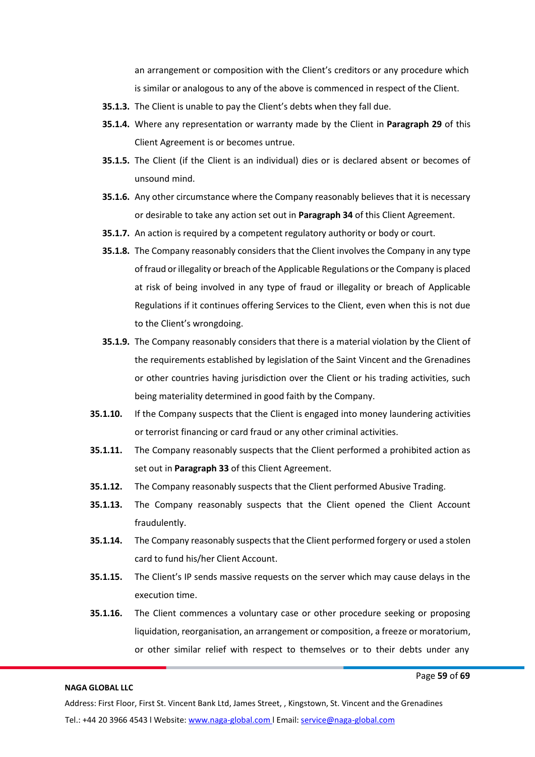an arrangement or composition with the Client's creditors or any procedure which is similar or analogous to any of the above is commenced in respect of the Client.

**35.1.3.** The Client is unable to pay the Client's debts when they fall due.

**35.1.4.** Where any representation or warranty made by the Client in **Paragraph 29** of this Client Agreement is or becomes untrue.

**35.1.5.** The Client (if the Client is an individual) dies or is declared absent or becomes of unsound mind.

**35.1.6.** Any other circumstance where the Company reasonably believes that it is necessary or desirable to take any action set out in **Paragraph 34** of this Client Agreement.

**35.1.7.** An action is required by a competent regulatory authority or body or court.

**35.1.8.** The Company reasonably considers that the Client involves the Company in any type of fraud or illegality or breach of the Applicable Regulations or the Company is placed at risk of being involved in any type of fraud or illegality or breach of Applicable Regulations if it continues offering Services to the Client, even when this is not due to the Client's wrongdoing.

**35.1.9.** The Company reasonably considers that there is a material violation by the Client of the requirements established by legislation of the Saint Vincent and the Grenadines or other countries having jurisdiction over the Client or his trading activities, such being materiality determined in good faith by the Company.

**35.1.10.** If the Company suspects that the Client is engaged into money laundering activities or terrorist financing or card fraud or any other criminal activities.

**35.1.11.** The Company reasonably suspects that the Client performed a prohibited action as set out in **Paragraph 33** of this Client Agreement.

**35.1.12.** The Company reasonably suspects that the Client performed Abusive Trading.

**35.1.13.** The Company reasonably suspects that the Client opened the Client Account fraudulently.

**35.1.14.** The Company reasonably suspects that the Client performed forgery or used a stolen card to fund his/her Client Account.

**35.1.15.** The Client's IP sends massive requests on the server which may cause delays in the execution time.

**35.1.16.** The Client commences a voluntary case or other procedure seeking or proposing liquidation, reorganisation, an arrangement or composition, a freeze or moratorium, or other similar relief with respect to themselves or to their debts under any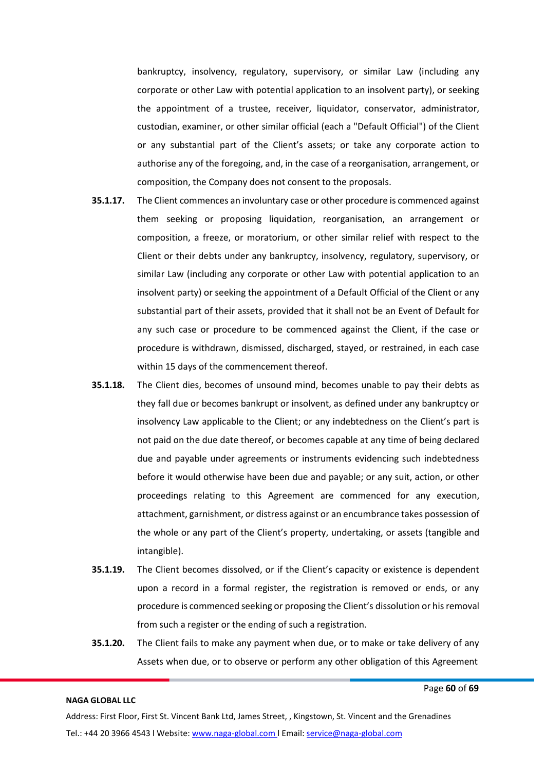bankruptcy, insolvency, regulatory, supervisory, or similar Law (including any corporate or other Law with potential application to an insolvent party), or seeking the appointment of a trustee, receiver, liquidator, conservator, administrator, custodian, examiner, or other similar official (each a "Default Official") of the Client or any substantial part of the Client's assets; or take any corporate action to authorise any of the foregoing, and, in the case of a reorganisation, arrangement, or composition, the Company does not consent to the proposals.

**35.1.17.** The Client commences an involuntary case or other procedure is commenced against them seeking or proposing liquidation, reorganisation, an arrangement or composition, a freeze, or moratorium, or other similar relief with respect to the Client or their debts under any bankruptcy, insolvency, regulatory, supervisory, or similar Law (including any corporate or other Law with potential application to an insolvent party) or seeking the appointment of a Default Official of the Client or any substantial part of their assets, provided that it shall not be an Event of Default for any such case or procedure to be commenced against the Client, if the case or procedure is withdrawn, dismissed, discharged, stayed, or restrained, in each case within 15 days of the commencement thereof.

**35.1.18.** The Client dies, becomes of unsound mind, becomes unable to pay their debts as they fall due or becomes bankrupt or insolvent, as defined under any bankruptcy or insolvency Law applicable to the Client; or any indebtedness on the Client's part is not paid on the due date thereof, or becomes capable at any time of being declared due and payable under agreements or instruments evidencing such indebtedness before it would otherwise have been due and payable; or any suit, action, or other proceedings relating to this Agreement are commenced for any execution, attachment, garnishment, or distress against or an encumbrance takes possession of the whole or any part of the Client's property, undertaking, or assets (tangible and intangible).

**35.1.19.** The Client becomes dissolved, or if the Client's capacity or existence is dependent upon a record in a formal register, the registration is removed or ends, or any procedure is commenced seeking or proposing the Client's dissolution or his removal from such a register or the ending of such a registration.

**35.1.20.** The Client fails to make any payment when due, or to make or take delivery of any Assets when due, or to observe or perform any other obligation of this Agreement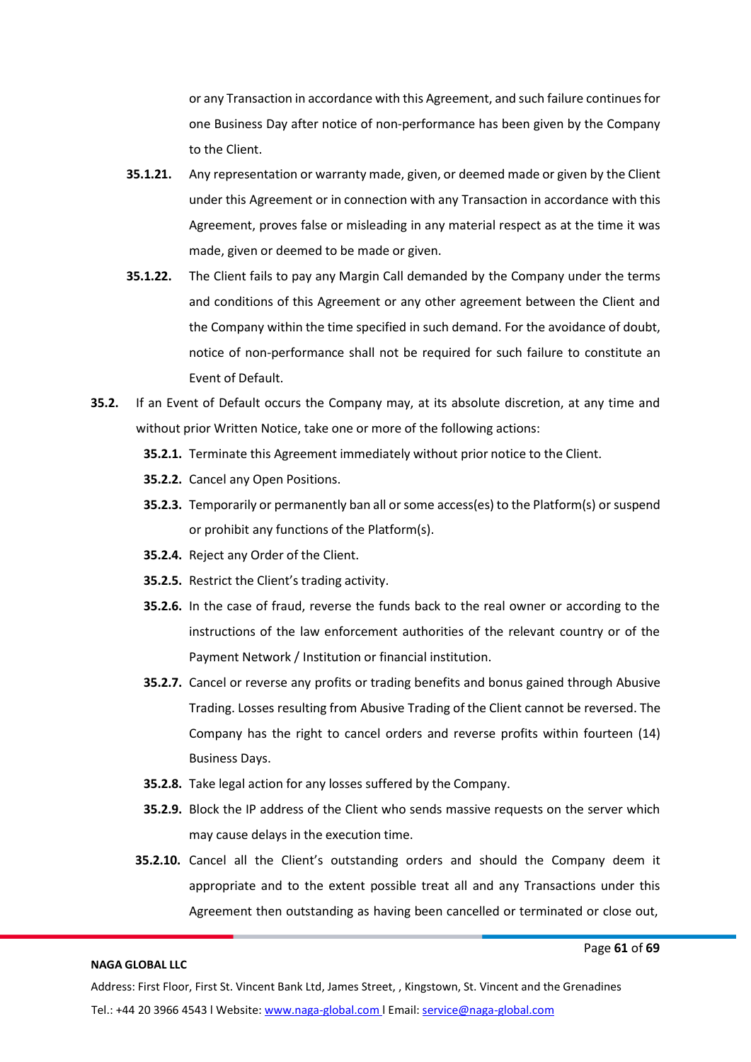or any Transaction in accordance with this Agreement, and such failure continues for one Business Day after notice of non-performance has been given by the Company to the Client.

**35.1.21.** Any representation or warranty made, given, or deemed made or given by the Client under this Agreement or in connection with any Transaction in accordance with this Agreement, proves false or misleading in any material respect as at the time it was made, given or deemed to be made or given.

**35.1.22.** The Client fails to pay any Margin Call demanded by the Company under the terms and conditions of this Agreement or any other agreement between the Client and the Company within the time specified in such demand. For the avoidance of doubt, notice of non-performance shall not be required for such failure to constitute an Event of Default.

**35.2.** If an Event of Default occurs the Company may, at its absolute discretion, at any time and without prior Written Notice, take one or more of the following actions:

**35.2.1.** Terminate this Agreement immediately without prior notice to the Client.

**35.2.2.** Cancel any Open Positions.

**35.2.3.** Temporarily or permanently ban all or some access(es) to the Platform(s) or suspend or prohibit any functions of the Platform(s).

**35.2.4.** Reject any Order of the Client.

**35.2.5.** Restrict the Client's trading activity.

**35.2.6.** In the case of fraud, reverse the funds back to the real owner or according to the instructions of the law enforcement authorities of the relevant country or of the Payment Network / Institution or financial institution.

**35.2.7.** Cancel or reverse any profits or trading benefits and bonus gained through Abusive Trading. Losses resulting from Abusive Trading of the Client cannot be reversed. The Company has the right to cancel orders and reverse profits within fourteen (14) Business Days.

**35.2.8.** Take legal action for any losses suffered by the Company.

**35.2.9.** Block the IP address of the Client who sends massive requests on the server which may cause delays in the execution time.

**35.2.10.** Cancel all the Client's outstanding orders and should the Company deem it appropriate and to the extent possible treat all and any Transactions under this Agreement then outstanding as having been cancelled or terminated or close out,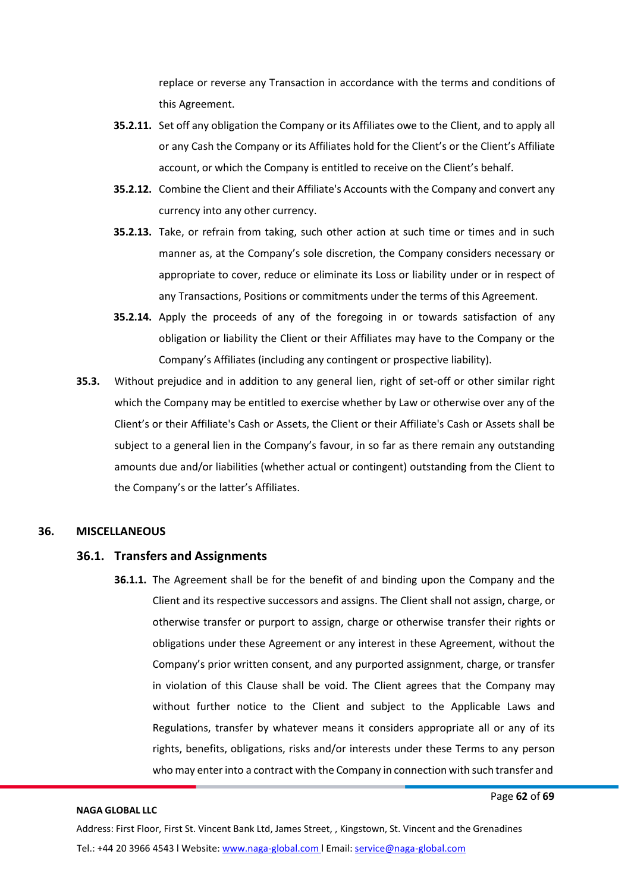replace or reverse any Transaction in accordance with the terms and conditions of this Agreement.

**35.2.11.** Set off any obligation the Company or its Affiliates owe to the Client, and to apply all or any Cash the Company or its Affiliates hold for the Client's or the Client's Affiliate account, or which the Company is entitled to receive on the Client's behalf.

**35.2.12.** Combine the Client and their Affiliate's Accounts with the Company and convert any currency into any other currency.

**35.2.13.** Take, or refrain from taking, such other action at such time or times and in such manner as, at the Company's sole discretion, the Company considers necessary or appropriate to cover, reduce or eliminate its Loss or liability under or in respect of any Transactions, Positions or commitments under the terms of this Agreement.

**35.2.14.** Apply the proceeds of any of the foregoing in or towards satisfaction of any obligation or liability the Client or their Affiliates may have to the Company or the Company's Affiliates (including any contingent or prospective liability).

**35.3.** Without prejudice and in addition to any general lien, right of set-off or other similar right which the Company may be entitled to exercise whether by Law or otherwise over any of the Client's or their Affiliate's Cash or Assets, the Client or their Affiliate's Cash or Assets shall be subject to a general lien in the Company's favour, in so far as there remain any outstanding amounts due and/or liabilities (whether actual or contingent) outstanding from the Client to the Company's or the latter's Affiliates.

## 36. MISCELLANEOUS

### 36.1. Transfers and Assignments

**36.1.1.** The Agreement shall be for the benefit of and binding upon the Company and the Client and its respective successors and assigns. The Client shall not assign, charge, or otherwise transfer or purport to assign, charge or otherwise transfer their rights or obligations under these Agreement or any interest in these Agreement, without the Company's prior written consent, and any purported assignment, charge, or transfer in violation of this Clause shall be void. The Client agrees that the Company may without further notice to the Client and subject to the Applicable Laws and Regulations, transfer by whatever means it considers appropriate all or any of its rights, benefits, obligations, risks and/or interests under these Terms to any person who may enter into a contract with the Company in connection with such transfer and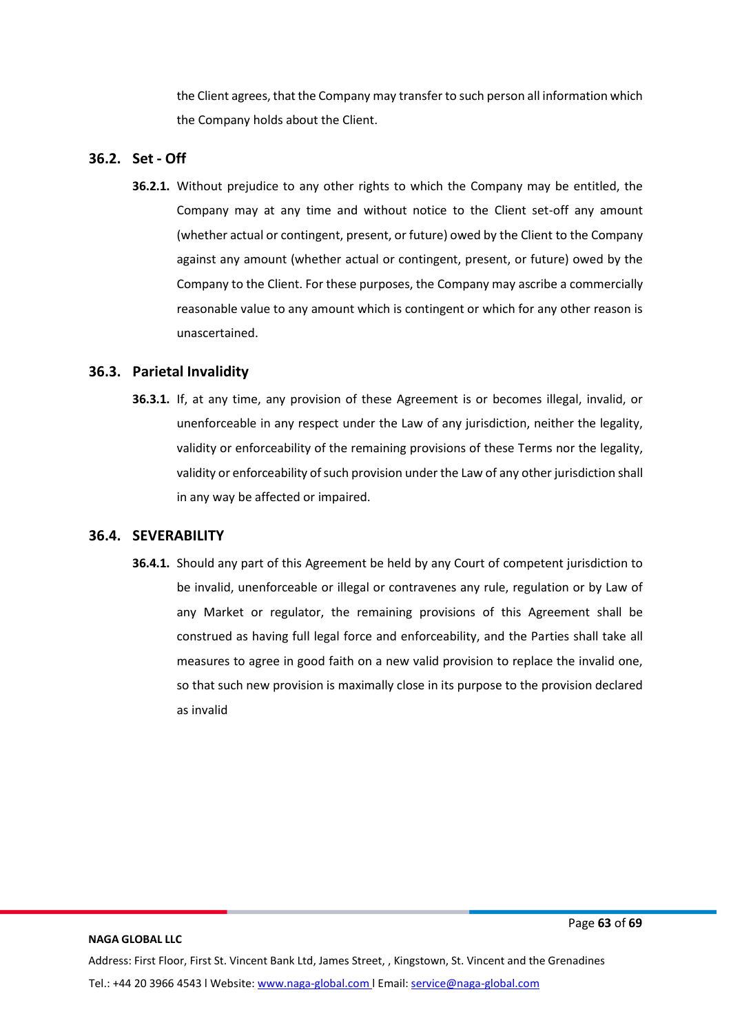the Client agrees, that the Company may transfer to such person all information which the Company holds about the Client.

### 36.2. Set - Off

**36.2.1.** Without prejudice to any other rights to which the Company may be entitled, the Company may at any time and without notice to the Client set-off any amount (whether actual or contingent, present, or future) owed by the Client to the Company against any amount (whether actual or contingent, present, or future) owed by the Company to the Client. For these purposes, the Company may ascribe a commercially reasonable value to any amount which is contingent or which for any other reason is unascertained.

### 36.3. Parietal Invalidity

**36.3.1.** If, at any time, any provision of these Agreement is or becomes illegal, invalid, or unenforceable in any respect under the Law of any jurisdiction, neither the legality, validity or enforceability of the remaining provisions of these Terms nor the legality, validity or enforceability of such provision under the Law of any other jurisdiction shall in any way be affected or impaired.

### 36.4. SEVERABILITY

**36.4.1.** Should any part of this Agreement be held by any Court of competent jurisdiction to be invalid, unenforceable or illegal or contravenes any rule, regulation or by Law of any Market or regulator, the remaining provisions of this Agreement shall be construed as having full legal force and enforceability, and the Parties shall take all measures to agree in good faith on a new valid provision to replace the invalid one, so that such new provision is maximally close in its purpose to the provision declared as invalid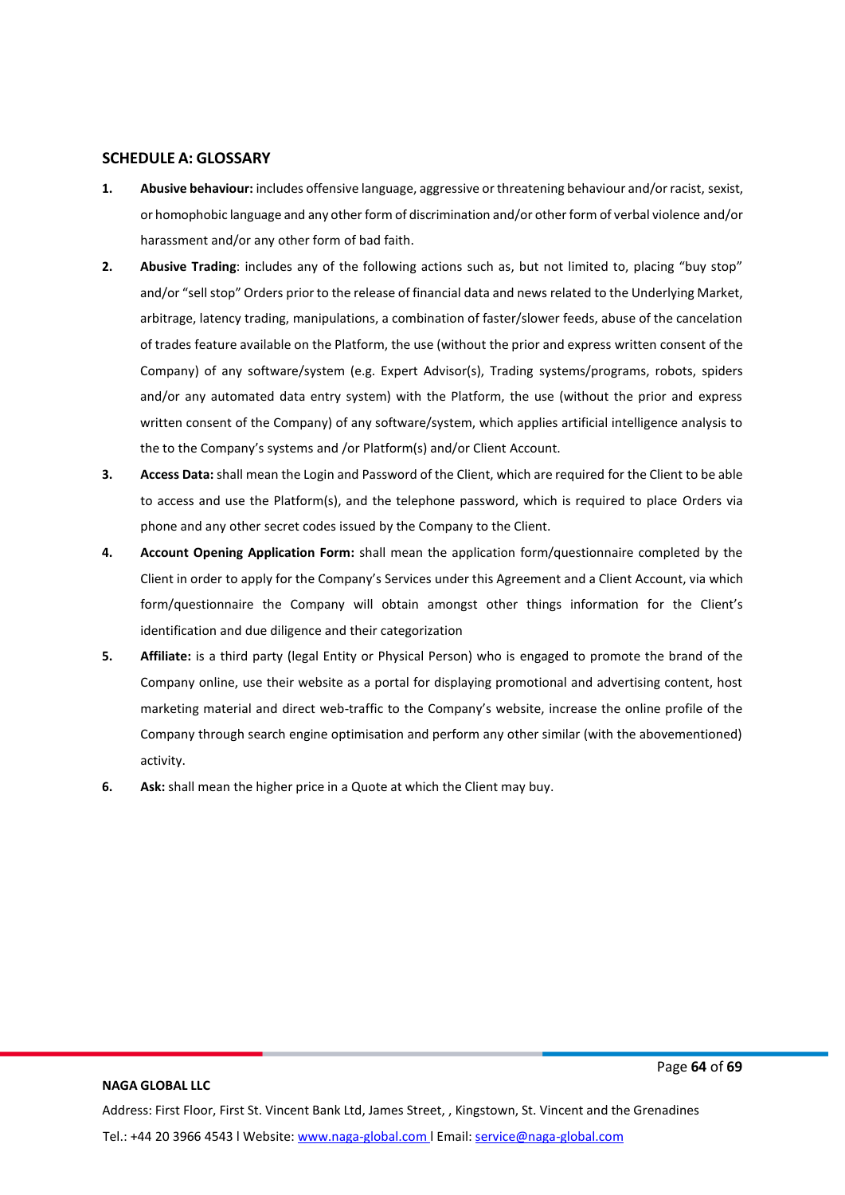## SCHEDULE A: GLOSSARY

1. **Abusive behaviour:** includes offensive language, aggressive or threatening behaviour and/or racist, sexist, or homophobic language and any other form of discrimination and/or other form of verbal violence and/or harassment and/or any other form of bad faith.
2. **Abusive Trading**: includes any of the following actions such as, but not limited to, placing "buy stop" and/or "sell stop" Orders prior to the release of financial data and news related to the Underlying Market, arbitrage, latency trading, manipulations, a combination of faster/slower feeds, abuse of the cancelation of trades feature available on the Platform, the use (without the prior and express written consent of the Company) of any software/system (e.g. Expert Advisor(s), Trading systems/programs, robots, spiders and/or any automated data entry system) with the Platform, the use (without the prior and express written consent of the Company) of any software/system, which applies artificial intelligence analysis to the to the Company's systems and /or Platform(s) and/or Client Account.
3. **Access Data:** shall mean the Login and Password of the Client, which are required for the Client to be able to access and use the Platform(s), and the telephone password, which is required to place Orders via phone and any other secret codes issued by the Company to the Client.
4. **Account Opening Application Form:** shall mean the application form/questionnaire completed by the Client in order to apply for the Company's Services under this Agreement and a Client Account, via which form/questionnaire the Company will obtain amongst other things information for the Client's identification and due diligence and their categorization
5. **Affiliate:** is a third party (legal Entity or Physical Person) who is engaged to promote the brand of the Company online, use their website as a portal for displaying promotional and advertising content, host marketing material and direct web-traffic to the Company's website, increase the online profile of the Company through search engine optimisation and perform any other similar (with the abovementioned) activity.
6. **Ask:** shall mean the higher price in a Quote at which the Client may buy.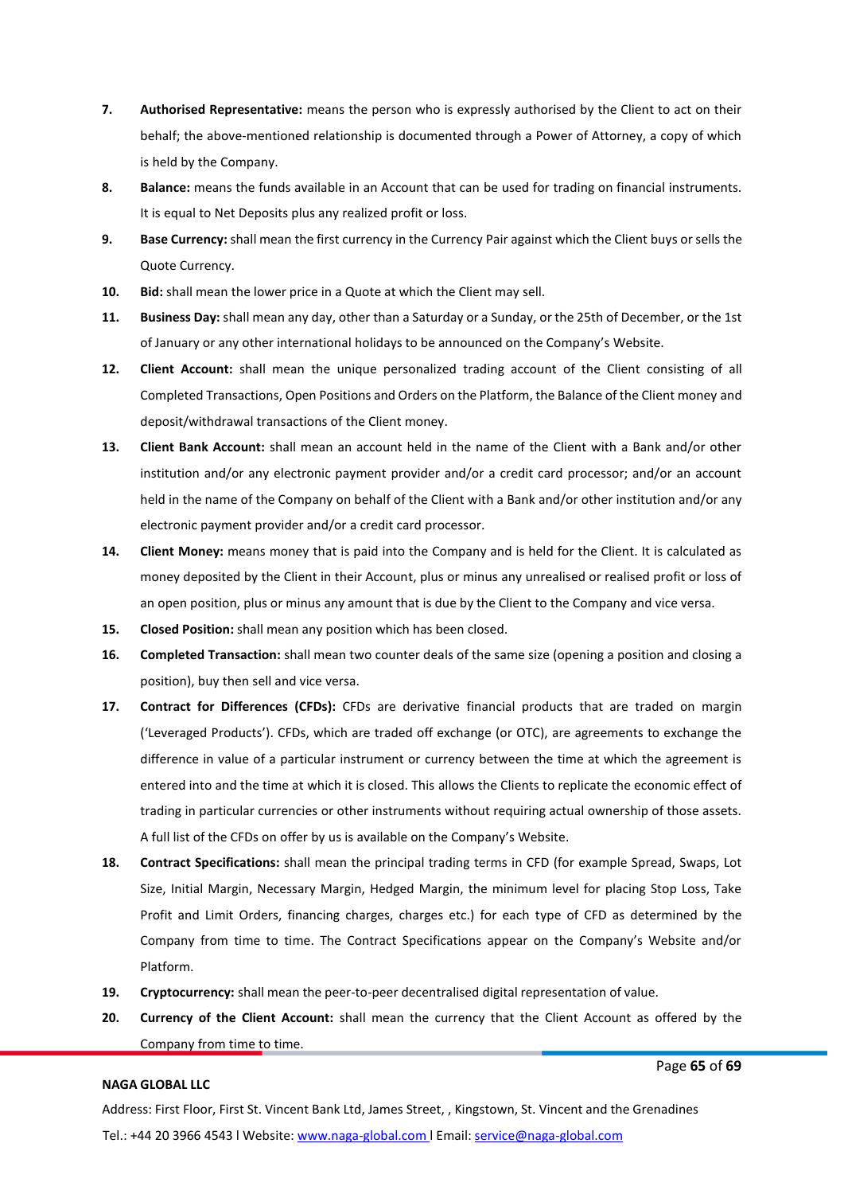7. **Authorised Representative:** means the person who is expressly authorised by the Client to act on their behalf; the above-mentioned relationship is documented through a Power of Attorney, a copy of which is held by the Company.

8. **Balance:** means the funds available in an Account that can be used for trading on financial instruments. It is equal to Net Deposits plus any realized profit or loss.

9. **Base Currency:** shall mean the first currency in the Currency Pair against which the Client buys or sells the Quote Currency.

10. **Bid:** shall mean the lower price in a Quote at which the Client may sell.

11. **Business Day:** shall mean any day, other than a Saturday or a Sunday, or the 25th of December, or the 1st of January or any other international holidays to be announced on the Company's Website.

12. **Client Account:** shall mean the unique personalized trading account of the Client consisting of all Completed Transactions, Open Positions and Orders on the Platform, the Balance of the Client money and deposit/withdrawal transactions of the Client money.

13. **Client Bank Account:** shall mean an account held in the name of the Client with a Bank and/or other institution and/or any electronic payment provider and/or a credit card processor; and/or an account held in the name of the Company on behalf of the Client with a Bank and/or other institution and/or any electronic payment provider and/or a credit card processor.

14. **Client Money:** means money that is paid into the Company and is held for the Client. It is calculated as money deposited by the Client in their Account, plus or minus any unrealised or realised profit or loss of an open position, plus or minus any amount that is due by the Client to the Company and vice versa.

15. **Closed Position:** shall mean any position which has been closed.

16. **Completed Transaction:** shall mean two counter deals of the same size (opening a position and closing a position), buy then sell and vice versa.

17. **Contract for Differences (CFDs):** CFDs are derivative financial products that are traded on margin ('Leveraged Products'). CFDs, which are traded off exchange (or OTC), are agreements to exchange the difference in value of a particular instrument or currency between the time at which the agreement is entered into and the time at which it is closed. This allows the Clients to replicate the economic effect of trading in particular currencies or other instruments without requiring actual ownership of those assets. A full list of the CFDs on offer by us is available on the Company's Website.

18. **Contract Specifications:** shall mean the principal trading terms in CFD (for example Spread, Swaps, Lot Size, Initial Margin, Necessary Margin, Hedged Margin, the minimum level for placing Stop Loss, Take Profit and Limit Orders, financing charges, charges etc.) for each type of CFD as determined by the Company from time to time. The Contract Specifications appear on the Company's Website and/or Platform.

19. **Cryptocurrency:** shall mean the peer-to-peer decentralised digital representation of value.

20. **Currency of the Client Account:** shall mean the currency that the Client Account as offered by the Company from time to time.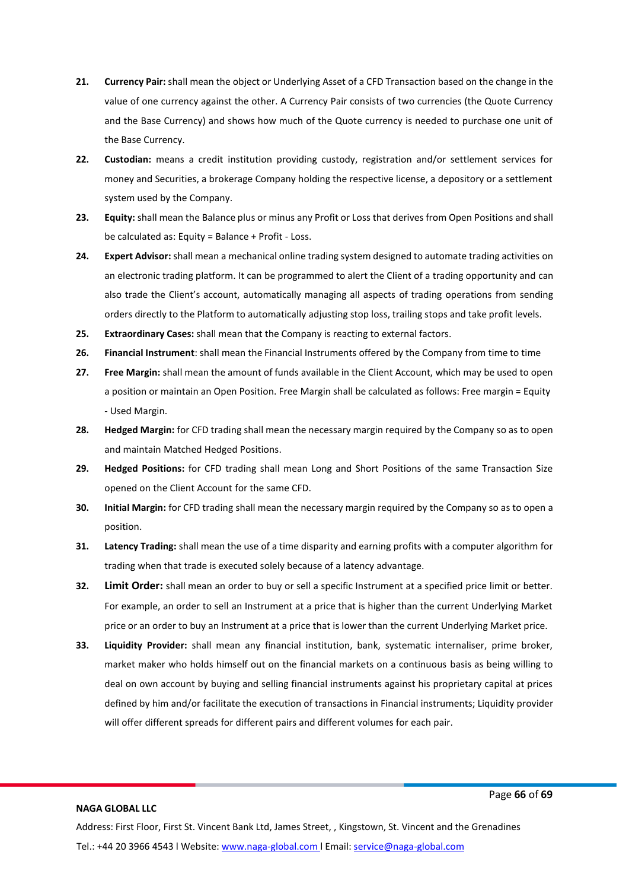21. **Currency Pair:** shall mean the object or Underlying Asset of a CFD Transaction based on the change in the value of one currency against the other. A Currency Pair consists of two currencies (the Quote Currency and the Base Currency) and shows how much of the Quote currency is needed to purchase one unit of the Base Currency.
22. **Custodian:** means a credit institution providing custody, registration and/or settlement services for money and Securities, a brokerage Company holding the respective license, a depository or a settlement system used by the Company.
23. **Equity:** shall mean the Balance plus or minus any Profit or Loss that derives from Open Positions and shall be calculated as: Equity = Balance + Profit - Loss.
24. **Expert Advisor:** shall mean a mechanical online trading system designed to automate trading activities on an electronic trading platform. It can be programmed to alert the Client of a trading opportunity and can also trade the Client's account, automatically managing all aspects of trading operations from sending orders directly to the Platform to automatically adjusting stop loss, trailing stops and take profit levels.
25. **Extraordinary Cases:** shall mean that the Company is reacting to external factors.
26. **Financial Instrument**: shall mean the Financial Instruments offered by the Company from time to time
27. **Free Margin:** shall mean the amount of funds available in the Client Account, which may be used to open a position or maintain an Open Position. Free Margin shall be calculated as follows: Free margin = Equity - Used Margin.
28. **Hedged Margin:** for CFD trading shall mean the necessary margin required by the Company so as to open and maintain Matched Hedged Positions.
29. **Hedged Positions:** for CFD trading shall mean Long and Short Positions of the same Transaction Size opened on the Client Account for the same CFD.
30. **Initial Margin:** for CFD trading shall mean the necessary margin required by the Company so as to open a position.
31. **Latency Trading:** shall mean the use of a time disparity and earning profits with a computer algorithm for trading when that trade is executed solely because of a latency advantage.
32. **Limit Order:** shall mean an order to buy or sell a specific Instrument at a specified price limit or better. For example, an order to sell an Instrument at a price that is higher than the current Underlying Market price or an order to buy an Instrument at a price that is lower than the current Underlying Market price.
33. **Liquidity Provider:** shall mean any financial institution, bank, systematic internaliser, prime broker, market maker who holds himself out on the financial markets on a continuous basis as being willing to deal on own account by buying and selling financial instruments against his proprietary capital at prices defined by him and/or facilitate the execution of transactions in Financial instruments; Liquidity provider will offer different spreads for different pairs and different volumes for each pair.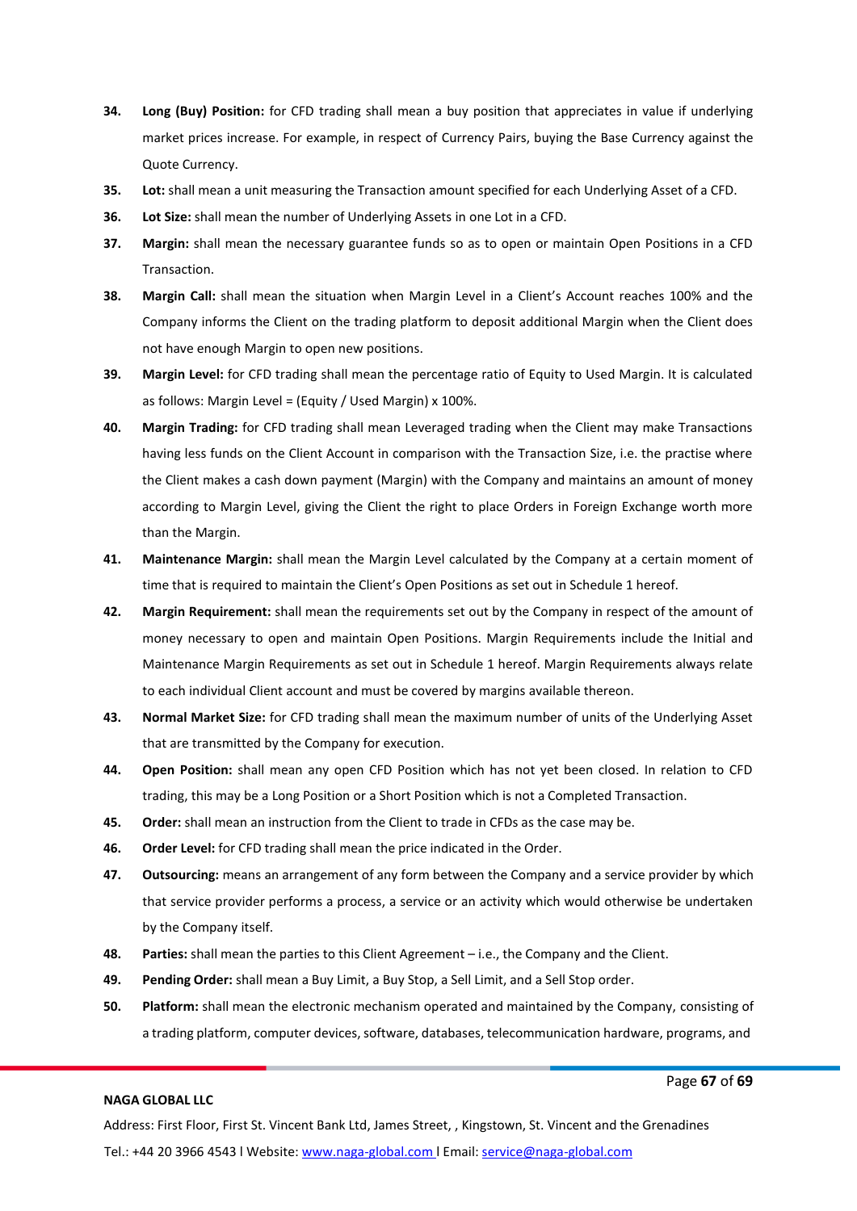34. **Long (Buy) Position:** for CFD trading shall mean a buy position that appreciates in value if underlying market prices increase. For example, in respect of Currency Pairs, buying the Base Currency against the Quote Currency.

35. **Lot:** shall mean a unit measuring the Transaction amount specified for each Underlying Asset of a CFD.

36. **Lot Size:** shall mean the number of Underlying Assets in one Lot in a CFD.

37. **Margin:** shall mean the necessary guarantee funds so as to open or maintain Open Positions in a CFD Transaction.

38. **Margin Call:** shall mean the situation when Margin Level in a Client's Account reaches 100% and the Company informs the Client on the trading platform to deposit additional Margin when the Client does not have enough Margin to open new positions.

39. **Margin Level:** for CFD trading shall mean the percentage ratio of Equity to Used Margin. It is calculated as follows: Margin Level = (Equity / Used Margin) x 100%.

40. **Margin Trading:** for CFD trading shall mean Leveraged trading when the Client may make Transactions having less funds on the Client Account in comparison with the Transaction Size, i.e. the practise where the Client makes a cash down payment (Margin) with the Company and maintains an amount of money according to Margin Level, giving the Client the right to place Orders in Foreign Exchange worth more than the Margin.

41. **Maintenance Margin:** shall mean the Margin Level calculated by the Company at a certain moment of time that is required to maintain the Client's Open Positions as set out in Schedule 1 hereof.

42. **Margin Requirement:** shall mean the requirements set out by the Company in respect of the amount of money necessary to open and maintain Open Positions. Margin Requirements include the Initial and Maintenance Margin Requirements as set out in Schedule 1 hereof. Margin Requirements always relate to each individual Client account and must be covered by margins available thereon.

43. **Normal Market Size:** for CFD trading shall mean the maximum number of units of the Underlying Asset that are transmitted by the Company for execution.

44. **Open Position:** shall mean any open CFD Position which has not yet been closed. In relation to CFD trading, this may be a Long Position or a Short Position which is not a Completed Transaction.

45. **Order:** shall mean an instruction from the Client to trade in CFDs as the case may be.

46. **Order Level:** for CFD trading shall mean the price indicated in the Order.

47. **Outsourcing:** means an arrangement of any form between the Company and a service provider by which that service provider performs a process, a service or an activity which would otherwise be undertaken by the Company itself.

48. **Parties:** shall mean the parties to this Client Agreement – i.e., the Company and the Client.

49. **Pending Order:** shall mean a Buy Limit, a Buy Stop, a Sell Limit, and a Sell Stop order.

50. **Platform:** shall mean the electronic mechanism operated and maintained by the Company, consisting of a trading platform, computer devices, software, databases, telecommunication hardware, programs, and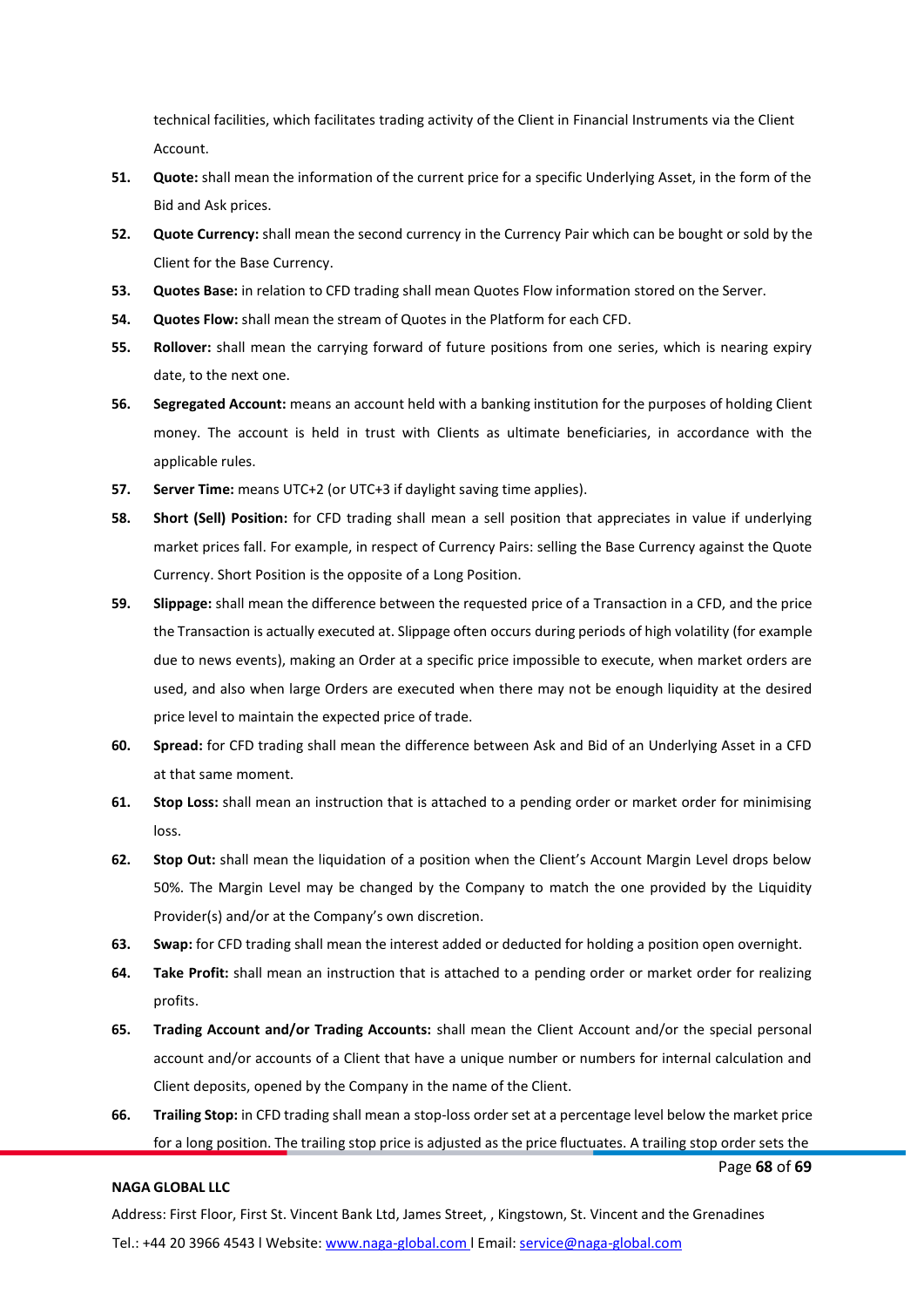technical facilities, which facilitates trading activity of the Client in Financial Instruments via the Client Account.

51. **Quote:** shall mean the information of the current price for a specific Underlying Asset, in the form of the Bid and Ask prices.

52. **Quote Currency:** shall mean the second currency in the Currency Pair which can be bought or sold by the Client for the Base Currency.

53. **Quotes Base:** in relation to CFD trading shall mean Quotes Flow information stored on the Server.

54. **Quotes Flow:** shall mean the stream of Quotes in the Platform for each CFD.

55. **Rollover:** shall mean the carrying forward of future positions from one series, which is nearing expiry date, to the next one.

56. **Segregated Account:** means an account held with a banking institution for the purposes of holding Client money. The account is held in trust with Clients as ultimate beneficiaries, in accordance with the applicable rules.

57. **Server Time:** means UTC+2 (or UTC+3 if daylight saving time applies).

58. **Short (Sell) Position:** for CFD trading shall mean a sell position that appreciates in value if underlying market prices fall. For example, in respect of Currency Pairs: selling the Base Currency against the Quote Currency. Short Position is the opposite of a Long Position.

59. **Slippage:** shall mean the difference between the requested price of a Transaction in a CFD, and the price the Transaction is actually executed at. Slippage often occurs during periods of high volatility (for example due to news events), making an Order at a specific price impossible to execute, when market orders are used, and also when large Orders are executed when there may not be enough liquidity at the desired price level to maintain the expected price of trade.

60. **Spread:** for CFD trading shall mean the difference between Ask and Bid of an Underlying Asset in a CFD at that same moment.

61. **Stop Loss:** shall mean an instruction that is attached to a pending order or market order for minimising loss.

62. **Stop Out:** shall mean the liquidation of a position when the Client's Account Margin Level drops below 50%. The Margin Level may be changed by the Company to match the one provided by the Liquidity Provider(s) and/or at the Company's own discretion.

63. **Swap:** for CFD trading shall mean the interest added or deducted for holding a position open overnight.

64. **Take Profit:** shall mean an instruction that is attached to a pending order or market order for realizing profits.

65. **Trading Account and/or Trading Accounts:** shall mean the Client Account and/or the special personal account and/or accounts of a Client that have a unique number or numbers for internal calculation and Client deposits, opened by the Company in the name of the Client.

66. **Trailing Stop:** in CFD trading shall mean a stop-loss order set at a percentage level below the market price for a long position. The trailing stop price is adjusted as the price fluctuates. A trailing stop order sets the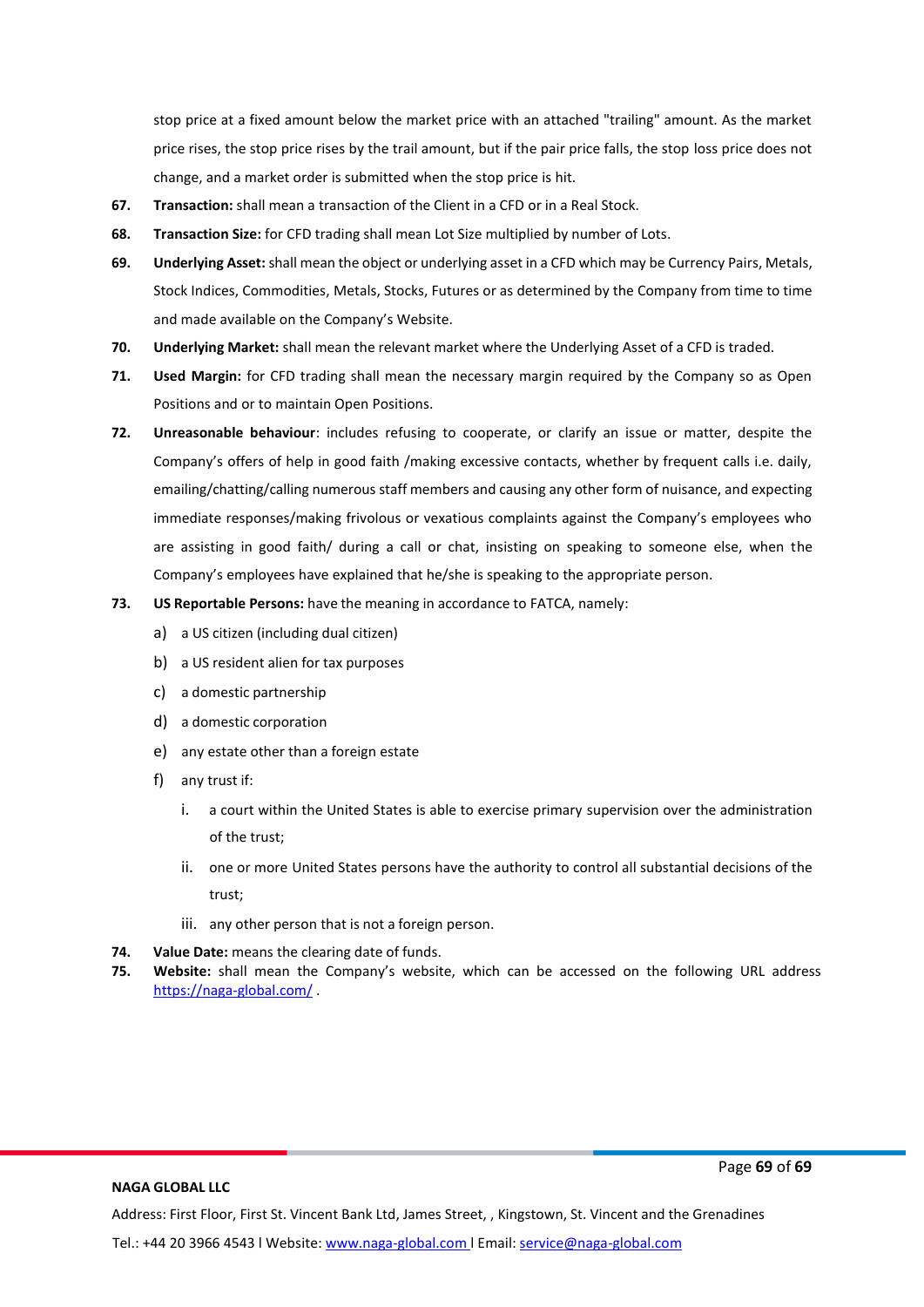stop price at a fixed amount below the market price with an attached "trailing" amount. As the market price rises, the stop price rises by the trail amount, but if the pair price falls, the stop loss price does not change, and a market order is submitted when the stop price is hit.

**67.** **Transaction:** shall mean a transaction of the Client in a CFD or in a Real Stock.

**68.** **Transaction Size:** for CFD trading shall mean Lot Size multiplied by number of Lots.

**69.** **Underlying Asset:** shall mean the object or underlying asset in a CFD which may be Currency Pairs, Metals, Stock Indices, Commodities, Metals, Stocks, Futures or as determined by the Company from time to time and made available on the Company's Website.

**70.** **Underlying Market:** shall mean the relevant market where the Underlying Asset of a CFD is traded.

**71.** **Used Margin:** for CFD trading shall mean the necessary margin required by the Company so as Open Positions and or to maintain Open Positions.

**72.** **Unreasonable behaviour**: includes refusing to cooperate, or clarify an issue or matter, despite the Company's offers of help in good faith /making excessive contacts, whether by frequent calls i.e. daily, emailing/chatting/calling numerous staff members and causing any other form of nuisance, and expecting immediate responses/making frivolous or vexatious complaints against the Company's employees who are assisting in good faith/ during a call or chat, insisting on speaking to someone else, when the Company's employees have explained that he/she is speaking to the appropriate person.

**73.** **US Reportable Persons:** have the meaning in accordance to FATCA, namely:

a) a US citizen (including dual citizen)

b) a US resident alien for tax purposes

c) a domestic partnership

d) a domestic corporation

e) any estate other than a foreign estate

f) any trust if:

   i. a court within the United States is able to exercise primary supervision over the administration of the trust;

   ii. one or more United States persons have the authority to control all substantial decisions of the trust;

   iii. any other person that is not a foreign person.

**74.** **Value Date:** means the clearing date of funds.

**75.** **Website:** shall mean the Company's website, which can be accessed on the following URL address https://naga-global.com/ .